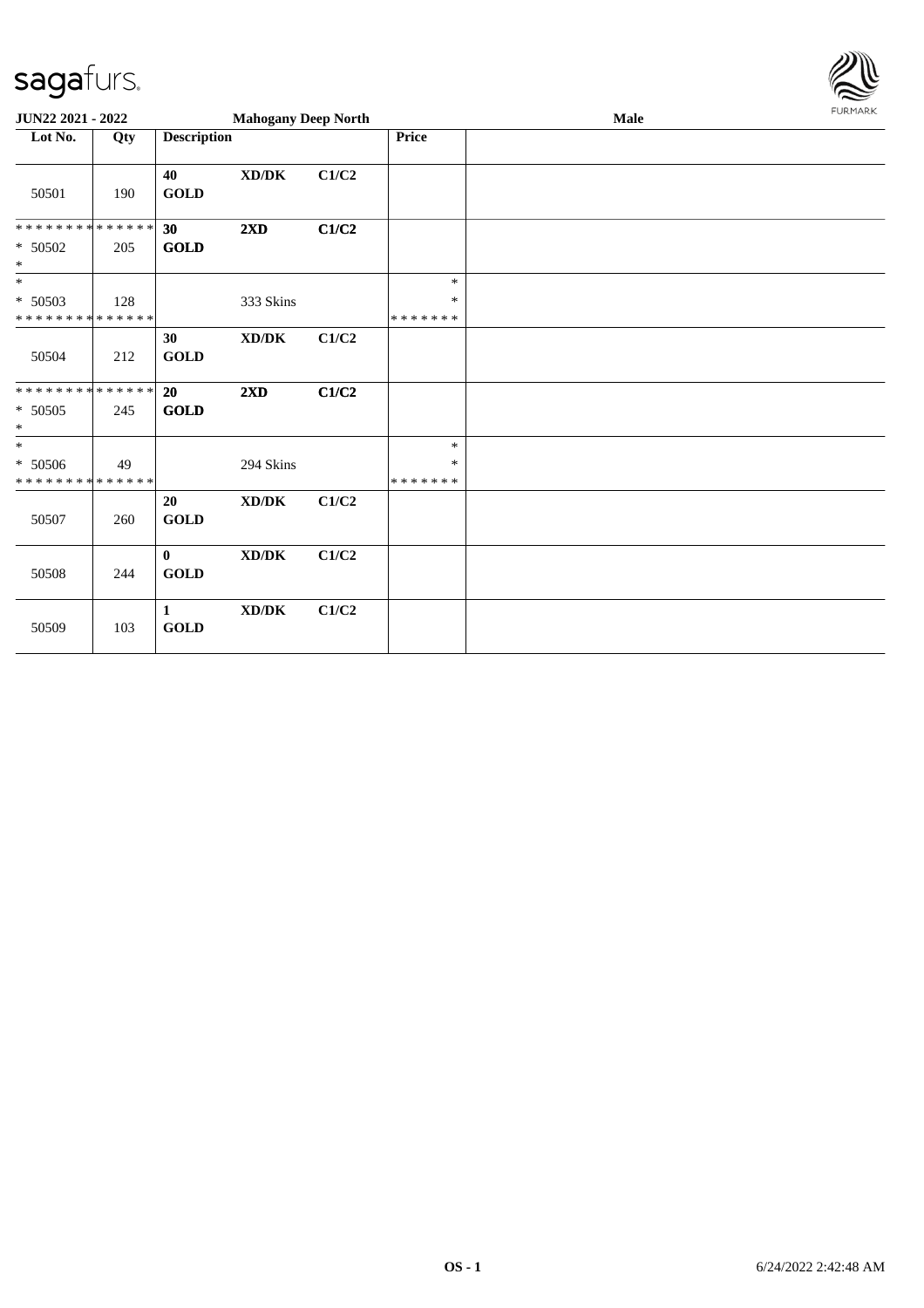| Lot No. | Qty | Description | | | Price | |
|---|---|---|---|---|---|---|
| 50501 | 190 | 40 GOLD | XD/DK | C1/C2 | | |
| * * * * * * * * * * * * * *<br>* 50502<br>* | 205 | 30 GOLD | 2XD | C1/C2 | | |
| *<br>* 50503<br>* * * * * * * * * * * * * * | 128 | | 333 Skins | | *<br>*<br>* * * * * * * | |
| 50504 | 212 | 30 GOLD | XD/DK | C1/C2 | | |
| * * * * * * * * * * * * * *<br>* 50505<br>* | 245 | 20 GOLD | 2XD | C1/C2 | | |
| *<br>* 50506<br>* * * * * * * * * * * * * * | 49 | | 294 Skins | | *<br>*<br>* * * * * * * | |
| 50507 | 260 | 20 GOLD | XD/DK | C1/C2 | | |
| 50508 | 244 | 0 GOLD | XD/DK | C1/C2 | | |
| 50509 | 103 | 1 GOLD | XD/DK | C1/C2 | | |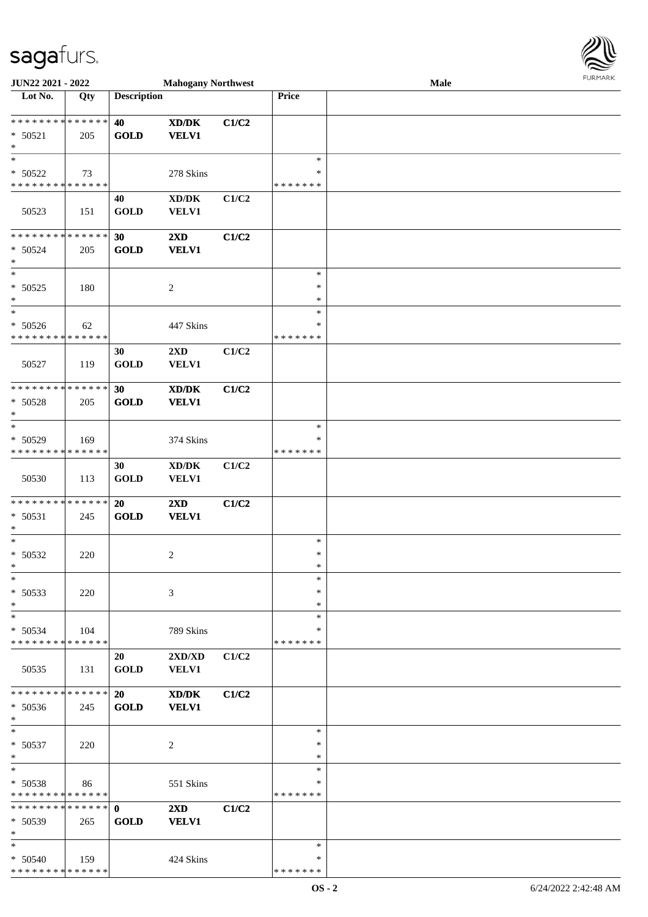**JUN22 2021 - 2022** **Mahogany Northwest** **Male**

| Lot No. | Qty | Description | | | Price | |
|---|---|---|---|---|---|---|
| * * * * * * * * * * * * * * | | 40 | XD/DK | C1/C2 | | |
| * 50521 | 205 | GOLD | VELV1 | | | |
| * | | | | | | |
| * | | | | | * | |
| * 50522 | 73 | | 278 Skins | | * | |
| * * * * * * * * * * * * * * | | | | | * * * * * * * | |
| | | 40 | XD/DK | C1/C2 | | |
| 50523 | 151 | GOLD | VELV1 | | | |
| * * * * * * * * * * * * * * | | 30 | 2XD | C1/C2 | | |
| * 50524 | 205 | GOLD | VELV1 | | | |
| * | | | | | | |
| * | | | | | * | |
| * 50525 | 180 | | 2 | | * | |
| * | | | | | * | |
| * | | | | | * | |
| * 50526 | 62 | | 447 Skins | | * | |
| * * * * * * * * * * * * * * | | | | | * * * * * * * | |
| | | 30 | 2XD | C1/C2 | | |
| 50527 | 119 | GOLD | VELV1 | | | |
| * * * * * * * * * * * * * * | | 30 | XD/DK | C1/C2 | | |
| * 50528 | 205 | GOLD | VELV1 | | | |
| * | | | | | | |
| * | | | | | * | |
| * 50529 | 169 | | 374 Skins | | * | |
| * * * * * * * * * * * * * * | | | | | * * * * * * * | |
| | | 30 | XD/DK | C1/C2 | | |
| 50530 | 113 | GOLD | VELV1 | | | |
| * * * * * * * * * * * * * * | | 20 | 2XD | C1/C2 | | |
| * 50531 | 245 | GOLD | VELV1 | | | |
| * | | | | | | |
| * | | | | | * | |
| * 50532 | 220 | | 2 | | * | |
| * | | | | | * | |
| * | | | | | * | |
| * 50533 | 220 | | 3 | | * | |
| * | | | | | * | |
| * | | | | | * | |
| * 50534 | 104 | | 789 Skins | | * | |
| * * * * * * * * * * * * * * | | | | | * * * * * * * | |
| | | 20 | 2XD/XD | C1/C2 | | |
| 50535 | 131 | GOLD | VELV1 | | | |
| * * * * * * * * * * * * * * | | 20 | XD/DK | C1/C2 | | |
| * 50536 | 245 | GOLD | VELV1 | | | |
| * | | | | | | |
| * | | | | | * | |
| * 50537 | 220 | | 2 | | * | |
| * | | | | | * | |
| * | | | | | * | |
| * 50538 | 86 | | 551 Skins | | * | |
| * * * * * * * * * * * * * * | | | | | * * * * * * * | |
| * * * * * * * * * * * * * * | | 0 | 2XD | C1/C2 | | |
| * 50539 | 265 | GOLD | VELV1 | | | |
| * | | | | | | |
| * | | | | | * | |
| * 50540 | 159 | | 424 Skins | | * | |
| * * * * * * * * * * * * * * | | | | | * * * * * * * | |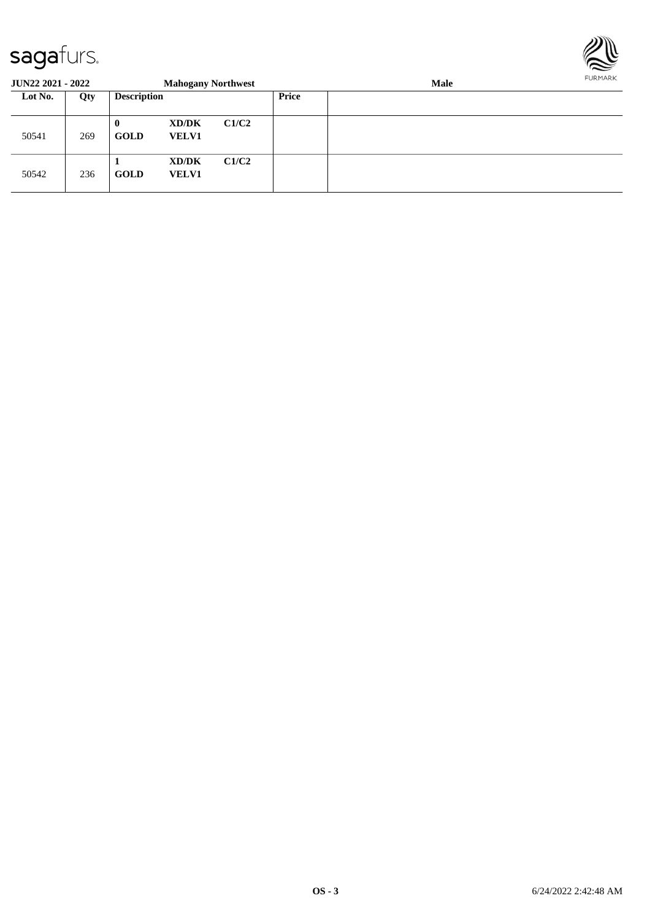**JUN22 2021 - 2022** | **Mahogany Northwest** | **Male**

| Lot No. | Qty | Description | | | Price | |
|---|---|---|---|---|---|---|
| 50541 | 269 | **0** **GOLD** | **XD/DK** **VELV1** | **C1/C2** | | |
| 50542 | 236 | **1** **GOLD** | **XD/DK** **VELV1** | **C1/C2** | | |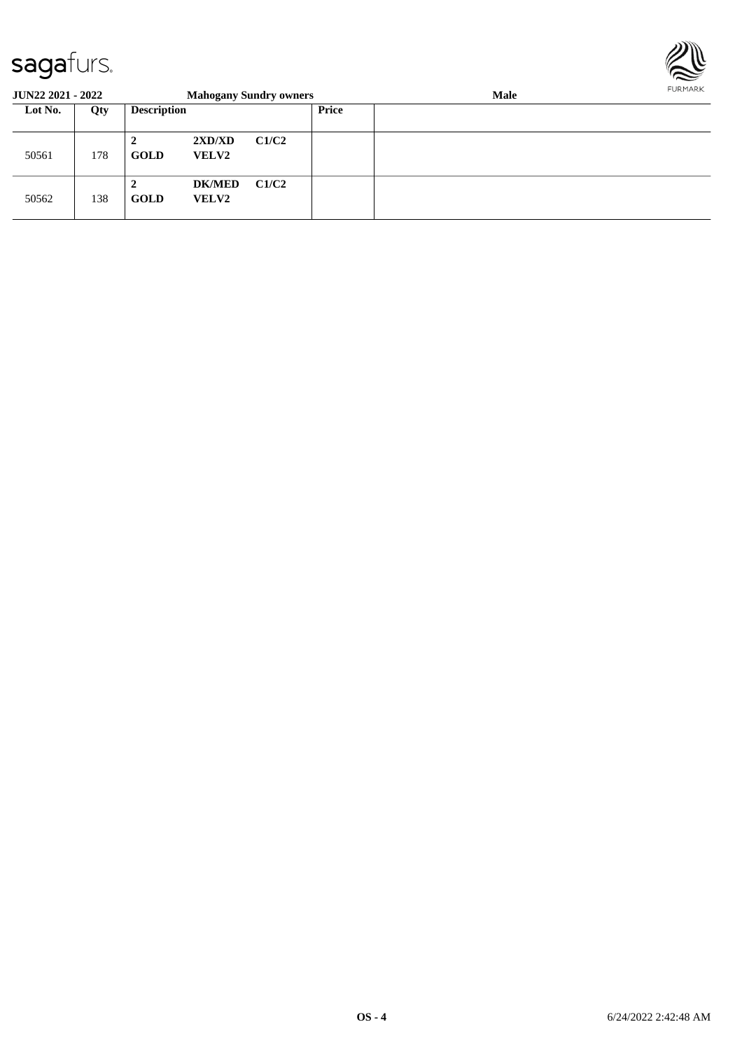**JUN22 2021 - 2022** **Mahogany Sundry owners** **Male**

| Lot No. | Qty | Description | | | Price | |
|---|---|---|---|---|---|---|
| 50561 | 178 | **2** **GOLD** | **2XD/XD** **VELV2** | **C1/C2** | | |
| 50562 | 138 | **2** **GOLD** | **DK/MED** **VELV2** | **C1/C2** | | |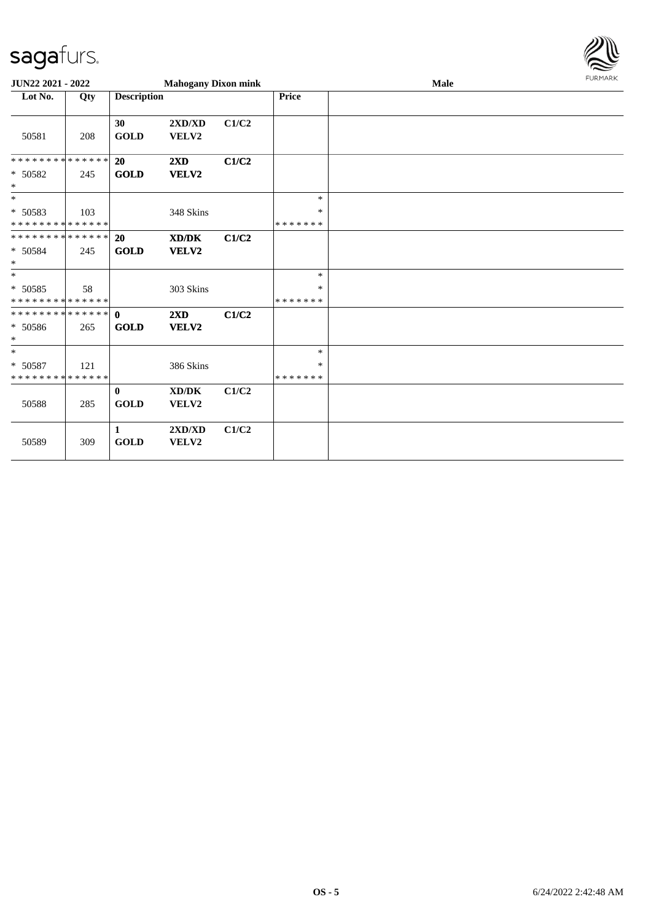**JUN22 2021 - 2022** **Mahogany Dixon mink** **Male**

| Lot No. | Qty | Description | | | Price | |
|---|---|---|---|---|---|---|
| 50581 | 208 | **30** **GOLD** | **2XD/XD** **VELV2** | **C1/C2** | | |
| * * * * * * * * * * * * * * * 50582 * | 245 | **20** **GOLD** | **2XD** **VELV2** | **C1/C2** | | |
| * * 50583 * * * * * * * * * * * * * * | 103 | | 348 Skins | | * * * * * * * * * | |
| * * * * * * * * * * * * * * * 50584 * | 245 | **20** **GOLD** | **XD/DK** **VELV2** | **C1/C2** | | |
| * * 50585 * * * * * * * * * * * * * * | 58 | | 303 Skins | | * * * * * * * * * | |
| * * * * * * * * * * * * * * * 50586 * | 265 | **0** **GOLD** | **2XD** **VELV2** | **C1/C2** | | |
| * * 50587 * * * * * * * * * * * * * * | 121 | | 386 Skins | | * * * * * * * * * | |
| 50588 | 285 | **0** **GOLD** | **XD/DK** **VELV2** | **C1/C2** | | |
| 50589 | 309 | **1** **GOLD** | **2XD/XD** **VELV2** | **C1/C2** | | |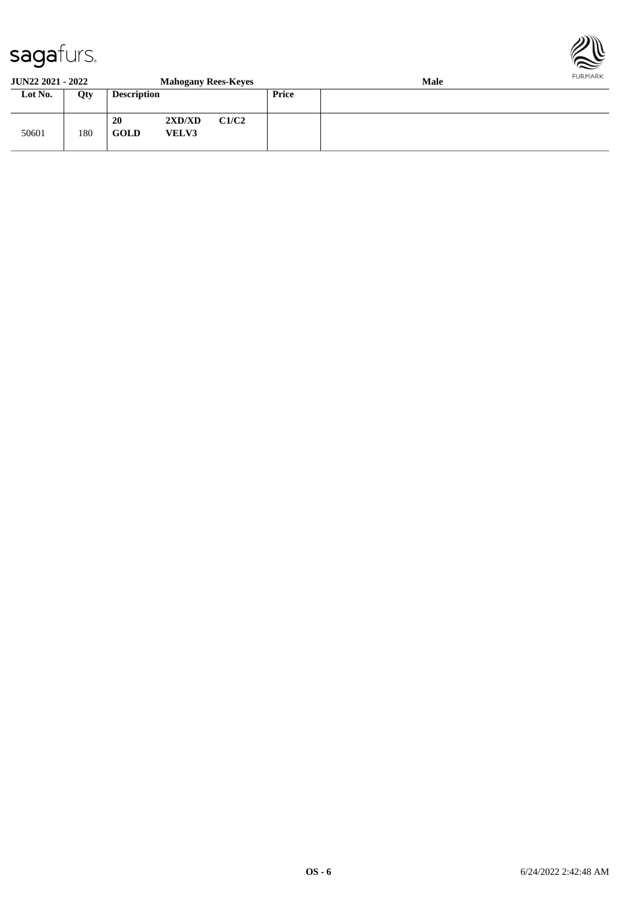**JUN22 2021 - 2022** | **Mahogany Rees-Keyes** | **Male**

| Lot No. | Qty | Description | | | Price | |
|---|---|---|---|---|---|---|
| 50601 | 180 | **20** **GOLD** | **2XD/XD** **VELV3** | **C1/C2** | | |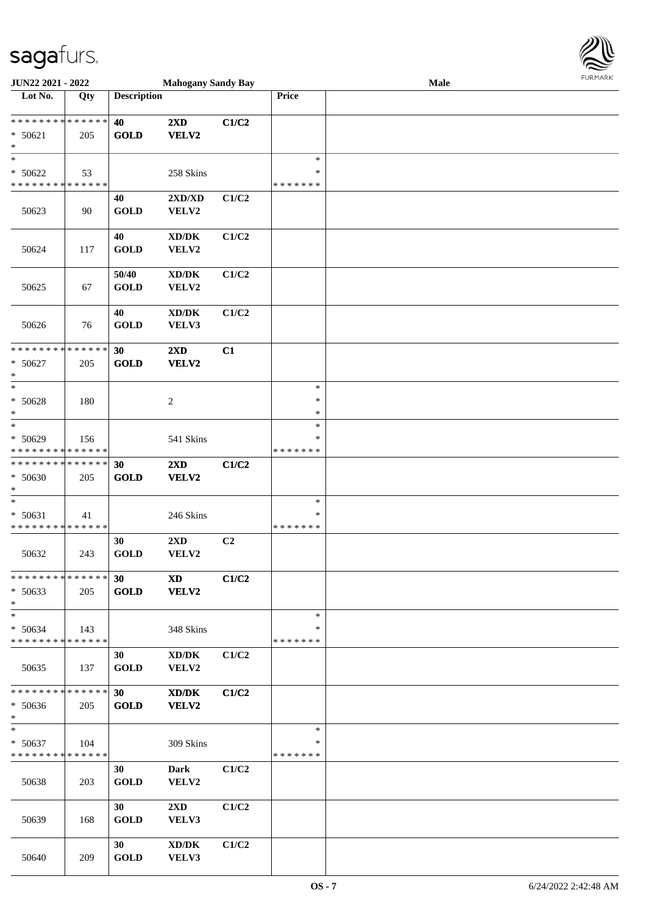JUN22 2021 - 2022 — Mahogany Sandy Bay — Male

| Lot No. | Qty | Description | | | Price | |
|---|---|---|---|---|---|---|
| * * * * * * * * * * * * * * | | 40 | 2XD | C1/C2 | | |
| * 50621 | 205 | GOLD | VELV2 | | | |
| * | | | | | | |
| * | | | | | * | |
| * 50622 | 53 | | 258 Skins | | * | |
| * * * * * * * * * * * * * * | | | | | * * * * * * * | |
| 50623 | 90 | 40<br>GOLD | 2XD/XD<br>VELV2 | C1/C2 | | |
| 50624 | 117 | 40<br>GOLD | XD/DK<br>VELV2 | C1/C2 | | |
| 50625 | 67 | 50/40<br>GOLD | XD/DK<br>VELV2 | C1/C2 | | |
| 50626 | 76 | 40<br>GOLD | XD/DK<br>VELV3 | C1/C2 | | |
| * * * * * * * * * * * * * * | | 30 | 2XD | C1 | | |
| * 50627 | 205 | GOLD | VELV2 | | | |
| * | | | | | | |
| * | | | | | * | |
| * 50628 | 180 | | 2 | | * | |
| * | | | | | * | |
| * | | | | | * | |
| * 50629 | 156 | | 541 Skins | | * | |
| * * * * * * * * * * * * * * | | | | | * * * * * * * | |
| * * * * * * * * * * * * * * | | 30 | 2XD | C1/C2 | | |
| * 50630 | 205 | GOLD | VELV2 | | | |
| * | | | | | | |
| * | | | | | * | |
| * 50631 | 41 | | 246 Skins | | * | |
| * * * * * * * * * * * * * * | | | | | * * * * * * * | |
| 50632 | 243 | 30<br>GOLD | 2XD<br>VELV2 | C2 | | |
| * * * * * * * * * * * * * * | | 30 | XD | C1/C2 | | |
| * 50633 | 205 | GOLD | VELV2 | | | |
| * | | | | | | |
| * | | | | | * | |
| * 50634 | 143 | | 348 Skins | | * | |
| * * * * * * * * * * * * * * | | | | | * * * * * * * | |
| 50635 | 137 | 30<br>GOLD | XD/DK<br>VELV2 | C1/C2 | | |
| * * * * * * * * * * * * * * | | 30 | XD/DK | C1/C2 | | |
| * 50636 | 205 | GOLD | VELV2 | | | |
| * | | | | | | |
| * | | | | | * | |
| * 50637 | 104 | | 309 Skins | | * | |
| * * * * * * * * * * * * * * | | | | | * * * * * * * | |
| 50638 | 203 | 30<br>GOLD | Dark<br>VELV2 | C1/C2 | | |
| 50639 | 168 | 30<br>GOLD | 2XD<br>VELV3 | C1/C2 | | |
| 50640 | 209 | 30<br>GOLD | XD/DK<br>VELV3 | C1/C2 | | |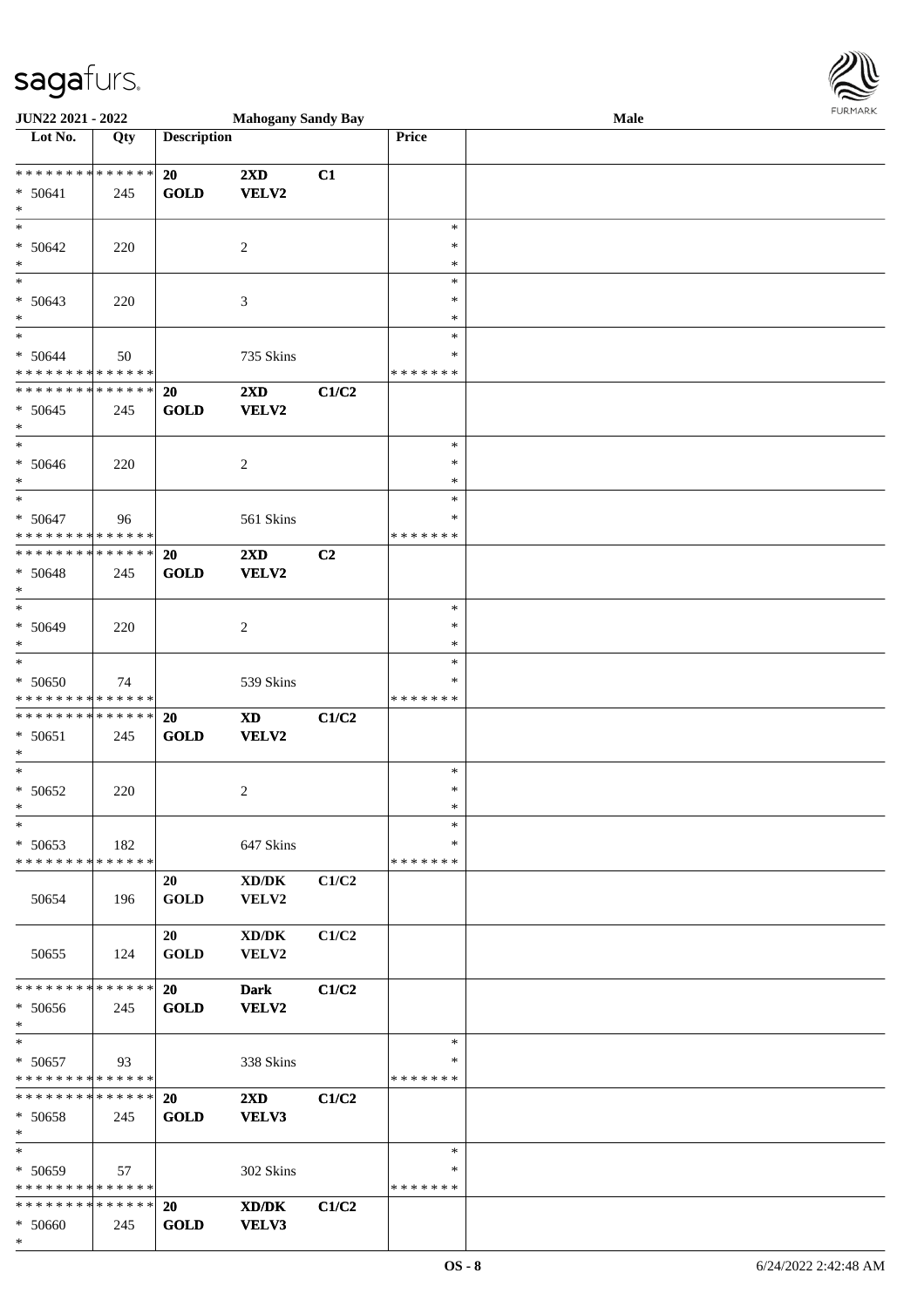JUN22 2021 - 2022 **Mahogany Sandy Bay** **Male**

| Lot No. | Qty | Description | | | Price | |
|---|---|---|---|---|---|---|
| * * * * * * * * * * * * * * | | **20** | **2XD** | **C1** | | |
| * 50641 | 245 | **GOLD** | **VELV2** | | | |
| * | | | | | | |
| * | | | | | * | |
| * 50642 | 220 | | 2 | | * | |
| * | | | | | * | |
| * | | | | | * | |
| * 50643 | 220 | | 3 | | * | |
| * | | | | | * | |
| * | | | | | * | |
| * 50644 | 50 | | 735 Skins | | * | |
| * * * * * * * * * * * * * * | | | | | * * * * * * * | |
| * * * * * * * * * * * * * * | | **20** | **2XD** | **C1/C2** | | |
| * 50645 | 245 | **GOLD** | **VELV2** | | | |
| * | | | | | | |
| * | | | | | * | |
| * 50646 | 220 | | 2 | | * | |
| * | | | | | * | |
| * | | | | | * | |
| * 50647 | 96 | | 561 Skins | | * | |
| * * * * * * * * * * * * * * | | | | | * * * * * * * | |
| * * * * * * * * * * * * * * | | **20** | **2XD** | **C2** | | |
| * 50648 | 245 | **GOLD** | **VELV2** | | | |
| * | | | | | | |
| * | | | | | * | |
| * 50649 | 220 | | 2 | | * | |
| * | | | | | * | |
| * | | | | | * | |
| * 50650 | 74 | | 539 Skins | | * | |
| * * * * * * * * * * * * * * | | | | | * * * * * * * | |
| * * * * * * * * * * * * * * | | **20** | **XD** | **C1/C2** | | |
| * 50651 | 245 | **GOLD** | **VELV2** | | | |
| * | | | | | | |
| * | | | | | * | |
| * 50652 | 220 | | 2 | | * | |
| * | | | | | * | |
| * | | | | | * | |
| * 50653 | 182 | | 647 Skins | | * | |
| * * * * * * * * * * * * * * | | | | | * * * * * * * | |
| | | **20** | **XD/DK** | **C1/C2** | | |
| 50654 | 196 | **GOLD** | **VELV2** | | | |
| | | **20** | **XD/DK** | **C1/C2** | | |
| 50655 | 124 | **GOLD** | **VELV2** | | | |
| * * * * * * * * * * * * * * | | **20** | **Dark** | **C1/C2** | | |
| * 50656 | 245 | **GOLD** | **VELV2** | | | |
| * | | | | | | |
| * | | | | | * | |
| * 50657 | 93 | | 338 Skins | | * | |
| * * * * * * * * * * * * * * | | | | | * * * * * * * | |
| * * * * * * * * * * * * * * | | **20** | **2XD** | **C1/C2** | | |
| * 50658 | 245 | **GOLD** | **VELV3** | | | |
| * | | | | | | |
| * | | | | | * | |
| * 50659 | 57 | | 302 Skins | | * | |
| * * * * * * * * * * * * * * | | | | | * * * * * * * | |
| * * * * * * * * * * * * * * | | **20** | **XD/DK** | **C1/C2** | | |
| * 50660 | 245 | **GOLD** | **VELV3** | | | |
| * | | | | | | |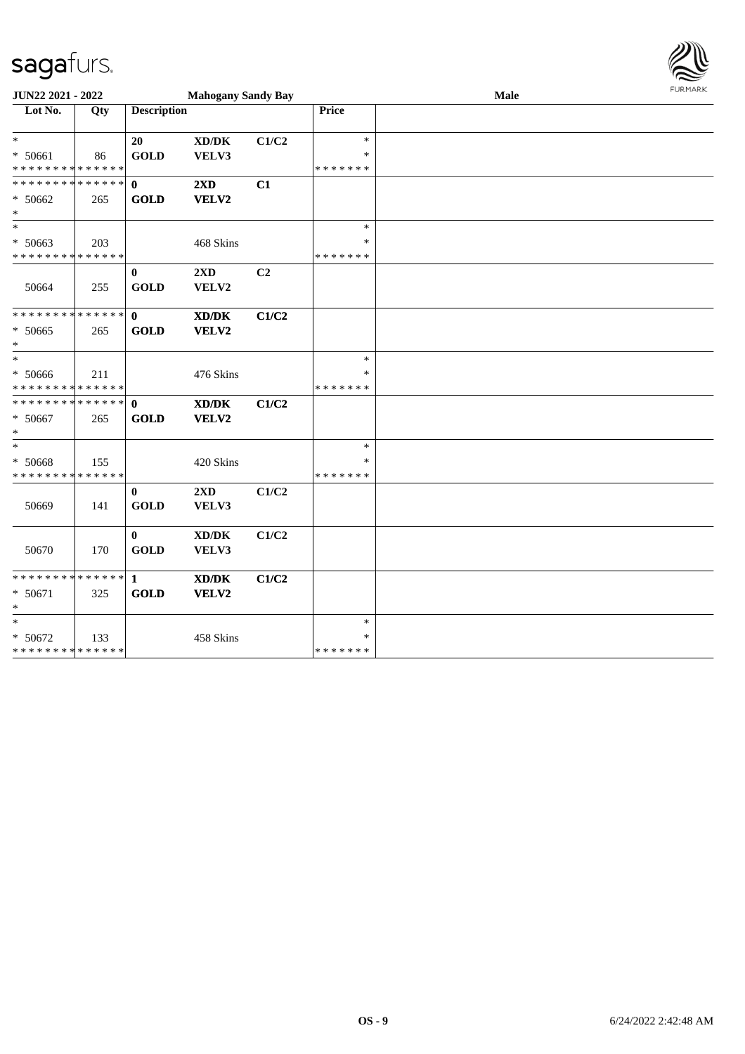**JUN22 2021 - 2022** **Mahogany Sandy Bay** **Male**

| Lot No. | Qty | Description | | | Price | |
|---|---|---|---|---|---|---|
| * | | 20 | XD/DK | C1/C2 | * | |
| * 50661 | 86 | GOLD | VELV3 | | * | |
| * * * * * * * * * * * * * * | | | | | * * * * * * * | |
| * * * * * * * * * * * * * * | | 0 | 2XD | C1 | | |
| * 50662 | 265 | GOLD | VELV2 | | | |
| * | | | | | | |
| * | | | | | * | |
| * 50663 | 203 | | 468 Skins | | * | |
| * * * * * * * * * * * * * * | | | | | * * * * * * * | |
| | | 0 | 2XD | C2 | | |
| 50664 | 255 | GOLD | VELV2 | | | |
| * * * * * * * * * * * * * * | | 0 | XD/DK | C1/C2 | | |
| * 50665 | 265 | GOLD | VELV2 | | | |
| * | | | | | | |
| * | | | | | * | |
| * 50666 | 211 | | 476 Skins | | * | |
| * * * * * * * * * * * * * * | | | | | * * * * * * * | |
| * * * * * * * * * * * * * * | | 0 | XD/DK | C1/C2 | | |
| * 50667 | 265 | GOLD | VELV2 | | | |
| * | | | | | | |
| * | | | | | * | |
| * 50668 | 155 | | 420 Skins | | * | |
| * * * * * * * * * * * * * * | | | | | * * * * * * * | |
| | | 0 | 2XD | C1/C2 | | |
| 50669 | 141 | GOLD | VELV3 | | | |
| | | 0 | XD/DK | C1/C2 | | |
| 50670 | 170 | GOLD | VELV3 | | | |
| * * * * * * * * * * * * * * | | 1 | XD/DK | C1/C2 | | |
| * 50671 | 325 | GOLD | VELV2 | | | |
| * | | | | | | |
| * | | | | | * | |
| * 50672 | 133 | | 458 Skins | | * | |
| * * * * * * * * * * * * * * | | | | | * * * * * * * | |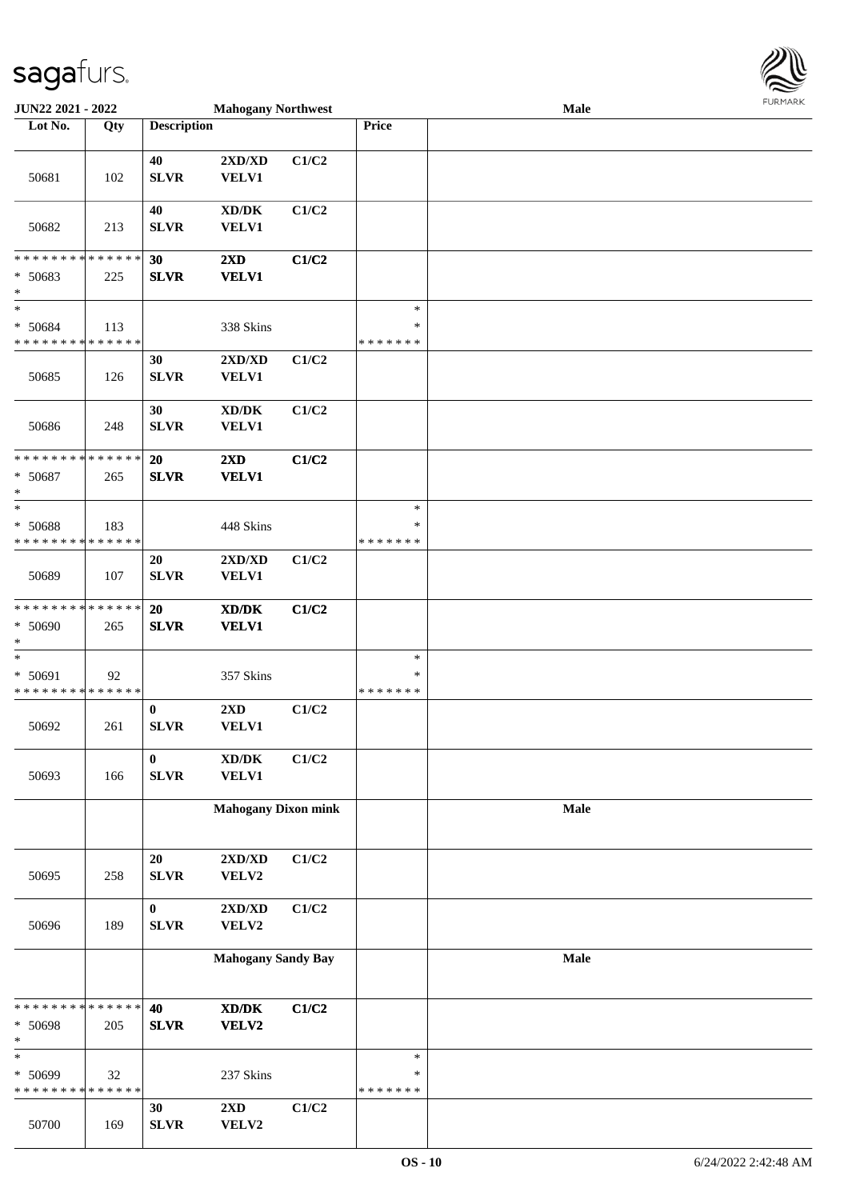| Lot No. | Qty | Description | | | Price | |
|---|---|---|---|---|---|---|
| | | | **Mahogany Northwest** | | | **Male** |
| 50681 | 102 | 40 SLVR | 2XD/XD VELV1 | C1/C2 | | |
| 50682 | 213 | 40 SLVR | XD/DK VELV1 | C1/C2 | | |
| * * * * * * * * * * * * * * * 50683 * | 225 | **30 SLVR** | **2XD VELV1** | **C1/C2** | | |
| * * 50684 * * * * * * * * * * * * * * | 113 | | 338 Skins | | * * * * * * * * * | |
| 50685 | 126 | 30 SLVR | 2XD/XD VELV1 | C1/C2 | | |
| 50686 | 248 | 30 SLVR | XD/DK VELV1 | C1/C2 | | |
| * * * * * * * * * * * * * * * 50687 * | 265 | **20 SLVR** | **2XD VELV1** | **C1/C2** | | |
| * * 50688 * * * * * * * * * * * * * * | 183 | | 448 Skins | | * * * * * * * * * | |
| 50689 | 107 | 20 SLVR | 2XD/XD VELV1 | C1/C2 | | |
| * * * * * * * * * * * * * * * 50690 * | 265 | **20 SLVR** | **XD/DK VELV1** | **C1/C2** | | |
| * * 50691 * * * * * * * * * * * * * * | 92 | | 357 Skins | | * * * * * * * * * | |
| 50692 | 261 | 0 SLVR | 2XD VELV1 | C1/C2 | | |
| 50693 | 166 | 0 SLVR | XD/DK VELV1 | C1/C2 | | |
| | | | **Mahogany Dixon mink** | | | **Male** |
| 50695 | 258 | 20 SLVR | 2XD/XD VELV2 | C1/C2 | | |
| 50696 | 189 | 0 SLVR | 2XD/XD VELV2 | C1/C2 | | |
| | | | **Mahogany Sandy Bay** | | | **Male** |
| * * * * * * * * * * * * * * * 50698 * | 205 | **40 SLVR** | **XD/DK VELV2** | **C1/C2** | | |
| * * 50699 * * * * * * * * * * * * * * | 32 | | 237 Skins | | * * * * * * * * * | |
| 50700 | 169 | 30 SLVR | 2XD VELV2 | C1/C2 | | |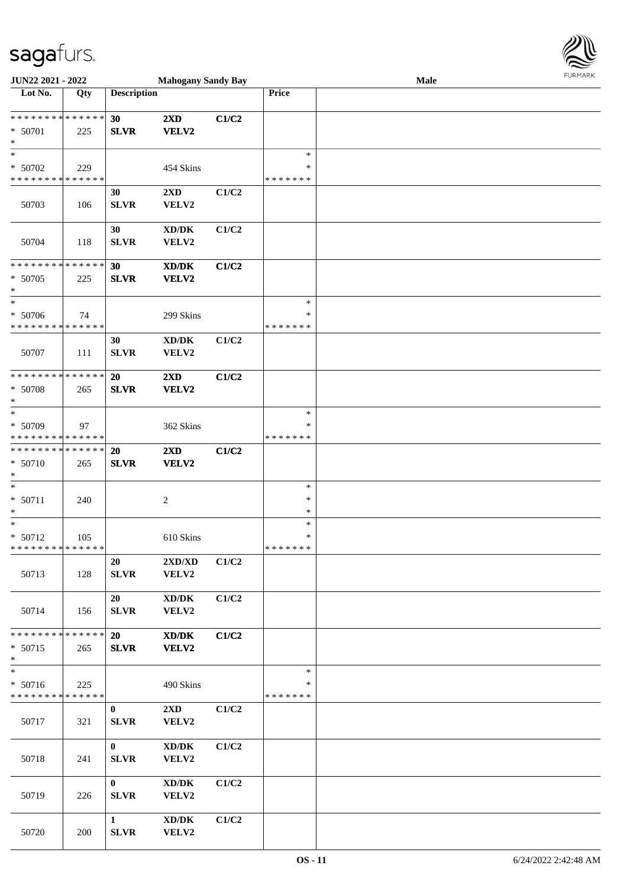**JUN22 2021 - 2022** **Mahogany Sandy Bay** **Male**

| Lot No. | Qty | Description | | | Price | |
|---|---|---|---|---|---|---|
| * * * * * * * * * * * * * * | | **30** | **2XD** | **C1/C2** | | |
| * 50701 | 225 | **SLVR** | **VELV2** | | | |
| * | | | | | | |
| * | | | | | * | |
| * 50702 | 229 | | 454 Skins | | * | |
| * * * * * * * * * * * * * * | | | | | * * * * * * * | |
| | | 30 | 2XD | C1/C2 | | |
| 50703 | 106 | SLVR | VELV2 | | | |
| | | 30 | XD/DK | C1/C2 | | |
| 50704 | 118 | SLVR | VELV2 | | | |
| * * * * * * * * * * * * * * | | **30** | **XD/DK** | **C1/C2** | | |
| * 50705 | 225 | **SLVR** | **VELV2** | | | |
| * | | | | | | |
| * | | | | | * | |
| * 50706 | 74 | | 299 Skins | | * | |
| * * * * * * * * * * * * * * | | | | | * * * * * * * | |
| | | 30 | XD/DK | C1/C2 | | |
| 50707 | 111 | SLVR | VELV2 | | | |
| * * * * * * * * * * * * * * | | **20** | **2XD** | **C1/C2** | | |
| * 50708 | 265 | **SLVR** | **VELV2** | | | |
| * | | | | | | |
| * | | | | | * | |
| * 50709 | 97 | | 362 Skins | | * | |
| * * * * * * * * * * * * * * | | | | | * * * * * * * | |
| * * * * * * * * * * * * * * | | **20** | **2XD** | **C1/C2** | | |
| * 50710 | 265 | **SLVR** | **VELV2** | | | |
| * | | | | | | |
| * | | | | | * | |
| * 50711 | 240 | | 2 | | * | |
| * | | | | | * | |
| * | | | | | * | |
| * 50712 | 105 | | 610 Skins | | * | |
| * * * * * * * * * * * * * * | | | | | * * * * * * * | |
| | | 20 | 2XD/XD | C1/C2 | | |
| 50713 | 128 | SLVR | VELV2 | | | |
| | | 20 | XD/DK | C1/C2 | | |
| 50714 | 156 | SLVR | VELV2 | | | |
| * * * * * * * * * * * * * * | | **20** | **XD/DK** | **C1/C2** | | |
| * 50715 | 265 | **SLVR** | **VELV2** | | | |
| * | | | | | | |
| * | | | | | * | |
| * 50716 | 225 | | 490 Skins | | * | |
| * * * * * * * * * * * * * * | | | | | * * * * * * * | |
| | | 0 | 2XD | C1/C2 | | |
| 50717 | 321 | SLVR | VELV2 | | | |
| | | 0 | XD/DK | C1/C2 | | |
| 50718 | 241 | SLVR | VELV2 | | | |
| | | 0 | XD/DK | C1/C2 | | |
| 50719 | 226 | SLVR | VELV2 | | | |
| | | 1 | XD/DK | C1/C2 | | |
| 50720 | 200 | SLVR | VELV2 | | | |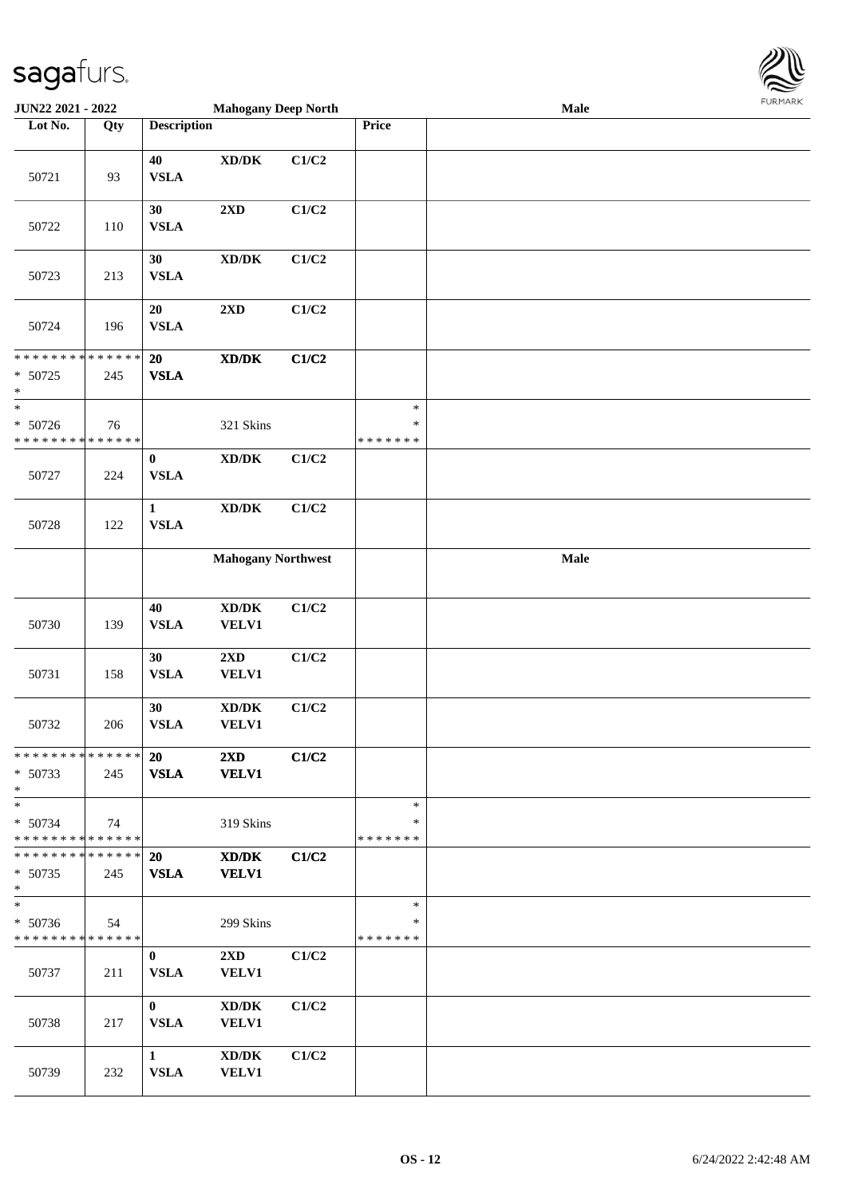**JUN22 2021 - 2022** | **Mahogany Deep North** | **Male**

| Lot No. | Qty | Description | | | Price | |
|---|---|---|---|---|---|---|
| 50721 | 93 | 40 VSLA | XD/DK | C1/C2 | | |
| 50722 | 110 | 30 VSLA | 2XD | C1/C2 | | |
| 50723 | 213 | 30 VSLA | XD/DK | C1/C2 | | |
| 50724 | 196 | 20 VSLA | 2XD | C1/C2 | | |
| * * * * * * * * * * * * * * * 50725 * | 245 | 20 VSLA | XD/DK | C1/C2 | | |
| * * 50726 * * * * * * * * * * * * * * | 76 | | 321 Skins | | * * * * * * * * * | |
| 50727 | 224 | 0 VSLA | XD/DK | C1/C2 | | |
| 50728 | 122 | 1 VSLA | XD/DK | C1/C2 | | |
| | | | **Mahogany Northwest** | | | **Male** |
| 50730 | 139 | 40 VSLA | XD/DK VELV1 | C1/C2 | | |
| 50731 | 158 | 30 VSLA | 2XD VELV1 | C1/C2 | | |
| 50732 | 206 | 30 VSLA | XD/DK VELV1 | C1/C2 | | |
| * * * * * * * * * * * * * * * 50733 * | 245 | 20 VSLA | 2XD VELV1 | C1/C2 | | |
| * * 50734 * * * * * * * * * * * * * * | 74 | | 319 Skins | | * * * * * * * * * | |
| * * * * * * * * * * * * * * * 50735 * | 245 | 20 VSLA | XD/DK VELV1 | C1/C2 | | |
| * * 50736 * * * * * * * * * * * * * * | 54 | | 299 Skins | | * * * * * * * * * | |
| 50737 | 211 | 0 VSLA | 2XD VELV1 | C1/C2 | | |
| 50738 | 217 | 0 VSLA | XD/DK VELV1 | C1/C2 | | |
| 50739 | 232 | 1 VSLA | XD/DK VELV1 | C1/C2 | | |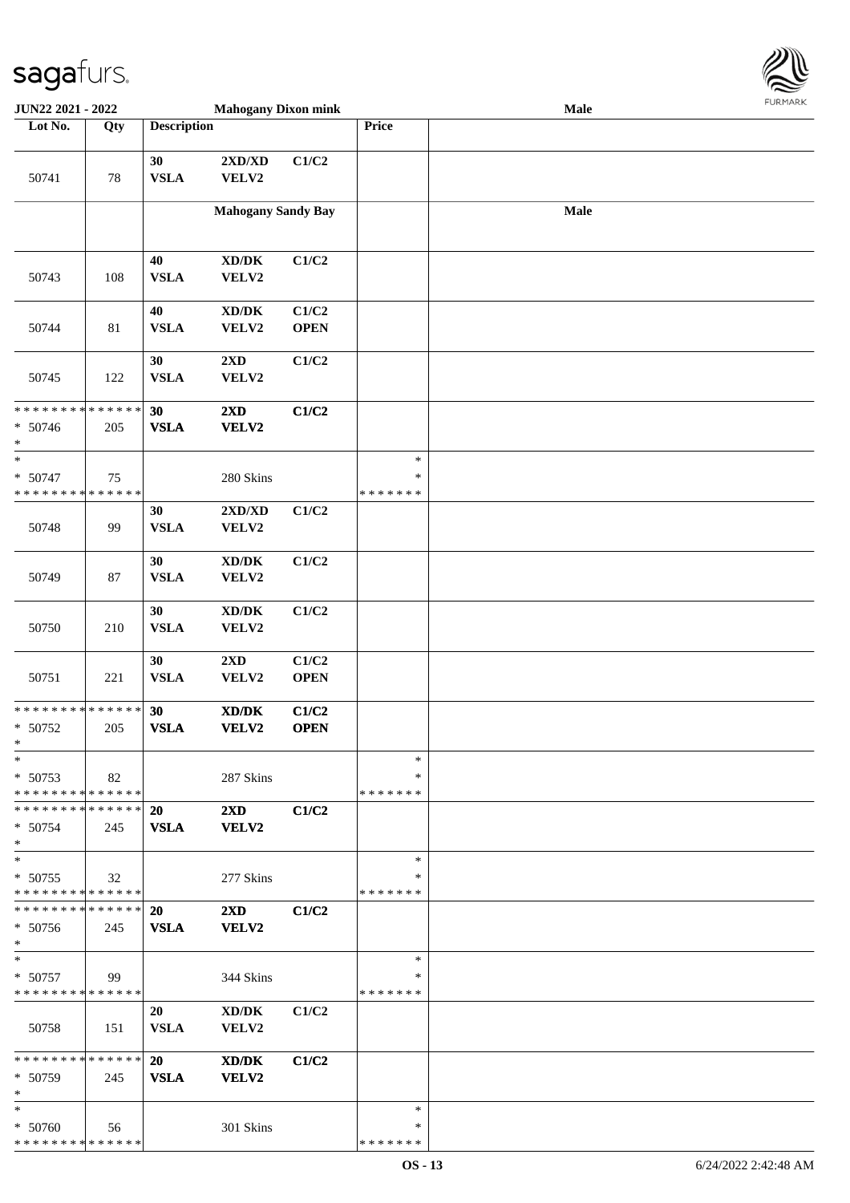JUN22 2021 - 2022 | Mahogany Dixon mink | Male

| Lot No. | Qty | Description | | | Price | |
|---|---|---|---|---|---|---|
| 50741 | 78 | 30 VSLA | 2XD/XD VELV2 | C1/C2 | | |
| | | **Mahogany Sandy Bay** | | | | **Male** |
| 50743 | 108 | 40 VSLA | XD/DK VELV2 | C1/C2 | | |
| 50744 | 81 | 40 VSLA | XD/DK VELV2 | C1/C2 OPEN | | |
| 50745 | 122 | 30 VSLA | 2XD VELV2 | C1/C2 | | |
| * * * * * * * * * * * * * * * 50746 * | 205 | **30 VSLA** | **2XD VELV2** | **C1/C2** | | |
| * * 50747 * * * * * * * * * * * * * * | 75 | | 280 Skins | | * * * * * * * * * | |
| 50748 | 99 | 30 VSLA | 2XD/XD VELV2 | C1/C2 | | |
| 50749 | 87 | 30 VSLA | XD/DK VELV2 | C1/C2 | | |
| 50750 | 210 | 30 VSLA | XD/DK VELV2 | C1/C2 | | |
| 50751 | 221 | 30 VSLA | 2XD VELV2 | C1/C2 OPEN | | |
| * * * * * * * * * * * * * * * 50752 * | 205 | **30 VSLA** | **XD/DK VELV2** | **C1/C2 OPEN** | | |
| * * 50753 * * * * * * * * * * * * * * | 82 | | 287 Skins | | * * * * * * * * * | |
| * * * * * * * * * * * * * * * 50754 * | 245 | **20 VSLA** | **2XD VELV2** | **C1/C2** | | |
| * * 50755 * * * * * * * * * * * * * * | 32 | | 277 Skins | | * * * * * * * * * | |
| * * * * * * * * * * * * * * * 50756 * | 245 | **20 VSLA** | **2XD VELV2** | **C1/C2** | | |
| * * 50757 * * * * * * * * * * * * * * | 99 | | 344 Skins | | * * * * * * * * * | |
| 50758 | 151 | 20 VSLA | XD/DK VELV2 | C1/C2 | | |
| * * * * * * * * * * * * * * * 50759 * | 245 | **20 VSLA** | **XD/DK VELV2** | **C1/C2** | | |
| * * 50760 * * * * * * * * * * * * * * | 56 | | 301 Skins | | * * * * * * * * * | |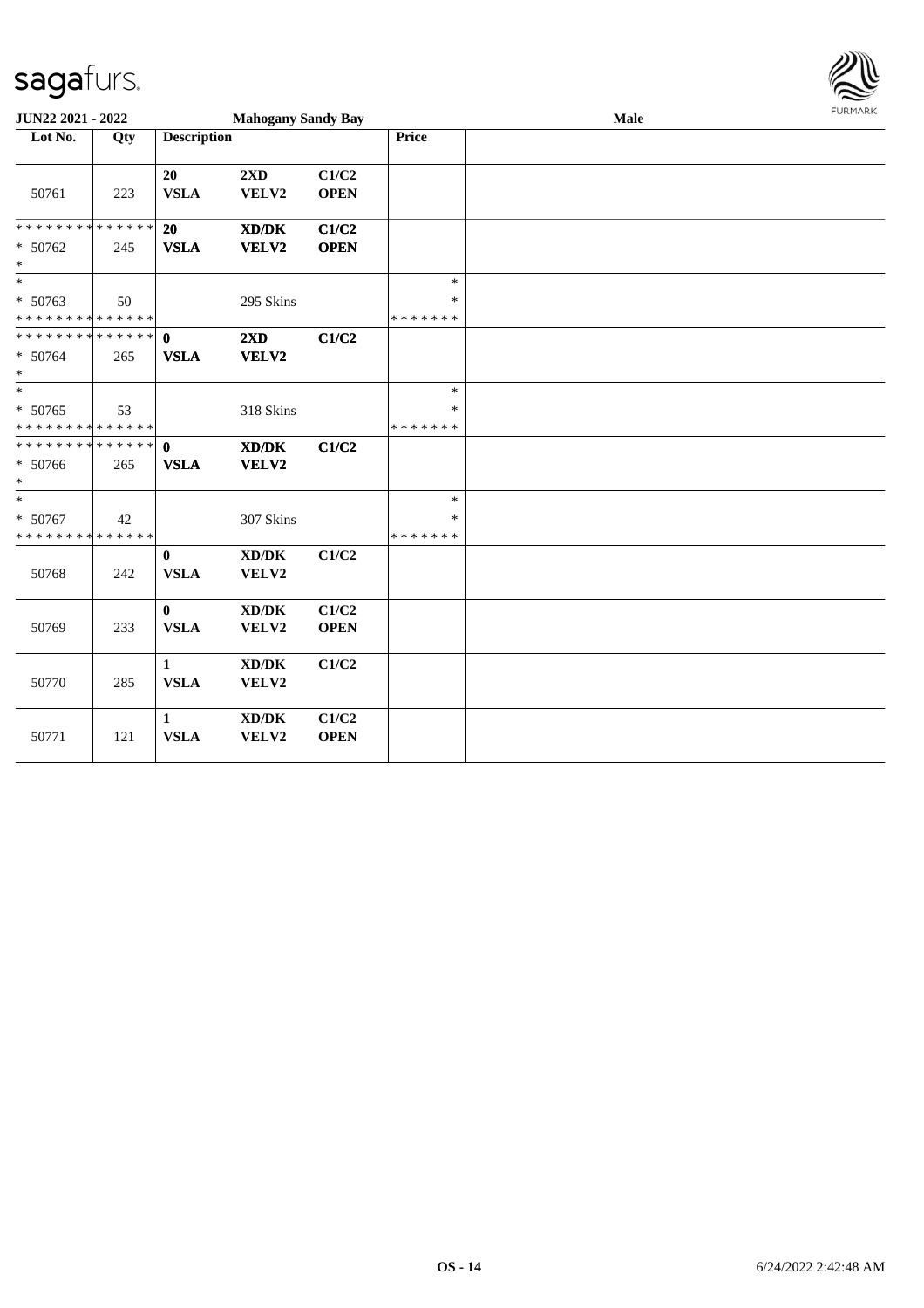JUN22 2021 - 2022 | Mahogany Sandy Bay | Male

| Lot No. | Qty | Description | | | Price | |
|---|---|---|---|---|---|---|
| 50761 | 223 | 20 VSLA | 2XD VELV2 | C1/C2 OPEN | | |
| * * * * * * * * * * * * * * * 50762 * | 245 | 20 VSLA | XD/DK VELV2 | C1/C2 OPEN | | |
| * * 50763 * * * * * * * * * * * * * * | 50 | | 295 Skins | | * * * * * * * * * | |
| * * * * * * * * * * * * * * * 50764 * | 265 | 0 VSLA | 2XD VELV2 | C1/C2 | | |
| * * 50765 * * * * * * * * * * * * * * | 53 | | 318 Skins | | * * * * * * * * * | |
| * * * * * * * * * * * * * * * 50766 * | 265 | 0 VSLA | XD/DK VELV2 | C1/C2 | | |
| * * 50767 * * * * * * * * * * * * * * | 42 | | 307 Skins | | * * * * * * * * * | |
| 50768 | 242 | 0 VSLA | XD/DK VELV2 | C1/C2 | | |
| 50769 | 233 | 0 VSLA | XD/DK VELV2 | C1/C2 OPEN | | |
| 50770 | 285 | 1 VSLA | XD/DK VELV2 | C1/C2 | | |
| 50771 | 121 | 1 VSLA | XD/DK VELV2 | C1/C2 OPEN | | |

OS - 14 | 6/24/2022 2:42:48 AM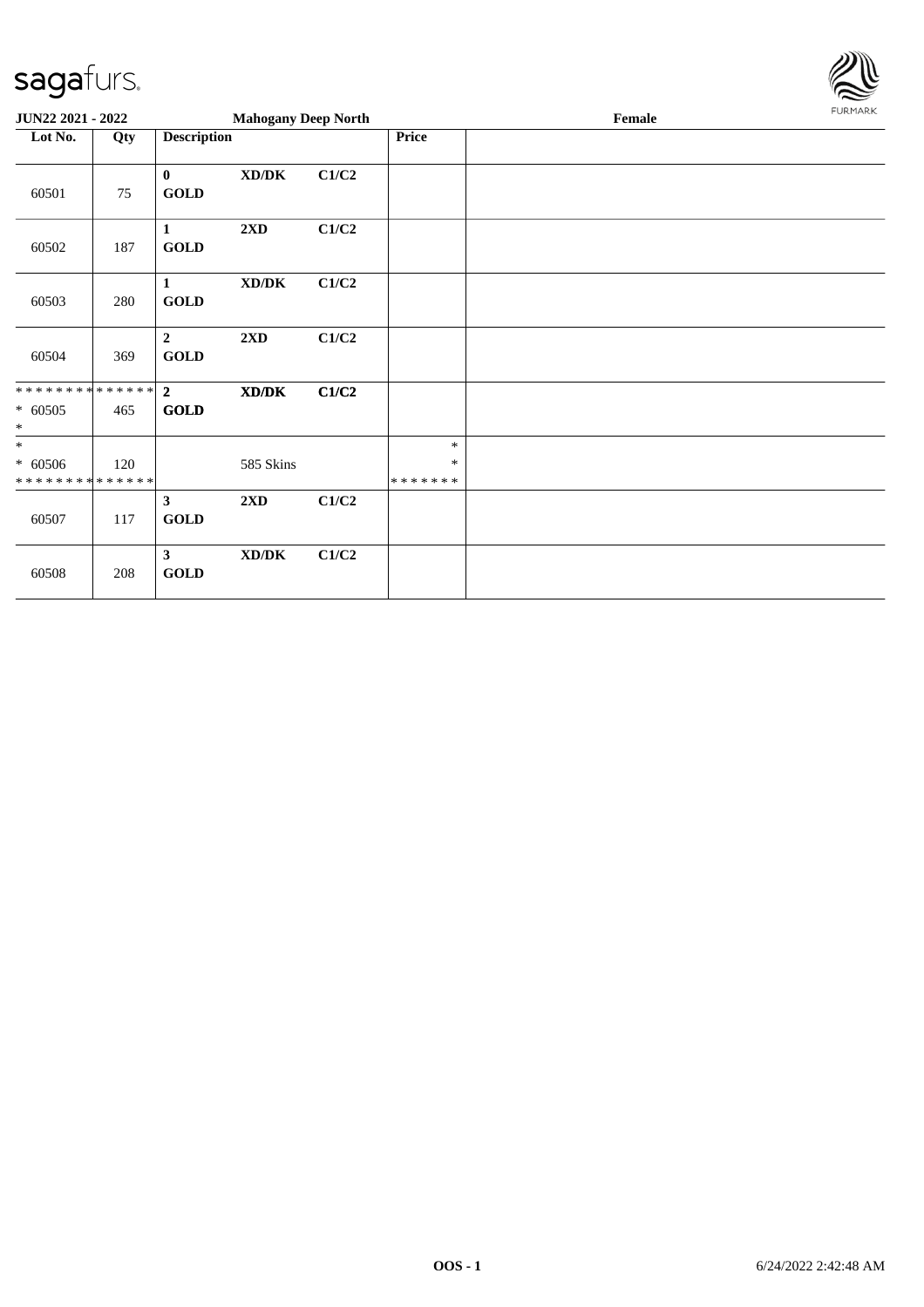| JUN22 2021 - 2022 | | Mahogany Deep North | | | | Female |
|---|---|---|---|---|---|---|
| Lot No. | Qty | Description | | | Price | |
| 60501 | 75 | 0 GOLD | XD/DK | C1/C2 | | |
| 60502 | 187 | 1 GOLD | 2XD | C1/C2 | | |
| 60503 | 280 | 1 GOLD | XD/DK | C1/C2 | | |
| 60504 | 369 | 2 GOLD | 2XD | C1/C2 | | |
| ************** * 60505 * | 465 | **2 GOLD** | **XD/DK** | **C1/C2** | | |
| * * 60506 ************** | 120 | | 585 Skins | | * * ******* | |
| 60507 | 117 | 3 GOLD | 2XD | C1/C2 | | |
| 60508 | 208 | 3 GOLD | XD/DK | C1/C2 | | |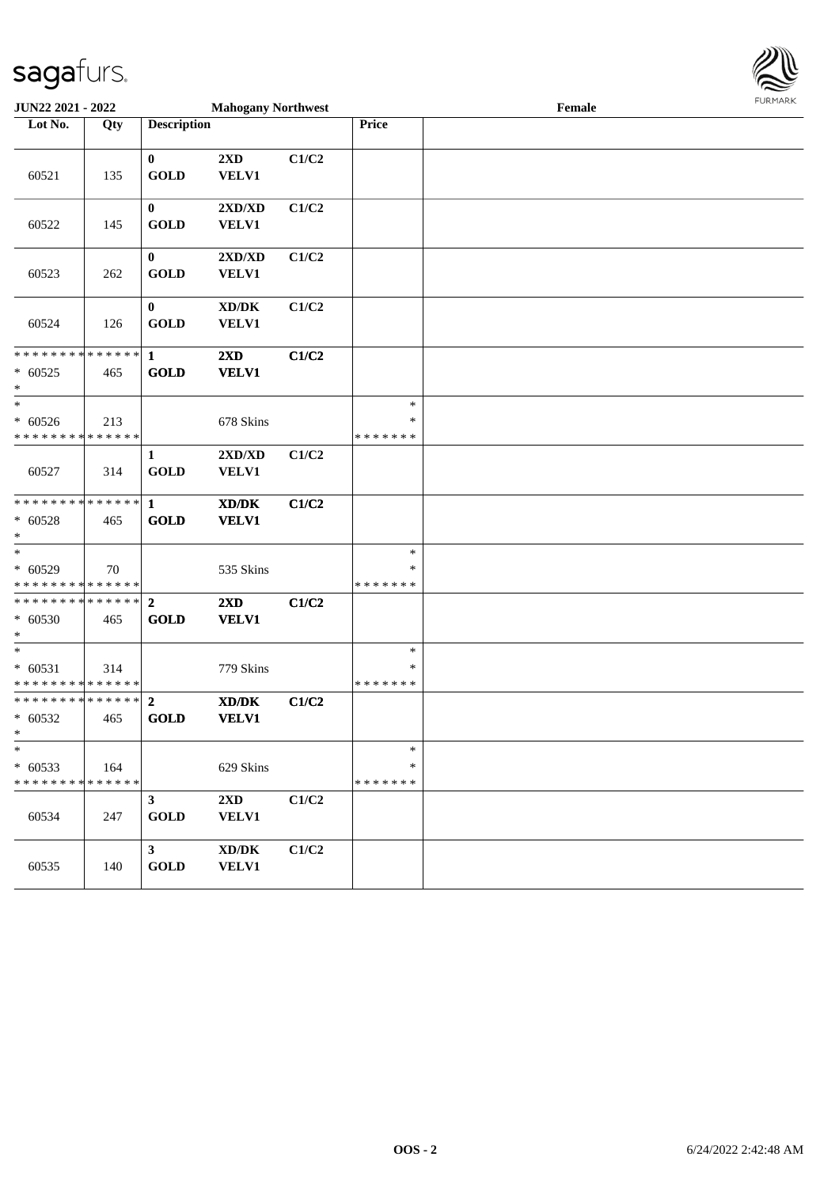**JUN22 2021 - 2022** | **Mahogany Northwest** | **Female**

| Lot No. | Qty | Description | | | Price | |
|---|---|---|---|---|---|---|
| 60521 | 135 | **0** **GOLD** | **2XD** **VELV1** | **C1/C2** | | |
| 60522 | 145 | **0** **GOLD** | **2XD/XD** **VELV1** | **C1/C2** | | |
| 60523 | 262 | **0** **GOLD** | **2XD/XD** **VELV1** | **C1/C2** | | |
| 60524 | 126 | **0** **GOLD** | **XD/DK** **VELV1** | **C1/C2** | | |
| * * * * * * * * * * * * * * * 60525 * | 465 | **1** **GOLD** | **2XD** **VELV1** | **C1/C2** | | |
| * * 60526 * * * * * * * * * * * * * * | 213 | | 678 Skins | | * * * * * * * * * | |
| 60527 | 314 | **1** **GOLD** | **2XD/XD** **VELV1** | **C1/C2** | | |
| * * * * * * * * * * * * * * * 60528 * | 465 | **1** **GOLD** | **XD/DK** **VELV1** | **C1/C2** | | |
| * * 60529 * * * * * * * * * * * * * * | 70 | | 535 Skins | | * * * * * * * * * | |
| * * * * * * * * * * * * * * * 60530 * | 465 | **2** **GOLD** | **2XD** **VELV1** | **C1/C2** | | |
| * * 60531 * * * * * * * * * * * * * * | 314 | | 779 Skins | | * * * * * * * * * | |
| * * * * * * * * * * * * * * * 60532 * | 465 | **2** **GOLD** | **XD/DK** **VELV1** | **C1/C2** | | |
| * * 60533 * * * * * * * * * * * * * * | 164 | | 629 Skins | | * * * * * * * * * | |
| 60534 | 247 | **3** **GOLD** | **2XD** **VELV1** | **C1/C2** | | |
| 60535 | 140 | **3** **GOLD** | **XD/DK** **VELV1** | **C1/C2** | | |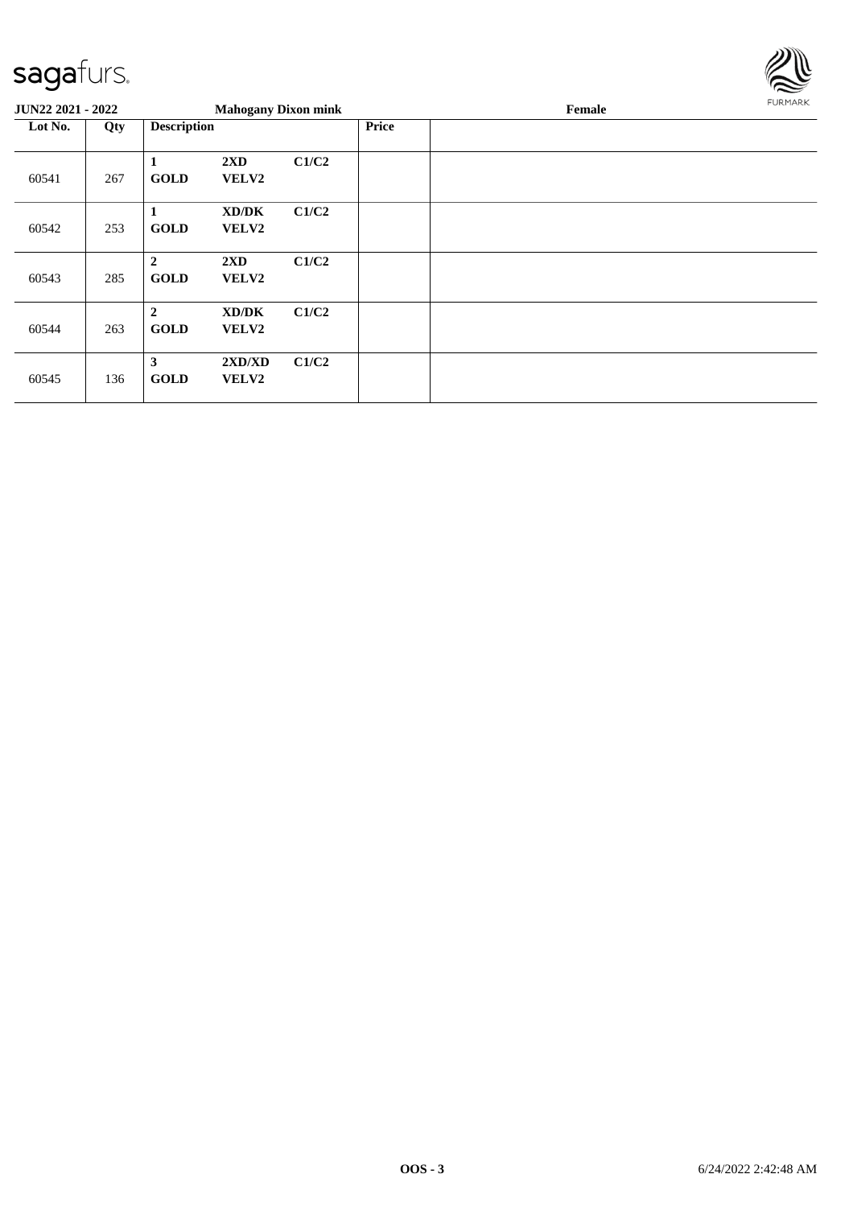**JUN22 2021 - 2022** | **Mahogany Dixon mink** | **Female**

| Lot No. | Qty | Description | | | Price | |
|---|---|---|---|---|---|---|
| 60541 | 267 | **1** **GOLD** | **2XD** **VELV2** | **C1/C2** | | |
| 60542 | 253 | **1** **GOLD** | **XD/DK** **VELV2** | **C1/C2** | | |
| 60543 | 285 | **2** **GOLD** | **2XD** **VELV2** | **C1/C2** | | |
| 60544 | 263 | **2** **GOLD** | **XD/DK** **VELV2** | **C1/C2** | | |
| 60545 | 136 | **3** **GOLD** | **2XD/XD** **VELV2** | **C1/C2** | | |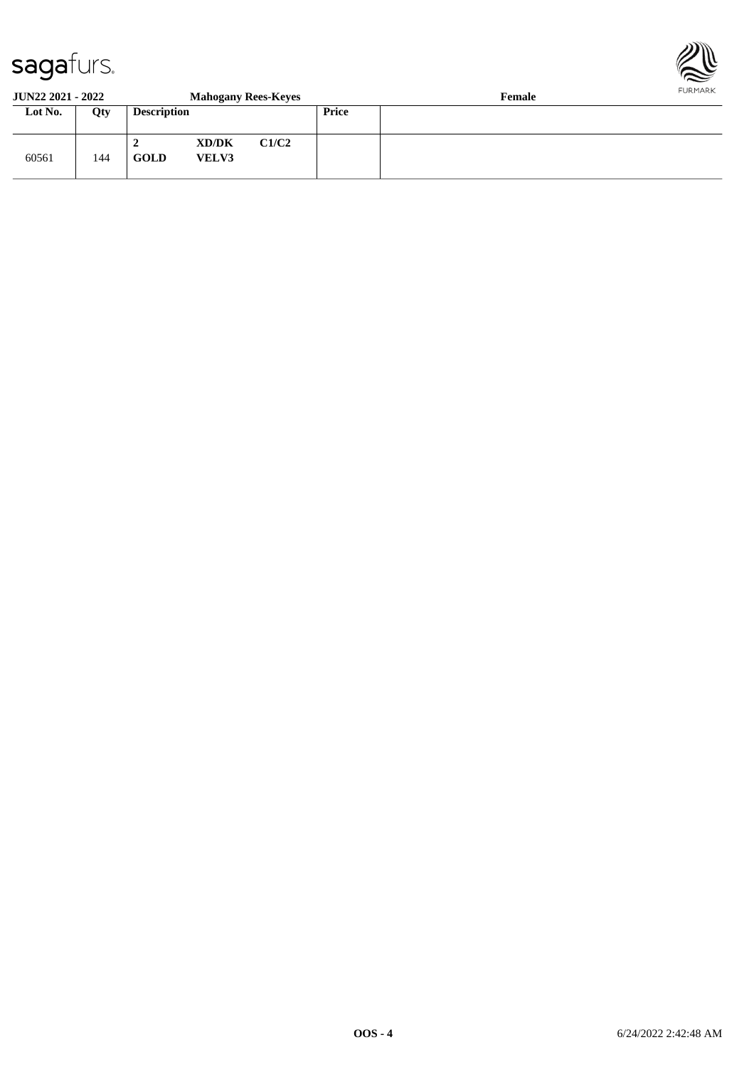**JUN22 2021 - 2022** **Mahogany Rees-Keyes** **Female**

| Lot No. | Qty | Description | | | Price | |
|---|---|---|---|---|---|---|
| 60561 | 144 | **2**<br>**GOLD** | **XD/DK**<br>**VELV3** | **C1/C2** | | |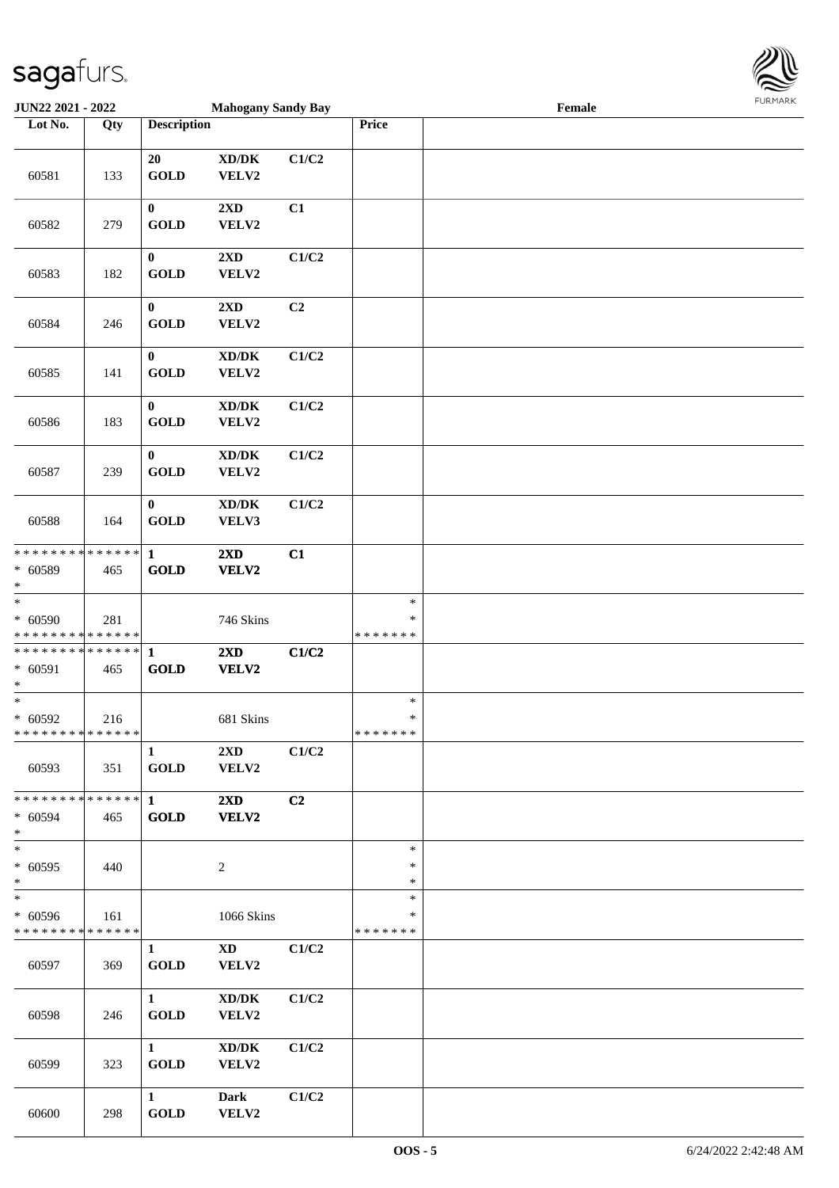| Lot No. | Qty | Description | | | Price | |
|---|---|---|---|---|---|---|
| 60581 | 133 | 20 GOLD | XD/DK VELV2 | C1/C2 | | |
| 60582 | 279 | 0 GOLD | 2XD VELV2 | C1 | | |
| 60583 | 182 | 0 GOLD | 2XD VELV2 | C1/C2 | | |
| 60584 | 246 | 0 GOLD | 2XD VELV2 | C2 | | |
| 60585 | 141 | 0 GOLD | XD/DK VELV2 | C1/C2 | | |
| 60586 | 183 | 0 GOLD | XD/DK VELV2 | C1/C2 | | |
| 60587 | 239 | 0 GOLD | XD/DK VELV2 | C1/C2 | | |
| 60588 | 164 | 0 GOLD | XD/DK VELV3 | C1/C2 | | |
| * * * * * * * * * * * * * * * 60589 * | 465 | 1 GOLD | 2XD VELV2 | C1 | | |
| * * 60590 * * * * * * * * * * * * * * | 281 | | 746 Skins | | * * * * * * * * * | |
| * * * * * * * * * * * * * * * 60591 * | 465 | 1 GOLD | 2XD VELV2 | C1/C2 | | |
| * * 60592 * * * * * * * * * * * * * * | 216 | | 681 Skins | | * * * * * * * * * | |
| 60593 | 351 | 1 GOLD | 2XD VELV2 | C1/C2 | | |
| * * * * * * * * * * * * * * * 60594 * | 465 | 1 GOLD | 2XD VELV2 | C2 | | |
| * * 60595 * | 440 | | 2 | | * * * | |
| * * 60596 * * * * * * * * * * * * * * | 161 | | 1066 Skins | | * * * * * * * * * | |
| 60597 | 369 | 1 GOLD | XD VELV2 | C1/C2 | | |
| 60598 | 246 | 1 GOLD | XD/DK VELV2 | C1/C2 | | |
| 60599 | 323 | 1 GOLD | XD/DK VELV2 | C1/C2 | | |
| 60600 | 298 | 1 GOLD | Dark VELV2 | C1/C2 | | |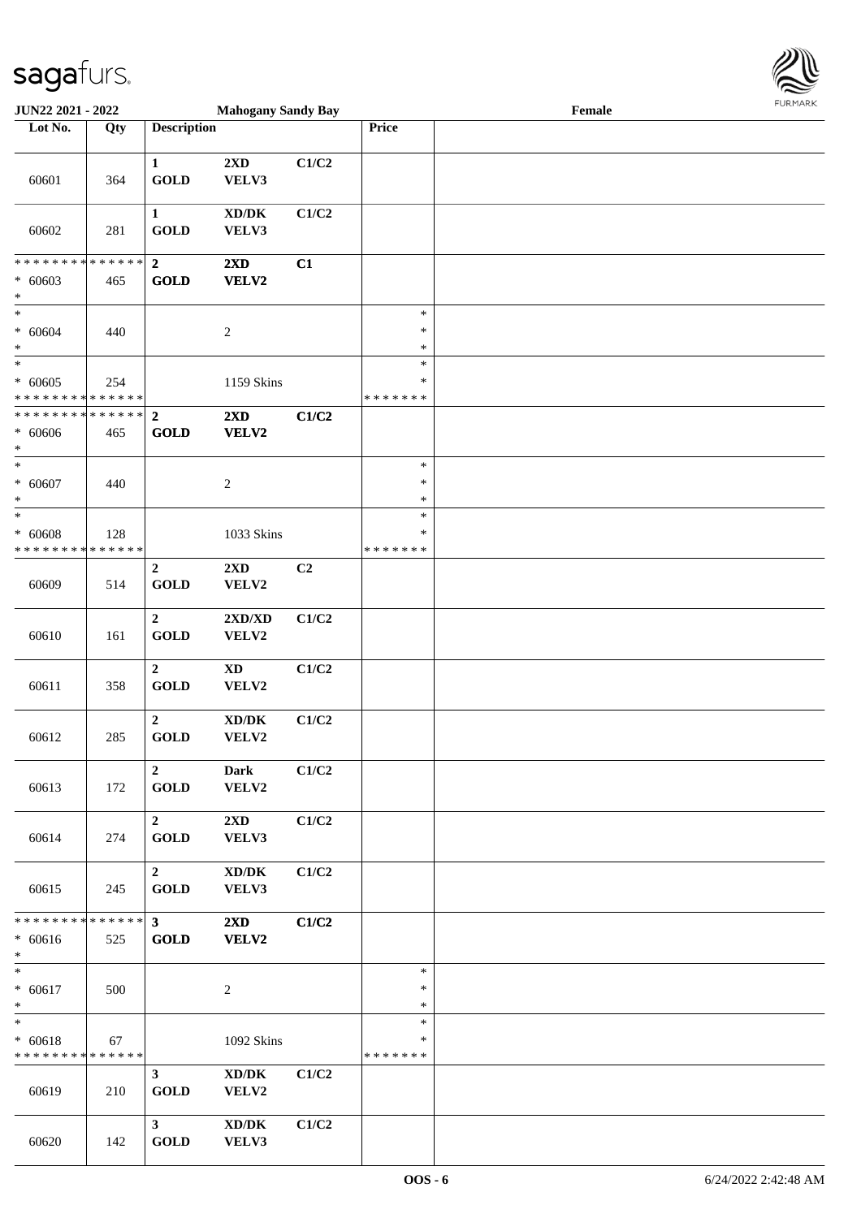JUN22 2021 - 2022 | Mahogany Sandy Bay | Female

| Lot No. | Qty | Description | | | Price | |
|---|---|---|---|---|---|---|
| 60601 | 364 | 1 GOLD | 2XD VELV3 | C1/C2 | | |
| 60602 | 281 | 1 GOLD | XD/DK VELV3 | C1/C2 | | |
| * * * * * * * * * * * * * * * 60603 * | 465 | 2 GOLD | 2XD VELV2 | C1 | | |
| * * 60604 * | 440 | | 2 | | * * * | |
| * * 60605 * * * * * * * * * * * * * * | 254 | | 1159 Skins | | * * * * * * * * * | |
| * * * * * * * * * * * * * * * 60606 * | 465 | 2 GOLD | 2XD VELV2 | C1/C2 | | |
| * * 60607 * | 440 | | 2 | | * * * | |
| * * 60608 * * * * * * * * * * * * * * | 128 | | 1033 Skins | | * * * * * * * * * | |
| 60609 | 514 | 2 GOLD | 2XD VELV2 | C2 | | |
| 60610 | 161 | 2 GOLD | 2XD/XD VELV2 | C1/C2 | | |
| 60611 | 358 | 2 GOLD | XD VELV2 | C1/C2 | | |
| 60612 | 285 | 2 GOLD | XD/DK VELV2 | C1/C2 | | |
| 60613 | 172 | 2 GOLD | Dark VELV2 | C1/C2 | | |
| 60614 | 274 | 2 GOLD | 2XD VELV3 | C1/C2 | | |
| 60615 | 245 | 2 GOLD | XD/DK VELV3 | C1/C2 | | |
| * * * * * * * * * * * * * * * 60616 * | 525 | 3 GOLD | 2XD VELV2 | C1/C2 | | |
| * * 60617 * | 500 | | 2 | | * * * | |
| * * 60618 * * * * * * * * * * * * * * | 67 | | 1092 Skins | | * * * * * * * * * | |
| 60619 | 210 | 3 GOLD | XD/DK VELV2 | C1/C2 | | |
| 60620 | 142 | 3 GOLD | XD/DK VELV3 | C1/C2 | | |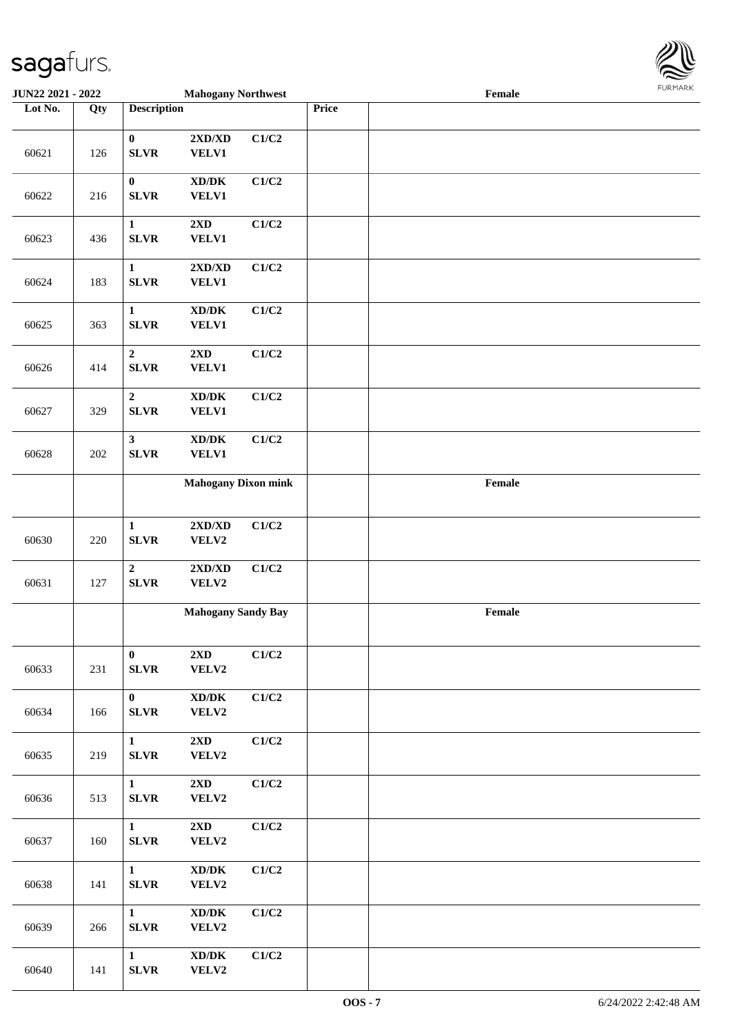| Lot No. | Qty | Description | | | Price | |
|---|---|---|---|---|---|---|
| | | **Mahogany Northwest** | | | | **Female** |
| 60621 | 126 | **0** **SLVR** | **2XD/XD** **VELV1** | **C1/C2** | | |
| 60622 | 216 | **0** **SLVR** | **XD/DK** **VELV1** | **C1/C2** | | |
| 60623 | 436 | **1** **SLVR** | **2XD** **VELV1** | **C1/C2** | | |
| 60624 | 183 | **1** **SLVR** | **2XD/XD** **VELV1** | **C1/C2** | | |
| 60625 | 363 | **1** **SLVR** | **XD/DK** **VELV1** | **C1/C2** | | |
| 60626 | 414 | **2** **SLVR** | **2XD** **VELV1** | **C1/C2** | | |
| 60627 | 329 | **2** **SLVR** | **XD/DK** **VELV1** | **C1/C2** | | |
| 60628 | 202 | **3** **SLVR** | **XD/DK** **VELV1** | **C1/C2** | | |
| | | **Mahogany Dixon mink** | | | | **Female** |
| 60630 | 220 | **1** **SLVR** | **2XD/XD** **VELV2** | **C1/C2** | | |
| 60631 | 127 | **2** **SLVR** | **2XD/XD** **VELV2** | **C1/C2** | | |
| | | **Mahogany Sandy Bay** | | | | **Female** |
| 60633 | 231 | **0** **SLVR** | **2XD** **VELV2** | **C1/C2** | | |
| 60634 | 166 | **0** **SLVR** | **XD/DK** **VELV2** | **C1/C2** | | |
| 60635 | 219 | **1** **SLVR** | **2XD** **VELV2** | **C1/C2** | | |
| 60636 | 513 | **1** **SLVR** | **2XD** **VELV2** | **C1/C2** | | |
| 60637 | 160 | **1** **SLVR** | **2XD** **VELV2** | **C1/C2** | | |
| 60638 | 141 | **1** **SLVR** | **XD/DK** **VELV2** | **C1/C2** | | |
| 60639 | 266 | **1** **SLVR** | **XD/DK** **VELV2** | **C1/C2** | | |
| 60640 | 141 | **1** **SLVR** | **XD/DK** **VELV2** | **C1/C2** | | |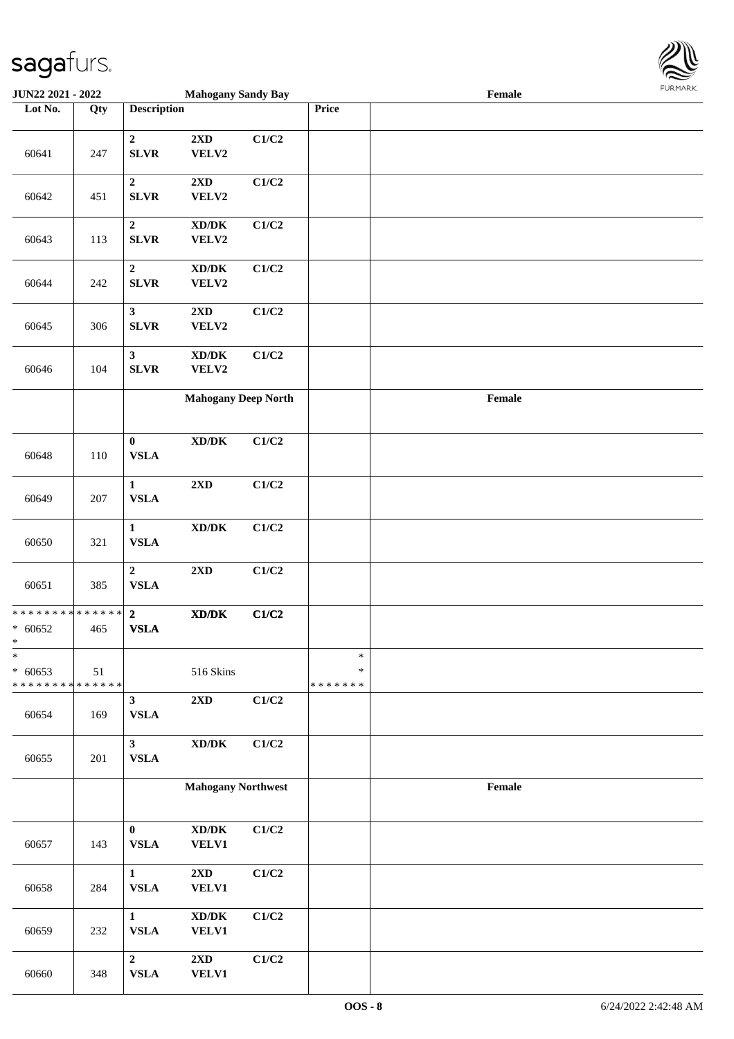| Lot No. | Qty | Description | | | Price | Mahogany Sandy Bay Female |
|---|---|---|---|---|---|---|
| 60641 | 247 | 2 SLVR | 2XD VELV2 | C1/C2 | | |
| 60642 | 451 | 2 SLVR | 2XD VELV2 | C1/C2 | | |
| 60643 | 113 | 2 SLVR | XD/DK VELV2 | C1/C2 | | |
| 60644 | 242 | 2 SLVR | XD/DK VELV2 | C1/C2 | | |
| 60645 | 306 | 3 SLVR | 2XD VELV2 | C1/C2 | | |
| 60646 | 104 | 3 SLVR | XD/DK VELV2 | C1/C2 | | |
| | | **Mahogany Deep North** | | | | **Female** |
| 60648 | 110 | 0 VSLA | XD/DK | C1/C2 | | |
| 60649 | 207 | 1 VSLA | 2XD | C1/C2 | | |
| 60650 | 321 | 1 VSLA | XD/DK | C1/C2 | | |
| 60651 | 385 | 2 VSLA | 2XD | C1/C2 | | |
| * * * * * * * * * * * * * * * 60652 * | 465 | 2 VSLA | XD/DK | C1/C2 | | |
| * * 60653 * * * * * * * * * * * * * * | 51 | | 516 Skins | | * * * * * * * * * | |
| 60654 | 169 | 3 VSLA | 2XD | C1/C2 | | |
| 60655 | 201 | 3 VSLA | XD/DK | C1/C2 | | |
| | | **Mahogany Northwest** | | | | **Female** |
| 60657 | 143 | 0 VSLA | XD/DK VELV1 | C1/C2 | | |
| 60658 | 284 | 1 VSLA | 2XD VELV1 | C1/C2 | | |
| 60659 | 232 | 1 VSLA | XD/DK VELV1 | C1/C2 | | |
| 60660 | 348 | 2 VSLA | 2XD VELV1 | C1/C2 | | |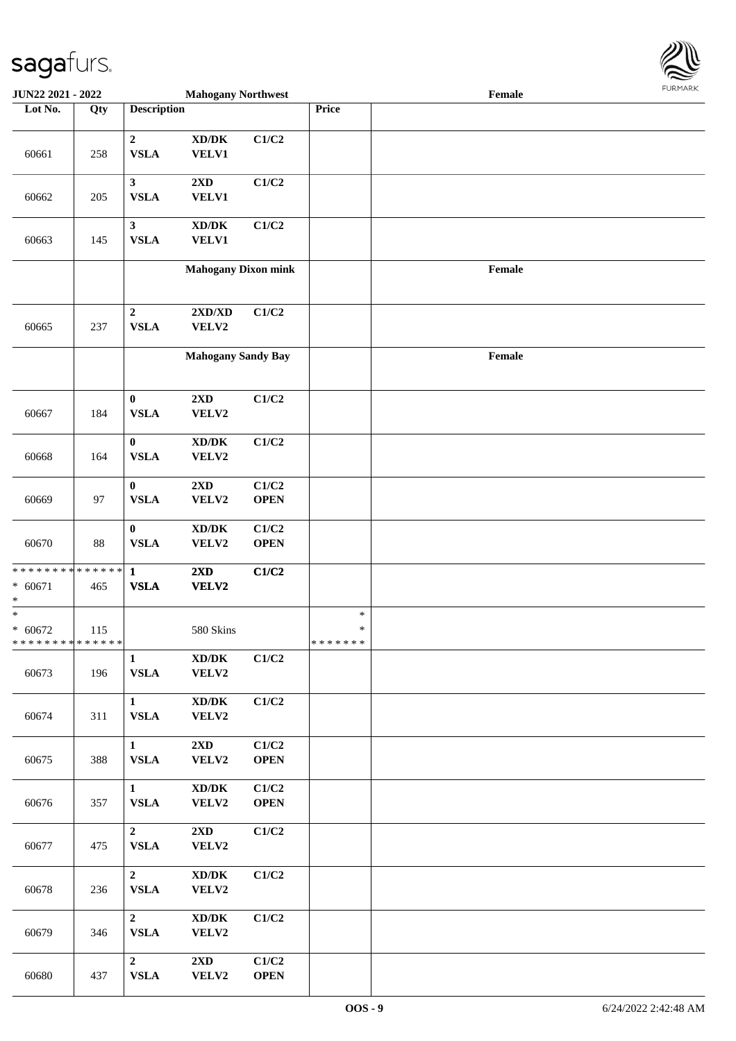| Lot No. | Qty | Description | | | Price | |
|---|---|---|---|---|---|---|
| 60661 | 258 | 2<br>VSLA | XD/DK<br>VELV1 | C1/C2 | | |
| 60662 | 205 | 3<br>VSLA | 2XD<br>VELV1 | C1/C2 | | |
| 60663 | 145 | 3<br>VSLA | XD/DK<br>VELV1 | C1/C2 | | |
| | | **Mahogany Dixon mink** | | | | **Female** |
| 60665 | 237 | 2<br>VSLA | 2XD/XD<br>VELV2 | C1/C2 | | |
| | | **Mahogany Sandy Bay** | | | | **Female** |
| 60667 | 184 | 0<br>VSLA | 2XD<br>VELV2 | C1/C2 | | |
| 60668 | 164 | 0<br>VSLA | XD/DK<br>VELV2 | C1/C2 | | |
| 60669 | 97 | 0<br>VSLA | 2XD<br>VELV2 | C1/C2<br>OPEN | | |
| 60670 | 88 | 0<br>VSLA | XD/DK<br>VELV2 | C1/C2<br>OPEN | | |
| * 60671 | 465 | 1<br>VSLA | 2XD<br>VELV2 | C1/C2 | | |
| * 60672 | 115 | | 580 Skins | | * | |
| 60673 | 196 | 1<br>VSLA | XD/DK<br>VELV2 | C1/C2 | | |
| 60674 | 311 | 1<br>VSLA | XD/DK<br>VELV2 | C1/C2 | | |
| 60675 | 388 | 1<br>VSLA | 2XD<br>VELV2 | C1/C2<br>OPEN | | |
| 60676 | 357 | 1<br>VSLA | XD/DK<br>VELV2 | C1/C2<br>OPEN | | |
| 60677 | 475 | 2<br>VSLA | 2XD<br>VELV2 | C1/C2 | | |
| 60678 | 236 | 2<br>VSLA | XD/DK<br>VELV2 | C1/C2 | | |
| 60679 | 346 | 2<br>VSLA | XD/DK<br>VELV2 | C1/C2 | | |
| 60680 | 437 | 2<br>VSLA | 2XD<br>VELV2 | C1/C2<br>OPEN | | |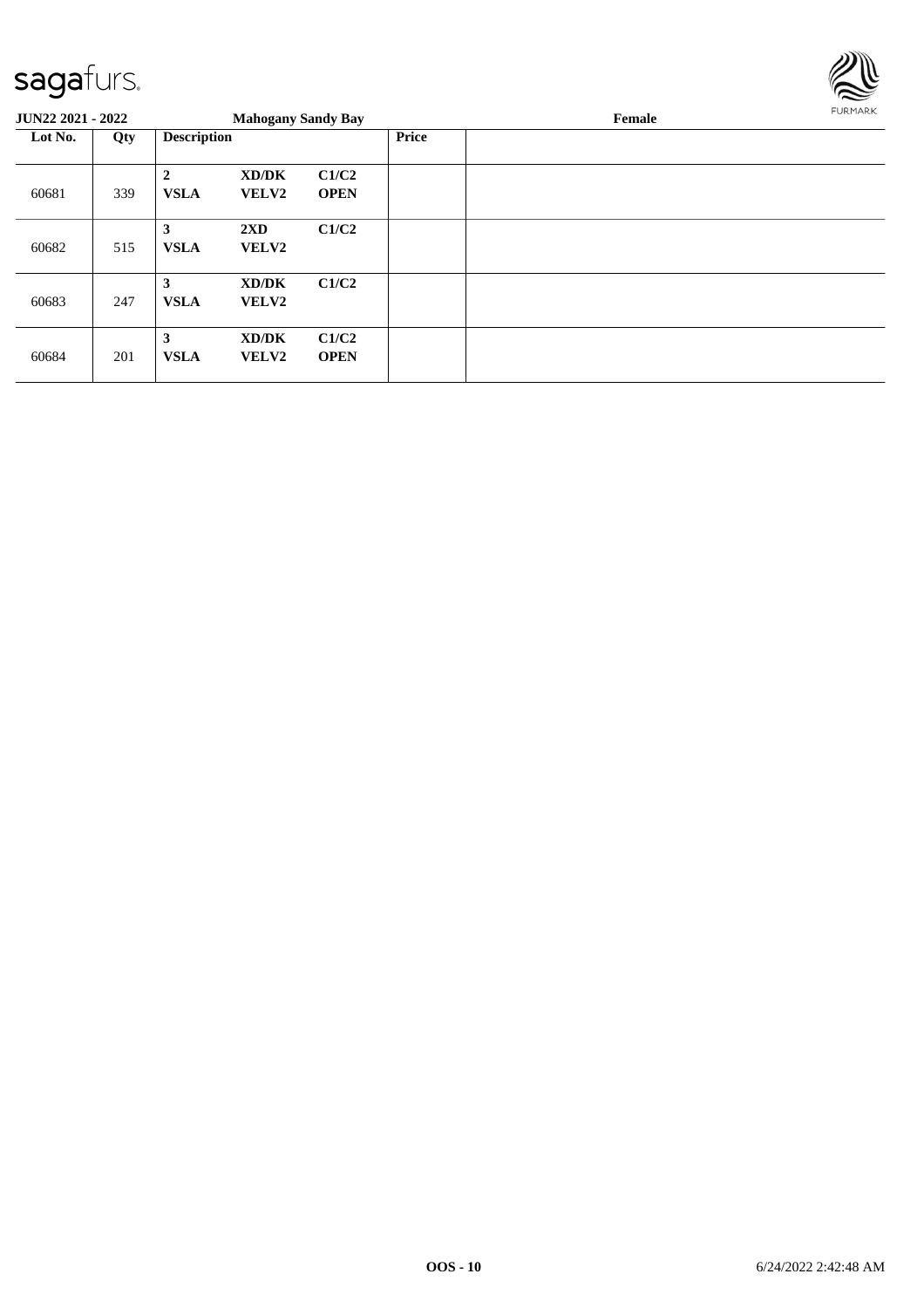**JUN22 2021 - 2022** **Mahogany Sandy Bay** **Female**

| Lot No. | Qty | Description | | | Price | |
|---|---|---|---|---|---|---|
| 60681 | 339 | **2** **VSLA** | **XD/DK** **VELV2** | **C1/C2** **OPEN** | | |
| 60682 | 515 | **3** **VSLA** | **2XD** **VELV2** | **C1/C2** | | |
| 60683 | 247 | **3** **VSLA** | **XD/DK** **VELV2** | **C1/C2** | | |
| 60684 | 201 | **3** **VSLA** | **XD/DK** **VELV2** | **C1/C2** **OPEN** | | |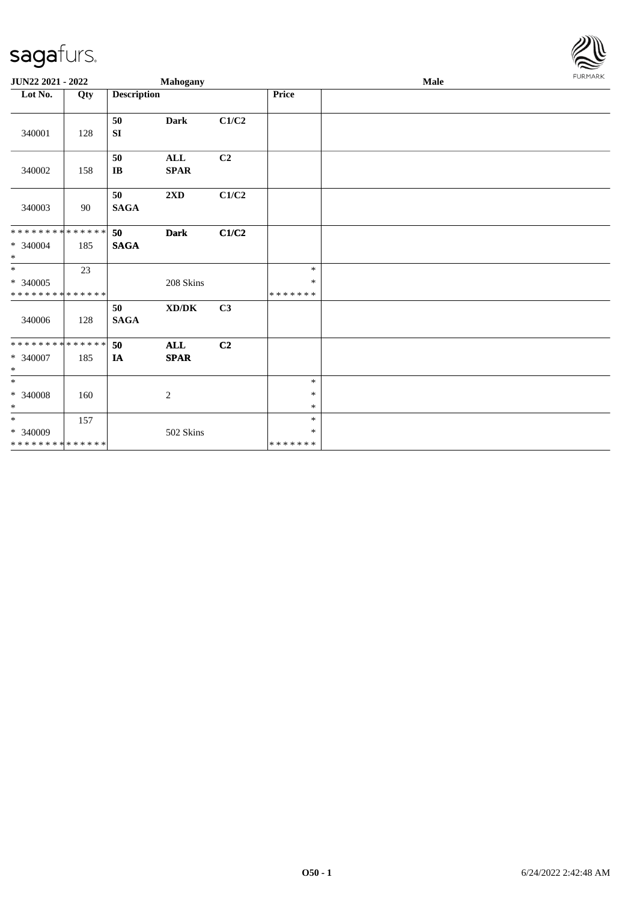JUN22 2021 - 2022 **Mahogany** **Male**

| Lot No. | Qty | Description | | | Price | |
|---|---|---|---|---|---|---|
| 340001 | 128 | **50** **SI** | **Dark** | **C1/C2** | | |
| 340002 | 158 | **50** **IB** | **ALL** **SPAR** | **C2** | | |
| 340003 | 90 | **50** **SAGA** | **2XD** | **C1/C2** | | |
| * * * * * * * * * * * * * * * 340004 * | 185 | **50** **SAGA** | **Dark** | **C1/C2** | | |
| * * 340005 * * * * * * * * * * * * * * | 23 | | 208 Skins | | * * * * * * * * * | |
| 340006 | 128 | **50** **SAGA** | **XD/DK** | **C3** | | |
| * * * * * * * * * * * * * * * 340007 * | 185 | **50** **IA** | **ALL** **SPAR** | **C2** | | |
| * * 340008 * | 160 | | 2 | | * * * | |
| * * 340009 * * * * * * * * * * * * * * | 157 | | 502 Skins | | * * * * * * * * * | |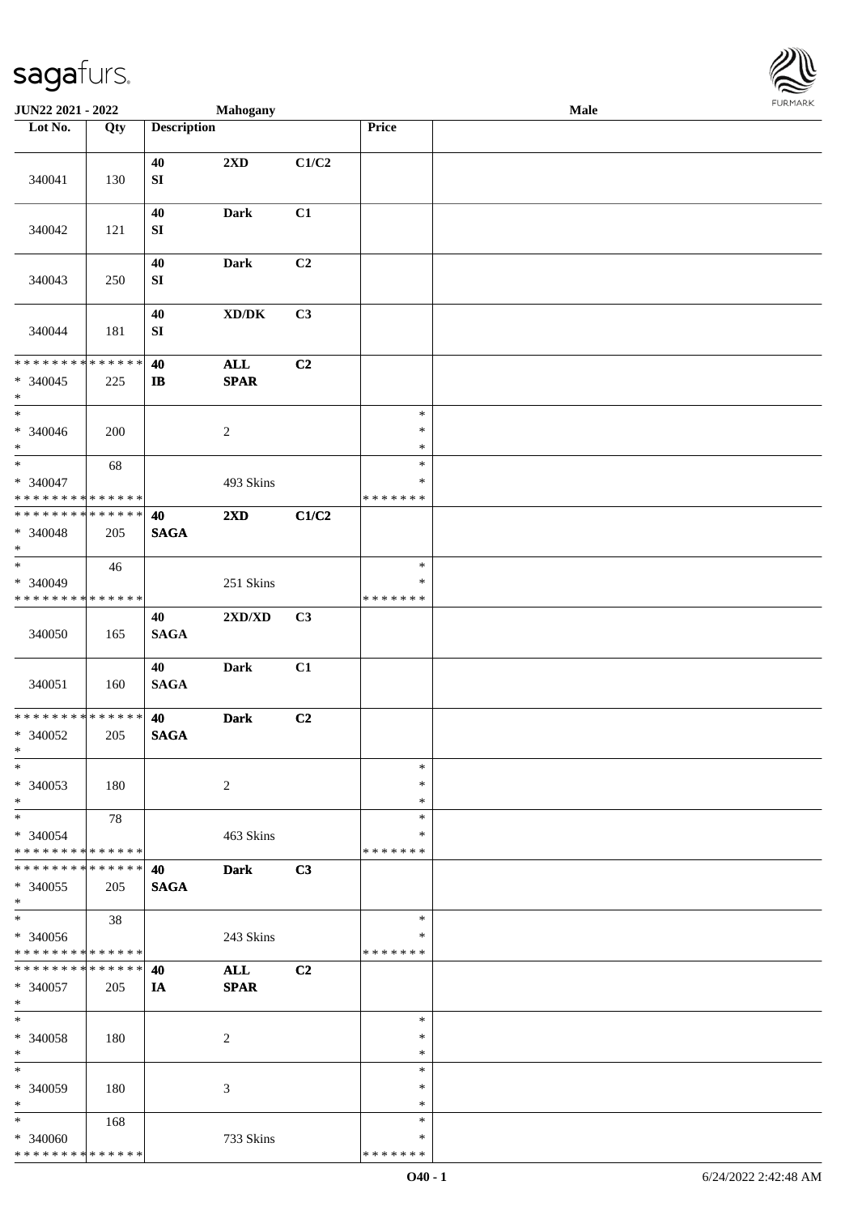JUN22 2021 - 2022 Mahogany Male

| Lot No. | Qty | Description | | | Price | |
|---|---|---|---|---|---|---|
| 340041 | 130 | 40 SI | 2XD | C1/C2 | | |
| 340042 | 121 | 40 SI | Dark | C1 | | |
| 340043 | 250 | 40 SI | Dark | C2 | | |
| 340044 | 181 | 40 SI | XD/DK | C3 | | |
| * * * * * * * * * * * * * * * 340045 * | 225 | 40 IB | ALL SPAR | C2 | | |
| * * 340046 * | 200 | | 2 | | * * * | |
| * * 340047 * * * * * * * * * * * * * * | 68 | | 493 Skins | | * * * * * * * * | |
| * * * * * * * * * * * * * * * 340048 * | 205 | 40 SAGA | 2XD | C1/C2 | | |
| * * 340049 * * * * * * * * * * * * * * | 46 | | 251 Skins | | * * * * * * * * | |
| 340050 | 165 | 40 SAGA | 2XD/XD | C3 | | |
| 340051 | 160 | 40 SAGA | Dark | C1 | | |
| * * * * * * * * * * * * * * * 340052 * | 205 | 40 SAGA | Dark | C2 | | |
| * * 340053 * | 180 | | 2 | | * * * | |
| * * 340054 * * * * * * * * * * * * * * | 78 | | 463 Skins | | * * * * * * * * | |
| * * * * * * * * * * * * * * * 340055 * | 205 | 40 SAGA | Dark | C3 | | |
| * * 340056 * * * * * * * * * * * * * * | 38 | | 243 Skins | | * * * * * * * * | |
| * * * * * * * * * * * * * * * 340057 * | 205 | 40 IA | ALL SPAR | C2 | | |
| * * 340058 * | 180 | | 2 | | * * * | |
| * * 340059 * | 180 | | 3 | | * * * | |
| * * 340060 * * * * * * * * * * * * * * | 168 | | 733 Skins | | * * * * * * * * | |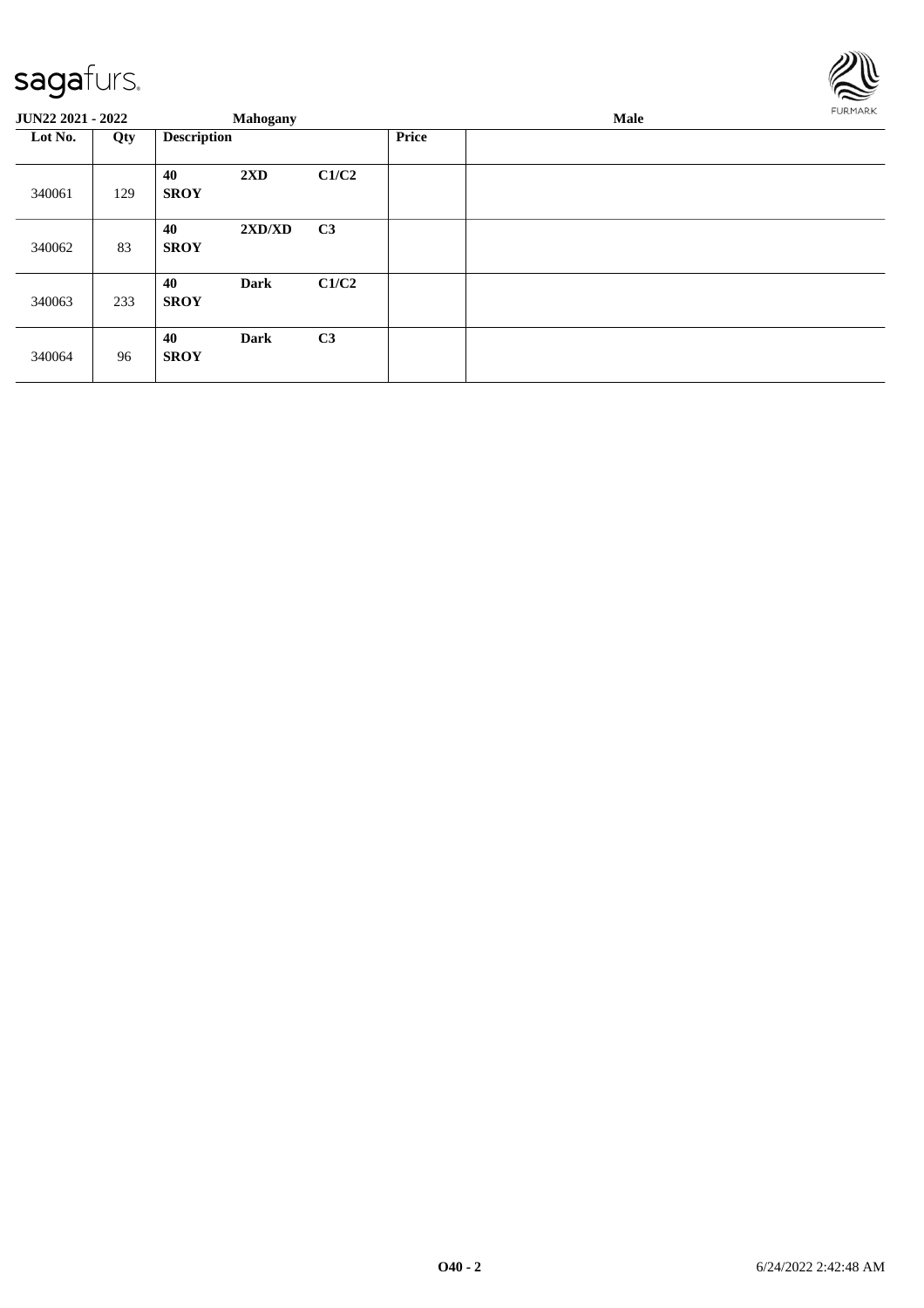| JUN22 2021 - 2022 | | Mahogany | | | | Male |
|---|---|---|---|---|---|---|
| **Lot No.** | **Qty** | **Description** | | | **Price** | |
| 340061 | 129 | **40** **SROY** | **2XD** | **C1/C2** | | |
| 340062 | 83 | **40** **SROY** | **2XD/XD** | **C3** | | |
| 340063 | 233 | **40** **SROY** | **Dark** | **C1/C2** | | |
| 340064 | 96 | **40** **SROY** | **Dark** | **C3** | | |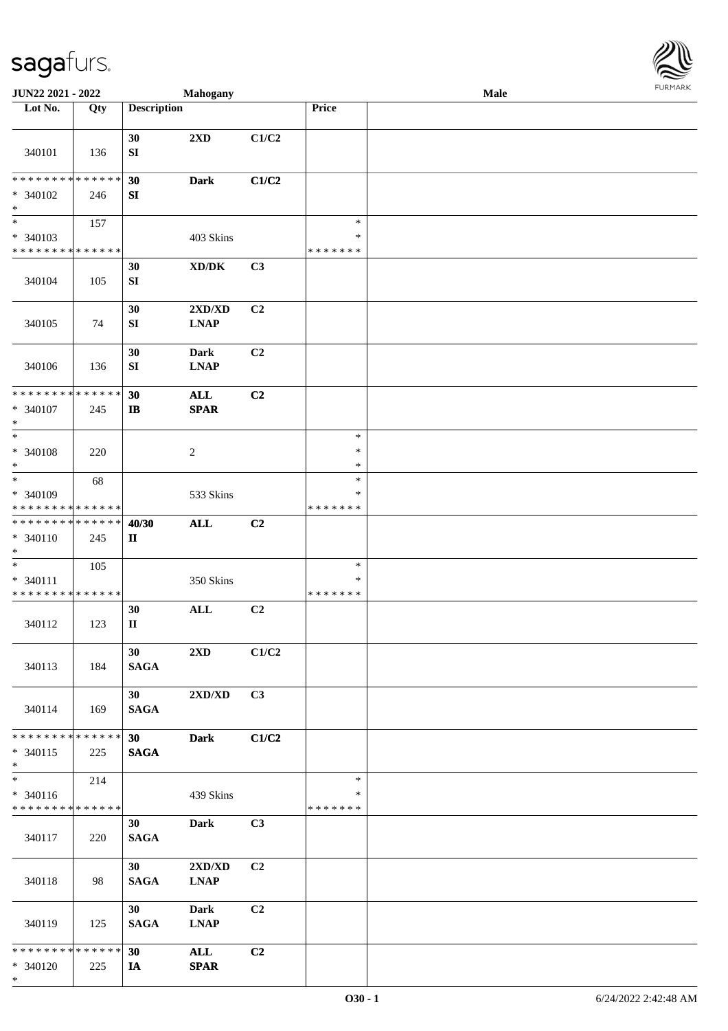| Lot No. | Qty | Description | | | Price | |
|---|---|---|---|---|---|---|
| 340101 | 136 | 30 SI | 2XD | C1/C2 | | |
| * * * * * * * * * * * * * * * 340102 * | 246 | 30 SI | Dark | C1/C2 | | |
| * * 340103 * * * * * * * * * * * * * * | 157 | | 403 Skins | | * * * * * * * * * | |
| 340104 | 105 | 30 SI | XD/DK | C3 | | |
| 340105 | 74 | 30 SI | 2XD/XD LNAP | C2 | | |
| 340106 | 136 | 30 SI | Dark LNAP | C2 | | |
| * * * * * * * * * * * * * * * 340107 * | 245 | 30 IB | ALL SPAR | C2 | | |
| * * 340108 * | 220 | | 2 | | * * * | |
| * * 340109 * * * * * * * * * * * * * * | 68 | | 533 Skins | | * * * * * * * * * | |
| * * * * * * * * * * * * * * * 340110 * | 245 | 40/30 II | ALL | C2 | | |
| * * 340111 * * * * * * * * * * * * * * | 105 | | 350 Skins | | * * * * * * * * * | |
| 340112 | 123 | 30 II | ALL | C2 | | |
| 340113 | 184 | 30 SAGA | 2XD | C1/C2 | | |
| 340114 | 169 | 30 SAGA | 2XD/XD | C3 | | |
| * * * * * * * * * * * * * * * 340115 * | 225 | 30 SAGA | Dark | C1/C2 | | |
| * * 340116 * * * * * * * * * * * * * * | 214 | | 439 Skins | | * * * * * * * * * | |
| 340117 | 220 | 30 SAGA | Dark | C3 | | |
| 340118 | 98 | 30 SAGA | 2XD/XD LNAP | C2 | | |
| 340119 | 125 | 30 SAGA | Dark LNAP | C2 | | |
| * * * * * * * * * * * * * * * 340120 * | 225 | 30 IA | ALL SPAR | C2 | | |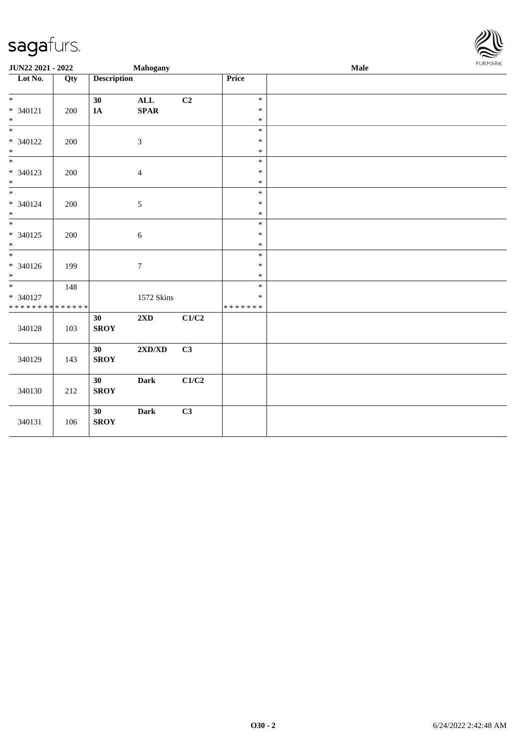JUN22 2021 - 2022 | Mahogany | Male

| Lot No. | Qty | Description | | | Price | |
|---|---|---|---|---|---|---|
| * | | 30 | ALL | C2 | * | |
| * 340121 | 200 | IA | SPAR | | * | |
| * | | | | | * | |
| * | | | | | * | |
| * 340122 | 200 | | 3 | | * | |
| * | | | | | * | |
| * | | | | | * | |
| * 340123 | 200 | | 4 | | * | |
| * | | | | | * | |
| * | | | | | * | |
| * 340124 | 200 | | 5 | | * | |
| * | | | | | * | |
| * | | | | | * | |
| * 340125 | 200 | | 6 | | * | |
| * | | | | | * | |
| * | | | | | * | |
| * 340126 | 199 | | 7 | | * | |
| * | | | | | * | |
| * | 148 | | | | * | |
| * 340127 | | | 1572 Skins | | * | |
| * * * * * * * * * * * * * * | | | | | * * * * * * * | |
| 340128 | 103 | 30 SROY | 2XD | C1/C2 | | |
| 340129 | 143 | 30 SROY | 2XD/XD | C3 | | |
| 340130 | 212 | 30 SROY | Dark | C1/C2 | | |
| 340131 | 106 | 30 SROY | Dark | C3 | | |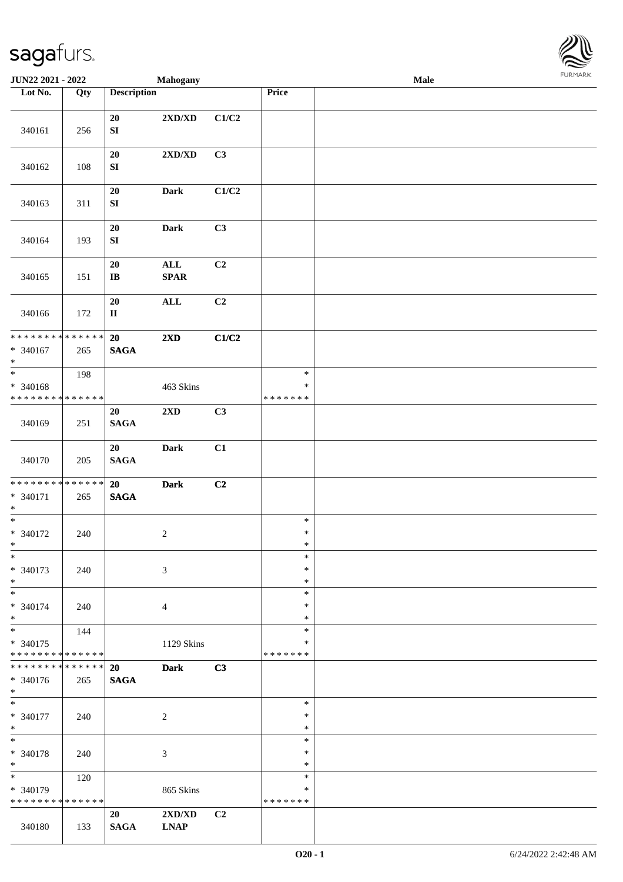| Lot No. | Qty | Description | | | Price | |
|---|---|---|---|---|---|---|
| 340161 | 256 | 20 SI | 2XD/XD | C1/C2 | | |
| 340162 | 108 | 20 SI | 2XD/XD | C3 | | |
| 340163 | 311 | 20 SI | Dark | C1/C2 | | |
| 340164 | 193 | 20 SI | Dark | C3 | | |
| 340165 | 151 | 20 IB | ALL SPAR | C2 | | |
| 340166 | 172 | 20 II | ALL | C2 | | |
| * * * * * * * * * * * * * * * 340167 * | 265 | 20 SAGA | 2XD | C1/C2 | | |
| * * 340168 * * * * * * * * * * * * * * | 198 | | 463 Skins | | * * * * * * * * | |
| 340169 | 251 | 20 SAGA | 2XD | C3 | | |
| 340170 | 205 | 20 SAGA | Dark | C1 | | |
| * * * * * * * * * * * * * * * 340171 * | 265 | 20 SAGA | Dark | C2 | | |
| * * 340172 * | 240 | | 2 | | * * * | |
| * * 340173 * | 240 | | 3 | | * * * | |
| * * 340174 * | 240 | | 4 | | * * * | |
| * * 340175 * * * * * * * * * * * * * * | 144 | | 1129 Skins | | * * * * * * * * | |
| * * * * * * * * * * * * * * * 340176 * | 265 | 20 SAGA | Dark | C3 | | |
| * * 340177 * | 240 | | 2 | | * * * | |
| * * 340178 * | 240 | | 3 | | * * * | |
| * * 340179 * * * * * * * * * * * * * * | 120 | | 865 Skins | | * * * * * * * * | |
| 340180 | 133 | 20 SAGA | 2XD/XD LNAP | C2 | | |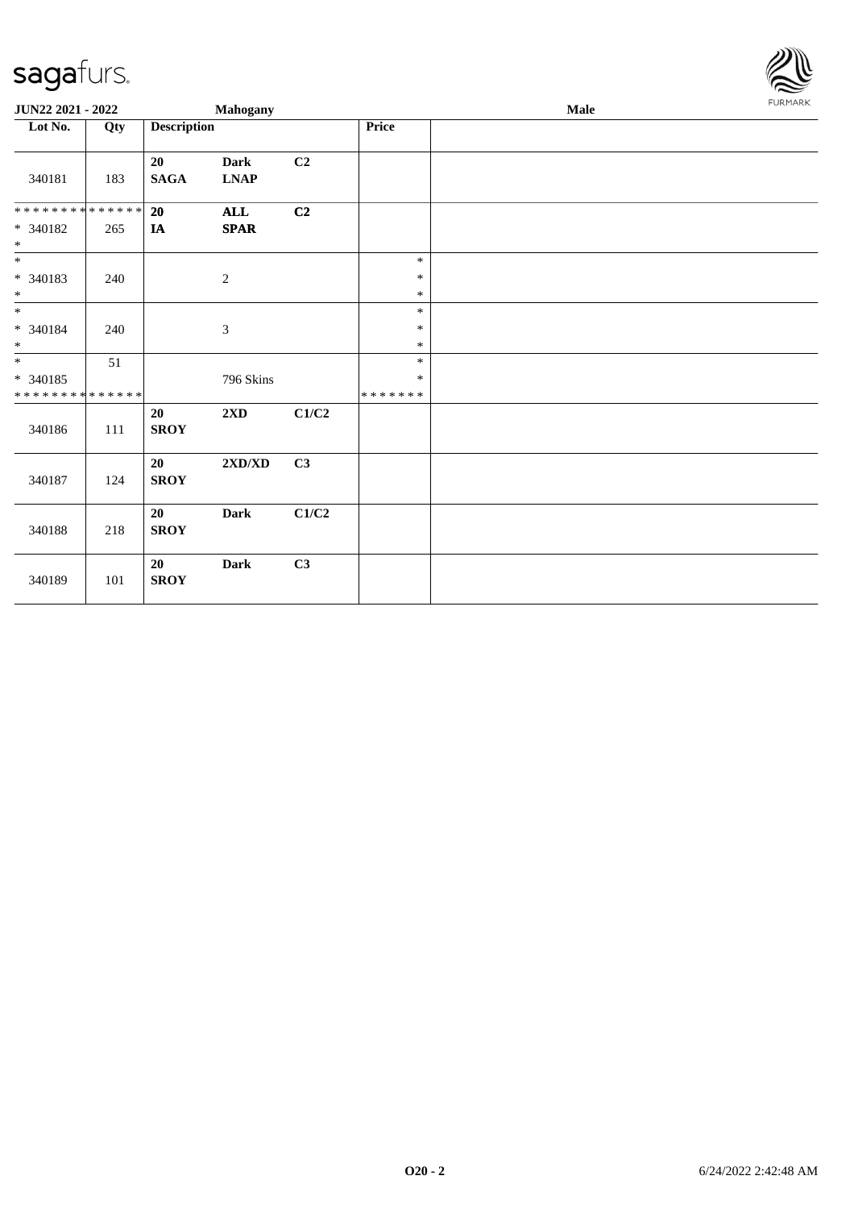JUN22 2021 - 2022 | Mahogany | Male

| Lot No. | Qty | Description | | | Price | |
|---|---|---|---|---|---|---|
| 340181 | 183 | 20 SAGA | Dark LNAP | C2 | | |
| * * * * * * * * * * * * * * * 340182 * | 265 | 20 IA | ALL SPAR | C2 | | |
| * * 340183 * | 240 | | 2 | | * * * | |
| * * 340184 * | 240 | | 3 | | * * * | |
| * * 340185 * * * * * * * * * * * * * * | 51 | | 796 Skins | | * * * * * * * * | |
| 340186 | 111 | 20 SROY | 2XD | C1/C2 | | |
| 340187 | 124 | 20 SROY | 2XD/XD | C3 | | |
| 340188 | 218 | 20 SROY | Dark | C1/C2 | | |
| 340189 | 101 | 20 SROY | Dark | C3 | | |

O20 - 2

6/24/2022 2:42:48 AM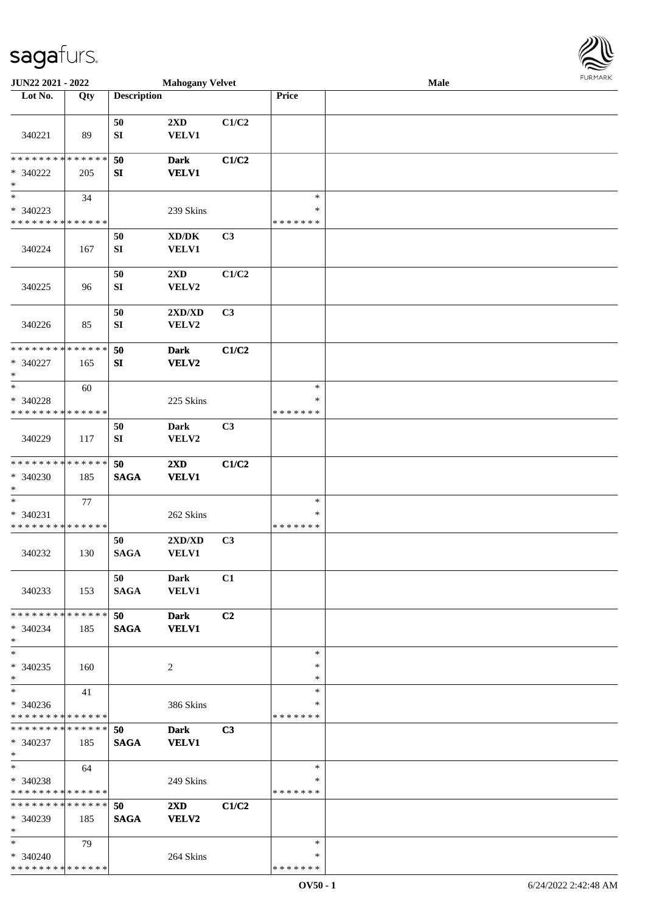| Lot No. | Qty | Description | | | Price | |
|---|---|---|---|---|---|---|
| 340221 | 89 | 50<br>SI | 2XD<br>VELV1 | C1/C2 | | |
| * * * * * * * * * * * * * *<br>* 340222<br>* | 205 | **50**<br>**SI** | **Dark**<br>**VELV1** | **C1/C2** | | |
| *<br>* 340223<br>* * * * * * * * * * * * * * | 34 | | 239 Skins | | *<br>*<br>* * * * * * * | |
| 340224 | 167 | 50<br>SI | XD/DK<br>VELV1 | C3 | | |
| 340225 | 96 | 50<br>SI | 2XD<br>VELV2 | C1/C2 | | |
| 340226 | 85 | 50<br>SI | 2XD/XD<br>VELV2 | C3 | | |
| * * * * * * * * * * * * * *<br>* 340227<br>* | 165 | **50**<br>**SI** | **Dark**<br>**VELV2** | **C1/C2** | | |
| *<br>* 340228<br>* * * * * * * * * * * * * * | 60 | | 225 Skins | | *<br>*<br>* * * * * * * | |
| 340229 | 117 | 50<br>SI | Dark<br>VELV2 | C3 | | |
| * * * * * * * * * * * * * *<br>* 340230<br>* | 185 | **50**<br>**SAGA** | **2XD**<br>**VELV1** | **C1/C2** | | |
| *<br>* 340231<br>* * * * * * * * * * * * * * | 77 | | 262 Skins | | *<br>*<br>* * * * * * * | |
| 340232 | 130 | 50<br>SAGA | 2XD/XD<br>VELV1 | C3 | | |
| 340233 | 153 | 50<br>SAGA | Dark<br>VELV1 | C1 | | |
| * * * * * * * * * * * * * *<br>* 340234<br>* | 185 | **50**<br>**SAGA** | **Dark**<br>**VELV1** | **C2** | | |
| *<br>* 340235<br>* | 160 | | 2 | | *<br>*<br>* | |
| *<br>* 340236<br>* * * * * * * * * * * * * * | 41 | | 386 Skins | | *<br>*<br>* * * * * * * | |
| * * * * * * * * * * * * * *<br>* 340237<br>* | 185 | **50**<br>**SAGA** | **Dark**<br>**VELV1** | **C3** | | |
| *<br>* 340238<br>* * * * * * * * * * * * * * | 64 | | 249 Skins | | *<br>*<br>* * * * * * * | |
| * * * * * * * * * * * * * *<br>* 340239<br>* | 185 | **50**<br>**SAGA** | **2XD**<br>**VELV2** | **C1/C2** | | |
| *<br>* 340240<br>* * * * * * * * * * * * * * | 79 | | 264 Skins | | *<br>*<br>* * * * * * * | |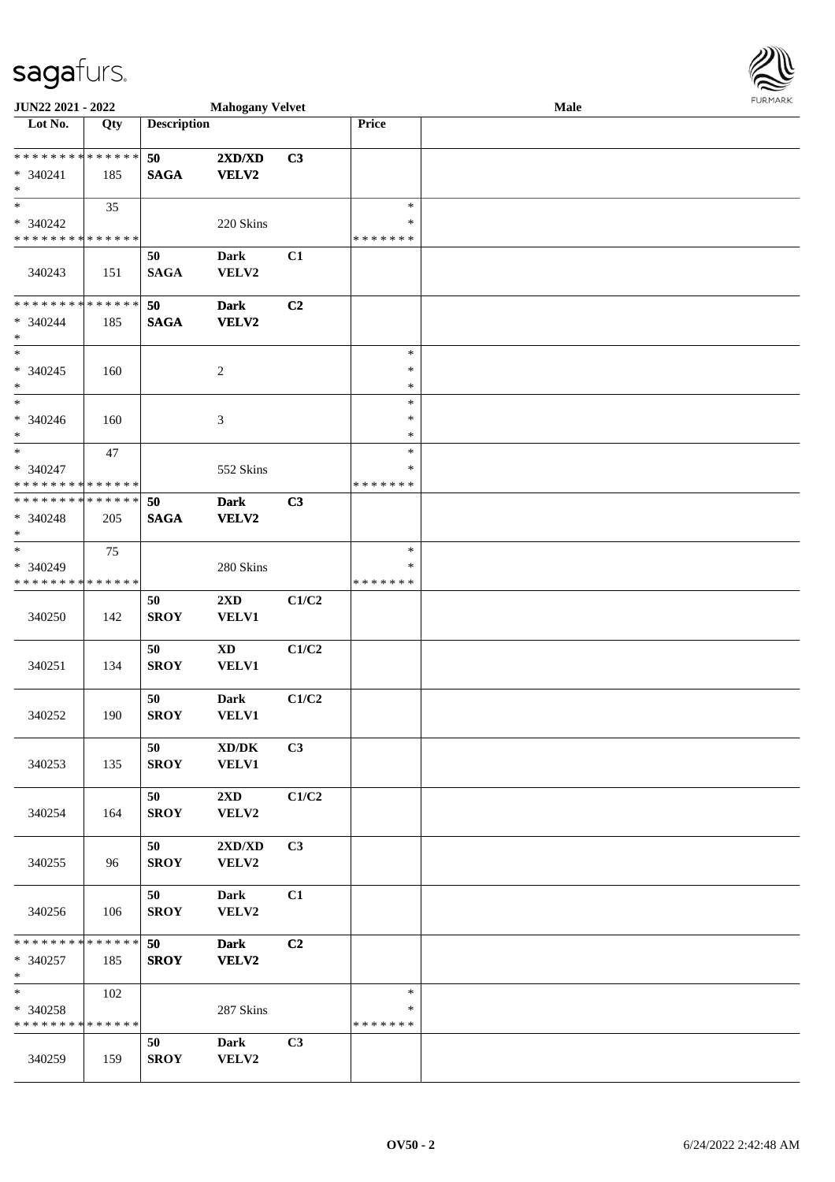**JUN22 2021 - 2022** **Mahogany Velvet** **Male**

| Lot No. | Qty | Description | | | Price | |
|---|---|---|---|---|---|---|
| * * * * * * * * * * * * * * | | 50 | 2XD/XD | C3 | | |
| * 340241 | 185 | SAGA | VELV2 | | | |
| * | | | | | | |
| * | 35 | | | | * | |
| * 340242 | | | 220 Skins | | * | |
| * * * * * * * * * * * * * * | | | | | * * * * * * * | |
| | | 50 | Dark | C1 | | |
| 340243 | 151 | SAGA | VELV2 | | | |
| * * * * * * * * * * * * * * | | 50 | Dark | C2 | | |
| * 340244 | 185 | SAGA | VELV2 | | | |
| * | | | | | | |
| * | | | | | * | |
| * 340245 | 160 | | 2 | | * | |
| * | | | | | * | |
| * | | | | | * | |
| * 340246 | 160 | | 3 | | * | |
| * | | | | | * | |
| * | 47 | | | | * | |
| * 340247 | | | 552 Skins | | * | |
| * * * * * * * * * * * * * * | | | | | * * * * * * * | |
| * * * * * * * * * * * * * * | | 50 | Dark | C3 | | |
| * 340248 | 205 | SAGA | VELV2 | | | |
| * | | | | | | |
| * | 75 | | | | * | |
| * 340249 | | | 280 Skins | | * | |
| * * * * * * * * * * * * * * | | | | | * * * * * * * | |
| | | 50 | 2XD | C1/C2 | | |
| 340250 | 142 | SROY | VELV1 | | | |
| | | 50 | XD | C1/C2 | | |
| 340251 | 134 | SROY | VELV1 | | | |
| | | 50 | Dark | C1/C2 | | |
| 340252 | 190 | SROY | VELV1 | | | |
| | | 50 | XD/DK | C3 | | |
| 340253 | 135 | SROY | VELV1 | | | |
| | | 50 | 2XD | C1/C2 | | |
| 340254 | 164 | SROY | VELV2 | | | |
| | | 50 | 2XD/XD | C3 | | |
| 340255 | 96 | SROY | VELV2 | | | |
| | | 50 | Dark | C1 | | |
| 340256 | 106 | SROY | VELV2 | | | |
| * * * * * * * * * * * * * * | | 50 | Dark | C2 | | |
| * 340257 | 185 | SROY | VELV2 | | | |
| * | | | | | | |
| * | 102 | | | | * | |
| * 340258 | | | 287 Skins | | * | |
| * * * * * * * * * * * * * * | | | | | * * * * * * * | |
| | | 50 | Dark | C3 | | |
| 340259 | 159 | SROY | VELV2 | | | |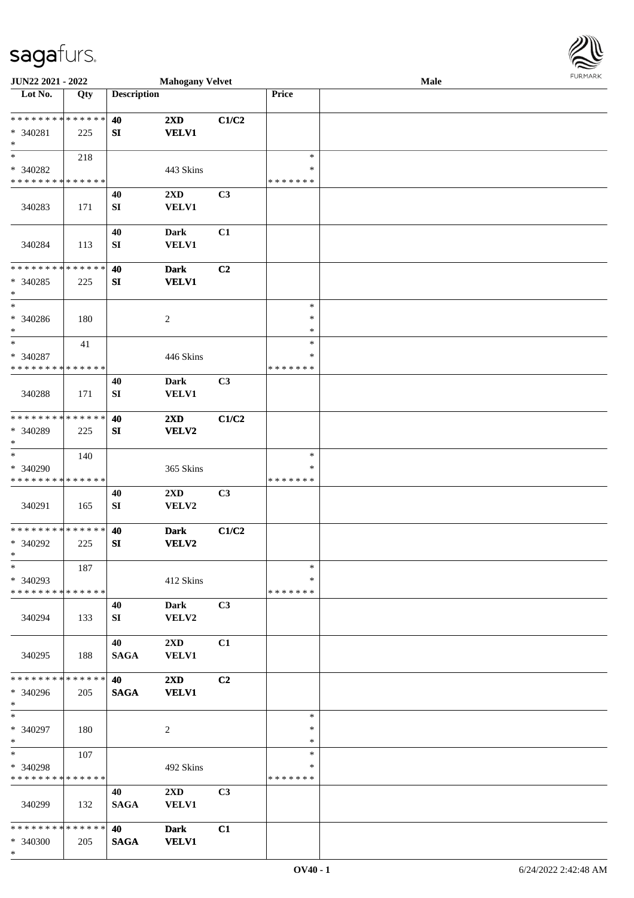**JUN22 2021 - 2022** **Mahogany Velvet** **Male**

| Lot No. | Qty | Description | | | Price | |
|---|---|---|---|---|---|---|
| * * * * * * * * * * * * * * | | **40** | **2XD** | **C1/C2** | | |
| * 340281 | 225 | **SI** | **VELV1** | | | |
| * | | | | | | |
| * | 218 | | | | * | |
| * 340282 | | | 443 Skins | | * | |
| * * * * * * * * * * * * * * | | | | | * * * * * * * | |
| | | 40 | 2XD | C3 | | |
| 340283 | 171 | SI | VELV1 | | | |
| | | 40 | Dark | C1 | | |
| 340284 | 113 | SI | VELV1 | | | |
| * * * * * * * * * * * * * * | | **40** | **Dark** | **C2** | | |
| * 340285 | 225 | **SI** | **VELV1** | | | |
| * | | | | | | |
| * | | | | | * | |
| * 340286 | 180 | | 2 | | * | |
| * | | | | | * | |
| * | 41 | | | | * | |
| * 340287 | | | 446 Skins | | * | |
| * * * * * * * * * * * * * * | | | | | * * * * * * * | |
| | | 40 | Dark | C3 | | |
| 340288 | 171 | SI | VELV1 | | | |
| * * * * * * * * * * * * * * | | **40** | **2XD** | **C1/C2** | | |
| * 340289 | 225 | **SI** | **VELV2** | | | |
| * | | | | | | |
| * | 140 | | | | * | |
| * 340290 | | | 365 Skins | | * | |
| * * * * * * * * * * * * * * | | | | | * * * * * * * | |
| | | 40 | 2XD | C3 | | |
| 340291 | 165 | SI | VELV2 | | | |
| * * * * * * * * * * * * * * | | **40** | **Dark** | **C1/C2** | | |
| * 340292 | 225 | **SI** | **VELV2** | | | |
| * | | | | | | |
| * | 187 | | | | * | |
| * 340293 | | | 412 Skins | | * | |
| * * * * * * * * * * * * * * | | | | | * * * * * * * | |
| | | 40 | Dark | C3 | | |
| 340294 | 133 | SI | VELV2 | | | |
| | | 40 | 2XD | C1 | | |
| 340295 | 188 | SAGA | VELV1 | | | |
| * * * * * * * * * * * * * * | | **40** | **2XD** | **C2** | | |
| * 340296 | 205 | **SAGA** | **VELV1** | | | |
| * | | | | | | |
| * | | | | | * | |
| * 340297 | 180 | | 2 | | * | |
| * | | | | | * | |
| * | 107 | | | | * | |
| * 340298 | | | 492 Skins | | * | |
| * * * * * * * * * * * * * * | | | | | * * * * * * * | |
| | | 40 | 2XD | C3 | | |
| 340299 | 132 | SAGA | VELV1 | | | |
| * * * * * * * * * * * * * * | | **40** | **Dark** | **C1** | | |
| * 340300 | 205 | **SAGA** | **VELV1** | | | |
| * | | | | | | |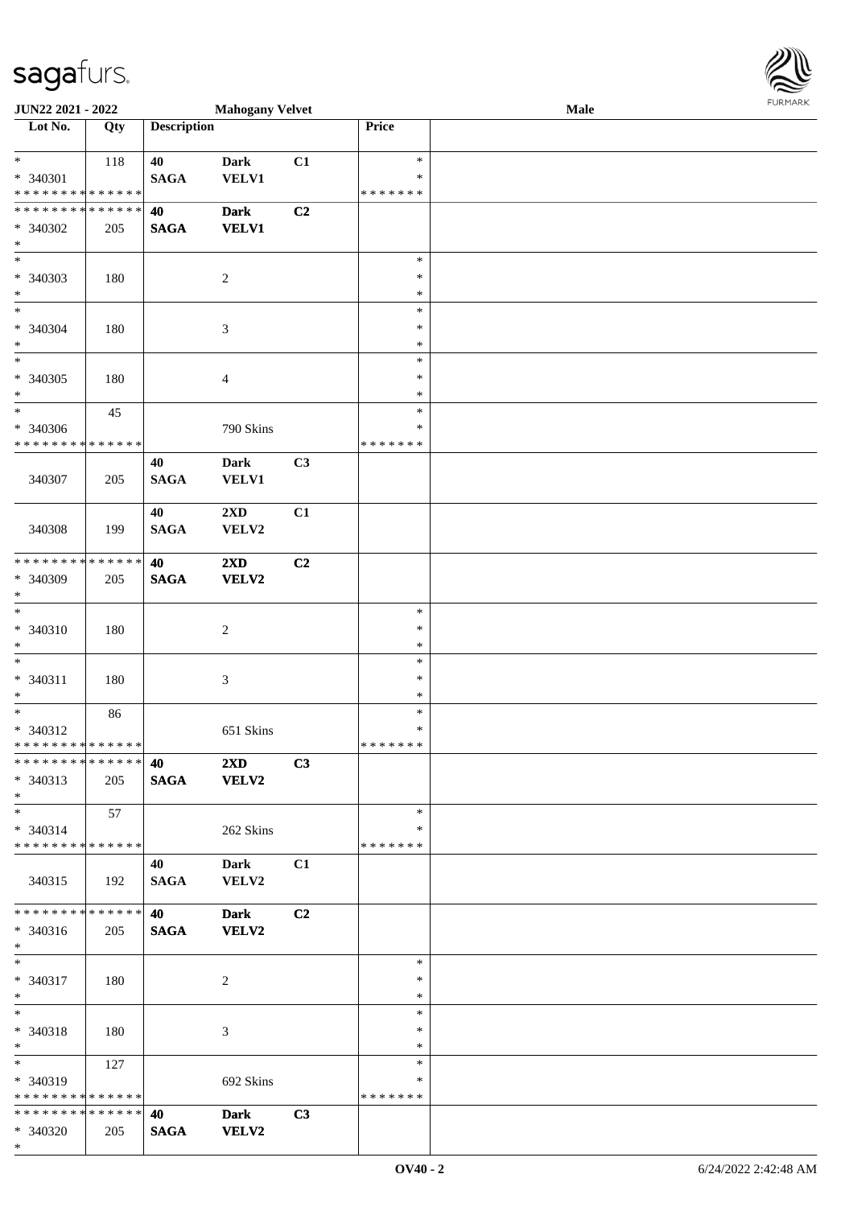JUN22 2021 - 2022 | Mahogany Velvet | Male

| Lot No. | Qty | Description | | | Price | |
|---|---|---|---|---|---|---|
| * | 118 | 40 | Dark | C1 | * | |
| * 340301 | | SAGA | VELV1 | | * | |
| * * * * * * * * * * * * * * | | | | | * * * * * * * | |
| * * * * * * * * * * * * * * | | 40 | Dark | C2 | | |
| * 340302 | 205 | SAGA | VELV1 | | | |
| * | | | | | | |
| * | | | | | * | |
| * 340303 | 180 | | 2 | | * | |
| * | | | | | * | |
| * | | | | | * | |
| * 340304 | 180 | | 3 | | * | |
| * | | | | | * | |
| * | | | | | * | |
| * 340305 | 180 | | 4 | | * | |
| * | | | | | * | |
| * | 45 | | | | * | |
| * 340306 | | | 790 Skins | | * | |
| * * * * * * * * * * * * * * | | | | | * * * * * * * | |
| 340307 | 205 | 40 SAGA | Dark VELV1 | C3 | | |
| 340308 | 199 | 40 SAGA | 2XD VELV2 | C1 | | |
| * * * * * * * * * * * * * * | | 40 | 2XD | C2 | | |
| * 340309 | 205 | SAGA | VELV2 | | | |
| * | | | | | | |
| * | | | | | * | |
| * 340310 | 180 | | 2 | | * | |
| * | | | | | * | |
| * | | | | | * | |
| * 340311 | 180 | | 3 | | * | |
| * | | | | | * | |
| * | 86 | | | | * | |
| * 340312 | | | 651 Skins | | * | |
| * * * * * * * * * * * * * * | | | | | * * * * * * * | |
| * * * * * * * * * * * * * * | | 40 | 2XD | C3 | | |
| * 340313 | 205 | SAGA | VELV2 | | | |
| * | | | | | | |
| * | 57 | | | | * | |
| * 340314 | | | 262 Skins | | * | |
| * * * * * * * * * * * * * * | | | | | * * * * * * * | |
| 340315 | 192 | 40 SAGA | Dark VELV2 | C1 | | |
| * * * * * * * * * * * * * * | | 40 | Dark | C2 | | |
| * 340316 | 205 | SAGA | VELV2 | | | |
| * | | | | | | |
| * | | | | | * | |
| * 340317 | 180 | | 2 | | * | |
| * | | | | | * | |
| * | | | | | * | |
| * 340318 | 180 | | 3 | | * | |
| * | | | | | * | |
| * | 127 | | | | * | |
| * 340319 | | | 692 Skins | | * | |
| * * * * * * * * * * * * * * | | | | | * * * * * * * | |
| * * * * * * * * * * * * * * | | 40 | Dark | C3 | | |
| * 340320 | 205 | SAGA | VELV2 | | | |
| * | | | | | | |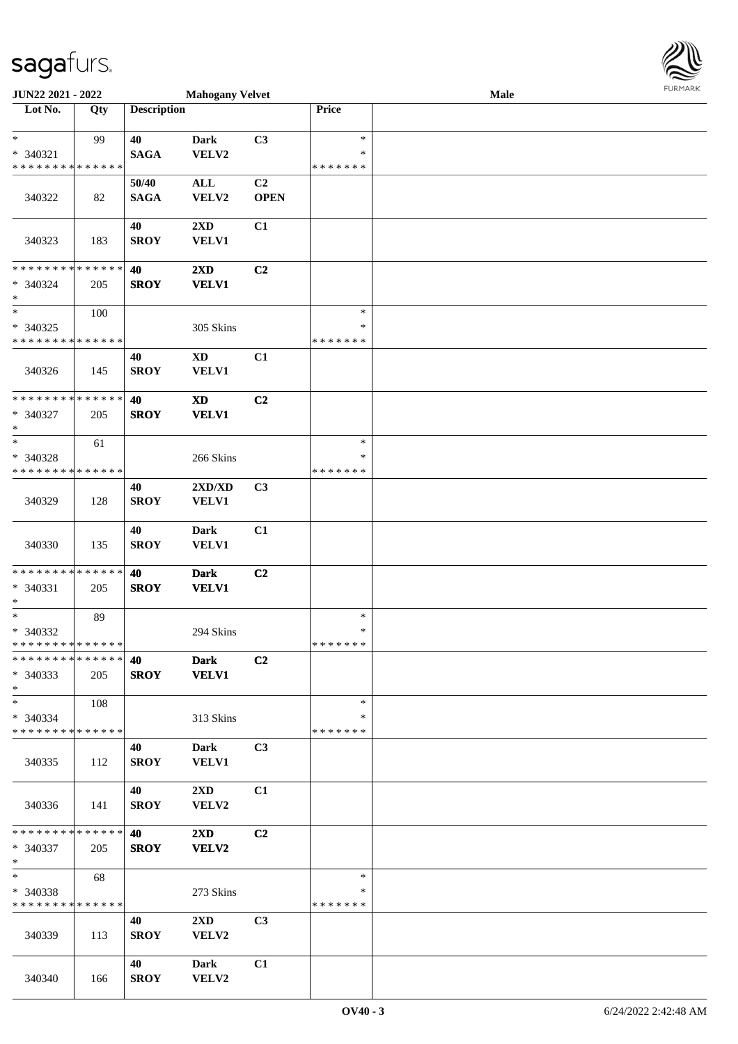| Lot No. | Qty | Description | | | Price | |
|---|---|---|---|---|---|---|
| * | 99 | 40 | Dark | C3 | * | |
| * 340321 | | SAGA | VELV2 | | * | |
| * * * * * * * * * * * * * * | | | | | * * * * * * * | |
| 340322 | 82 | 50/40 SAGA | ALL VELV2 | C2 OPEN | | |
| 340323 | 183 | 40 SROY | 2XD VELV1 | C1 | | |
| * * * * * * * * * * * * * * | | 40 | 2XD | C2 | | |
| * 340324 | 205 | SROY | VELV1 | | | |
| * | | | | | | |
| * | 100 | | | | * | |
| * 340325 | | | 305 Skins | | * | |
| * * * * * * * * * * * * * * | | | | | * * * * * * * | |
| 340326 | 145 | 40 SROY | XD VELV1 | C1 | | |
| * * * * * * * * * * * * * * | | 40 | XD | C2 | | |
| * 340327 | 205 | SROY | VELV1 | | | |
| * | | | | | | |
| * | 61 | | | | * | |
| * 340328 | | | 266 Skins | | * | |
| * * * * * * * * * * * * * * | | | | | * * * * * * * | |
| 340329 | 128 | 40 SROY | 2XD/XD VELV1 | C3 | | |
| 340330 | 135 | 40 SROY | Dark VELV1 | C1 | | |
| * * * * * * * * * * * * * * | | 40 | Dark | C2 | | |
| * 340331 | 205 | SROY | VELV1 | | | |
| * | | | | | | |
| * | 89 | | | | * | |
| * 340332 | | | 294 Skins | | * | |
| * * * * * * * * * * * * * * | | | | | * * * * * * * | |
| * * * * * * * * * * * * * * | | 40 | Dark | C2 | | |
| * 340333 | 205 | SROY | VELV1 | | | |
| * | | | | | | |
| * | 108 | | | | * | |
| * 340334 | | | 313 Skins | | * | |
| * * * * * * * * * * * * * * | | | | | * * * * * * * | |
| 340335 | 112 | 40 SROY | Dark VELV1 | C3 | | |
| 340336 | 141 | 40 SROY | 2XD VELV2 | C1 | | |
| * * * * * * * * * * * * * * | | 40 | 2XD | C2 | | |
| * 340337 | 205 | SROY | VELV2 | | | |
| * | | | | | | |
| * | 68 | | | | * | |
| * 340338 | | | 273 Skins | | * | |
| * * * * * * * * * * * * * * | | | | | * * * * * * * | |
| 340339 | 113 | 40 SROY | 2XD VELV2 | C3 | | |
| 340340 | 166 | 40 SROY | Dark VELV2 | C1 | | |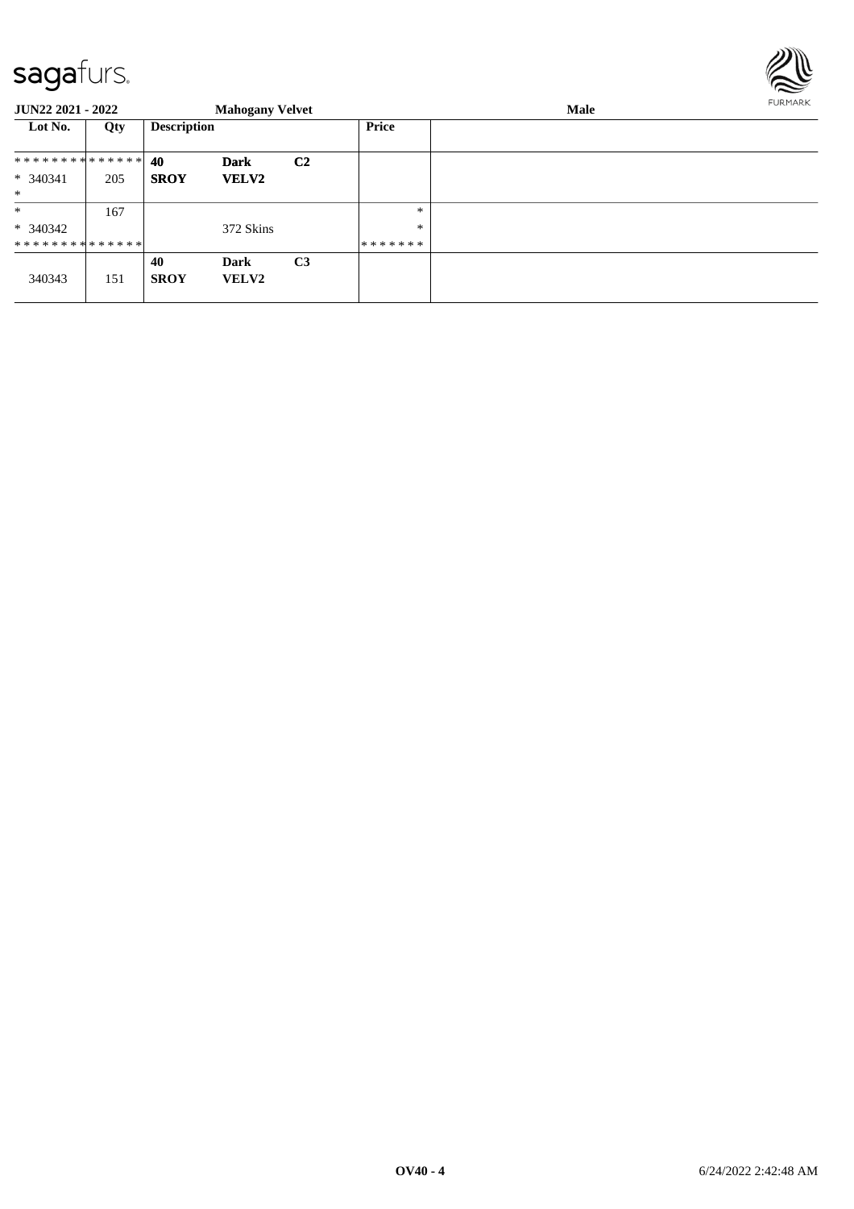| Lot No. | Qty | Description | | | Price | |
|---|---|---|---|---|---|---|
| ************** | | 40 | **Dark** | **C2** | | |
| * 340341 | 205 | **SROY** | **VELV2** | | | |
| * | | | | | | |
| * | 167 | | | | * | |
| * 340342 | | | 372 Skins | | * | |
| ************** | | | | | ******* | |
| | | **40** | **Dark** | **C3** | | |
| 340343 | 151 | **SROY** | **VELV2** | | | |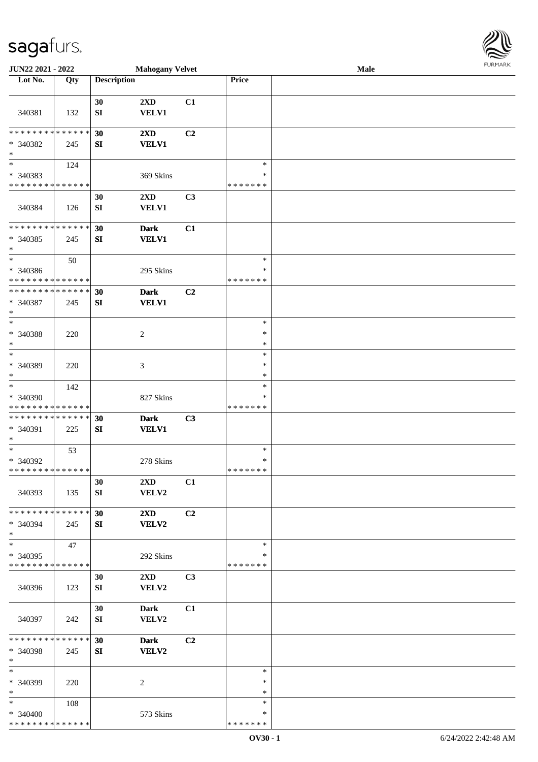JUN22 2021 - 2022 **Mahogany Velvet** **Male**

| Lot No. | Qty | Description | | | Price | |
|---|---|---|---|---|---|---|
| 340381 | 132 | 30 SI | 2XD VELV1 | C1 | | |
| * * * * * * * * * * * * * * * 340382 * | 245 | 30 SI | 2XD VELV1 | C2 | | |
| * * 340383 * * * * * * * * * * * * * * | 124 | | 369 Skins | | * * * * * * * * * | |
| 340384 | 126 | 30 SI | 2XD VELV1 | C3 | | |
| * * * * * * * * * * * * * * * 340385 * | 245 | 30 SI | Dark VELV1 | C1 | | |
| * * 340386 * * * * * * * * * * * * * * | 50 | | 295 Skins | | * * * * * * * * * | |
| * * * * * * * * * * * * * * * 340387 * | 245 | 30 SI | Dark VELV1 | C2 | | |
| * * 340388 * | 220 | | 2 | | * * * | |
| * * 340389 * | 220 | | 3 | | * * * | |
| * * 340390 * * * * * * * * * * * * * * | 142 | | 827 Skins | | * * * * * * * * * | |
| * * * * * * * * * * * * * * * 340391 * | 225 | 30 SI | Dark VELV1 | C3 | | |
| * * 340392 * * * * * * * * * * * * * * | 53 | | 278 Skins | | * * * * * * * * * | |
| 340393 | 135 | 30 SI | 2XD VELV2 | C1 | | |
| * * * * * * * * * * * * * * * 340394 * | 245 | 30 SI | 2XD VELV2 | C2 | | |
| * * 340395 * * * * * * * * * * * * * * | 47 | | 292 Skins | | * * * * * * * * * | |
| 340396 | 123 | 30 SI | 2XD VELV2 | C3 | | |
| 340397 | 242 | 30 SI | Dark VELV2 | C1 | | |
| * * * * * * * * * * * * * * * 340398 * | 245 | 30 SI | Dark VELV2 | C2 | | |
| * * 340399 * | 220 | | 2 | | * * * | |
| * * 340400 * * * * * * * * * * * * * * | 108 | | 573 Skins | | * * * * * * * * * | |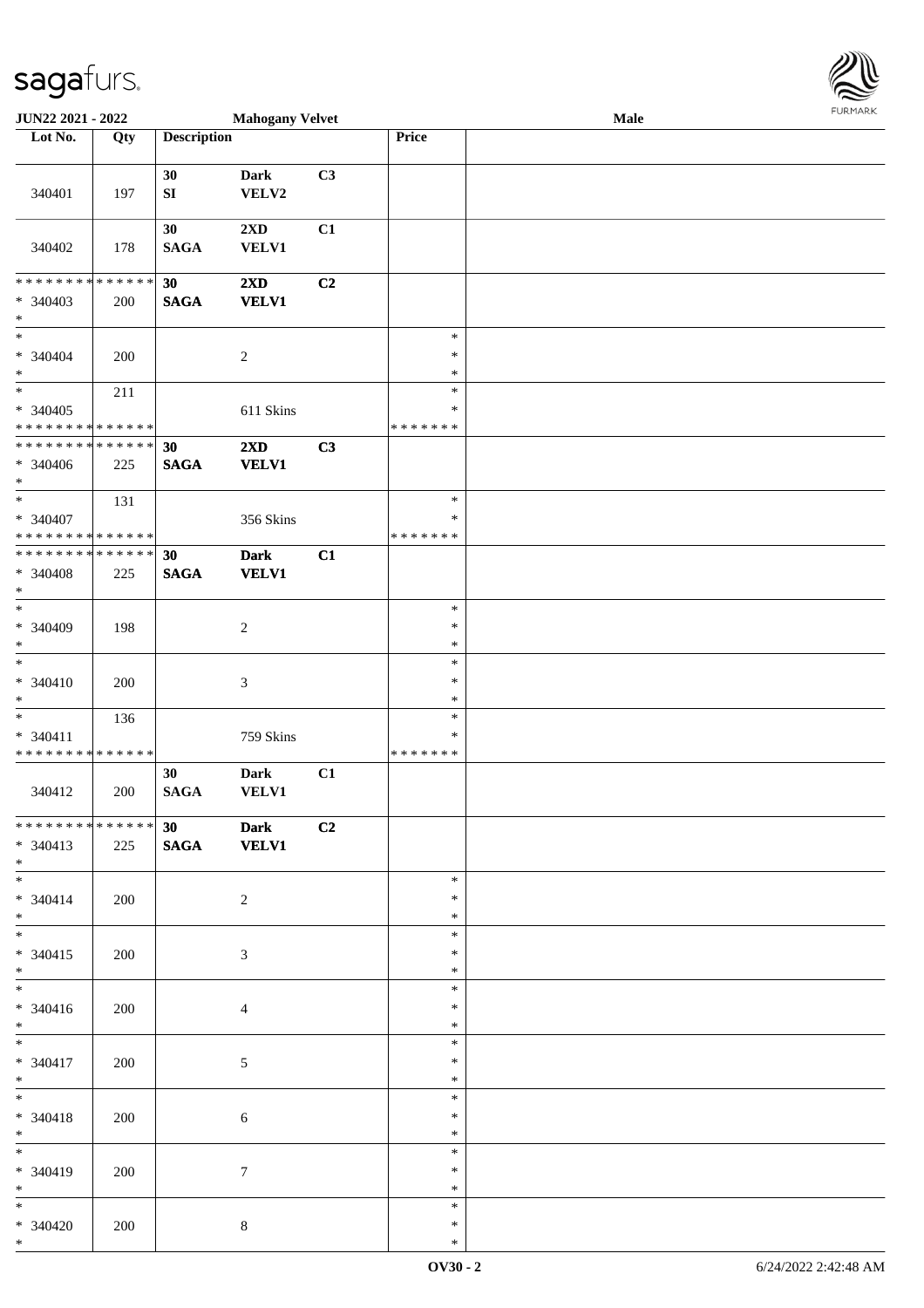**JUN22 2021 - 2022** **Mahogany Velvet** **Male**

| Lot No. | Qty | Description | | | Price | |
|---|---|---|---|---|---|---|
| 340401 | 197 | 30 SI | Dark VELV2 | C3 | | |
| 340402 | 178 | 30 SAGA | 2XD VELV1 | C1 | | |
| * * * * * * * * * * * * * * <br>* 340403<br>* | 200 | **30 SAGA** | **2XD VELV1** | **C2** | | |
| * <br>* 340404<br>* | 200 | | 2 | | * <br>* <br>* | |
| * <br>* 340405<br>* * * * * * * * * * * * * * | 211 | | 611 Skins | | * <br>* <br>* * * * * * * | |
| * * * * * * * * * * * * * * <br>* 340406<br>* | 225 | **30 SAGA** | **2XD VELV1** | **C3** | | |
| * <br>* 340407<br>* * * * * * * * * * * * * * | 131 | | 356 Skins | | * <br>* <br>* * * * * * * | |
| * * * * * * * * * * * * * * <br>* 340408<br>* | 225 | **30 SAGA** | **Dark VELV1** | **C1** | | |
| * <br>* 340409<br>* | 198 | | 2 | | * <br>* <br>* | |
| * <br>* 340410<br>* | 200 | | 3 | | * <br>* <br>* | |
| * <br>* 340411<br>* * * * * * * * * * * * * * | 136 | | 759 Skins | | * <br>* <br>* * * * * * * | |
| 340412 | 200 | 30 SAGA | Dark VELV1 | C1 | | |
| * * * * * * * * * * * * * * <br>* 340413<br>* | 225 | **30 SAGA** | **Dark VELV1** | **C2** | | |
| * <br>* 340414<br>* | 200 | | 2 | | * <br>* <br>* | |
| * <br>* 340415<br>* | 200 | | 3 | | * <br>* <br>* | |
| * <br>* 340416<br>* | 200 | | 4 | | * <br>* <br>* | |
| * <br>* 340417<br>* | 200 | | 5 | | * <br>* <br>* | |
| * <br>* 340418<br>* | 200 | | 6 | | * <br>* <br>* | |
| * <br>* 340419<br>* | 200 | | 7 | | * <br>* <br>* | |
| * <br>* 340420<br>* | 200 | | 8 | | * <br>* <br>* | |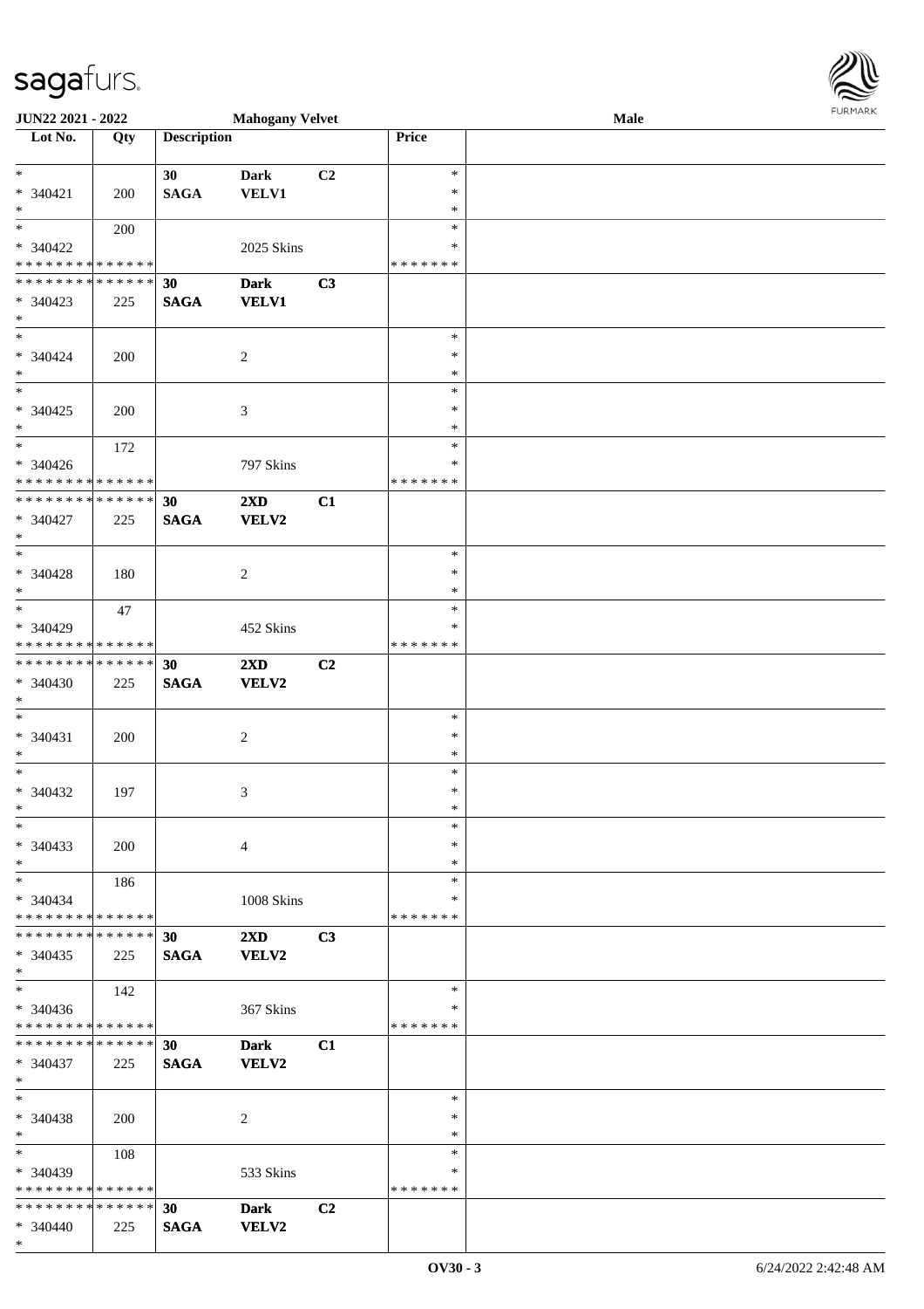| Lot No. | Qty | Description | | | Price | |
|---|---|---|---|---|---|---|
| * | | 30 | Dark | C2 | * | |
| * 340421 | 200 | SAGA | VELV1 | | * | |
| * | | | | | * | |
| * | 200 | | | | * | |
| * 340422 | | | 2025 Skins | | * | |
| * * * * * * * * * * * * * * | | | | | * * * * * * * | |
| * * * * * * * * * * * * * * | | 30 | Dark | C3 | | |
| * 340423 | 225 | SAGA | VELV1 | | | |
| * | | | | | | |
| * | | | | | * | |
| * 340424 | 200 | | 2 | | * | |
| * | | | | | * | |
| * | | | | | * | |
| * 340425 | 200 | | 3 | | * | |
| * | | | | | * | |
| * | 172 | | | | * | |
| * 340426 | | | 797 Skins | | * | |
| * * * * * * * * * * * * * * | | | | | * * * * * * * | |
| * * * * * * * * * * * * * * | | 30 | 2XD | C1 | | |
| * 340427 | 225 | SAGA | VELV2 | | | |
| * | | | | | | |
| * | | | | | * | |
| * 340428 | 180 | | 2 | | * | |
| * | | | | | * | |
| * | 47 | | | | * | |
| * 340429 | | | 452 Skins | | * | |
| * * * * * * * * * * * * * * | | | | | * * * * * * * | |
| * * * * * * * * * * * * * * | | 30 | 2XD | C2 | | |
| * 340430 | 225 | SAGA | VELV2 | | | |
| * | | | | | | |
| * | | | | | * | |
| * 340431 | 200 | | 2 | | * | |
| * | | | | | * | |
| * | | | | | * | |
| * 340432 | 197 | | 3 | | * | |
| * | | | | | * | |
| * | | | | | * | |
| * 340433 | 200 | | 4 | | * | |
| * | | | | | * | |
| * | 186 | | | | * | |
| * 340434 | | | 1008 Skins | | * | |
| * * * * * * * * * * * * * * | | | | | * * * * * * * | |
| * * * * * * * * * * * * * * | | 30 | 2XD | C3 | | |
| * 340435 | 225 | SAGA | VELV2 | | | |
| * | | | | | | |
| * | 142 | | | | * | |
| * 340436 | | | 367 Skins | | * | |
| * * * * * * * * * * * * * * | | | | | * * * * * * * | |
| * * * * * * * * * * * * * * | | 30 | Dark | C1 | | |
| * 340437 | 225 | SAGA | VELV2 | | | |
| * | | | | | | |
| * | | | | | * | |
| * 340438 | 200 | | 2 | | * | |
| * | | | | | * | |
| * | 108 | | | | * | |
| * 340439 | | | 533 Skins | | * | |
| * * * * * * * * * * * * * * | | | | | * * * * * * * | |
| * * * * * * * * * * * * * * | | 30 | Dark | C2 | | |
| * 340440 | 225 | SAGA | VELV2 | | | |
| * | | | | | | |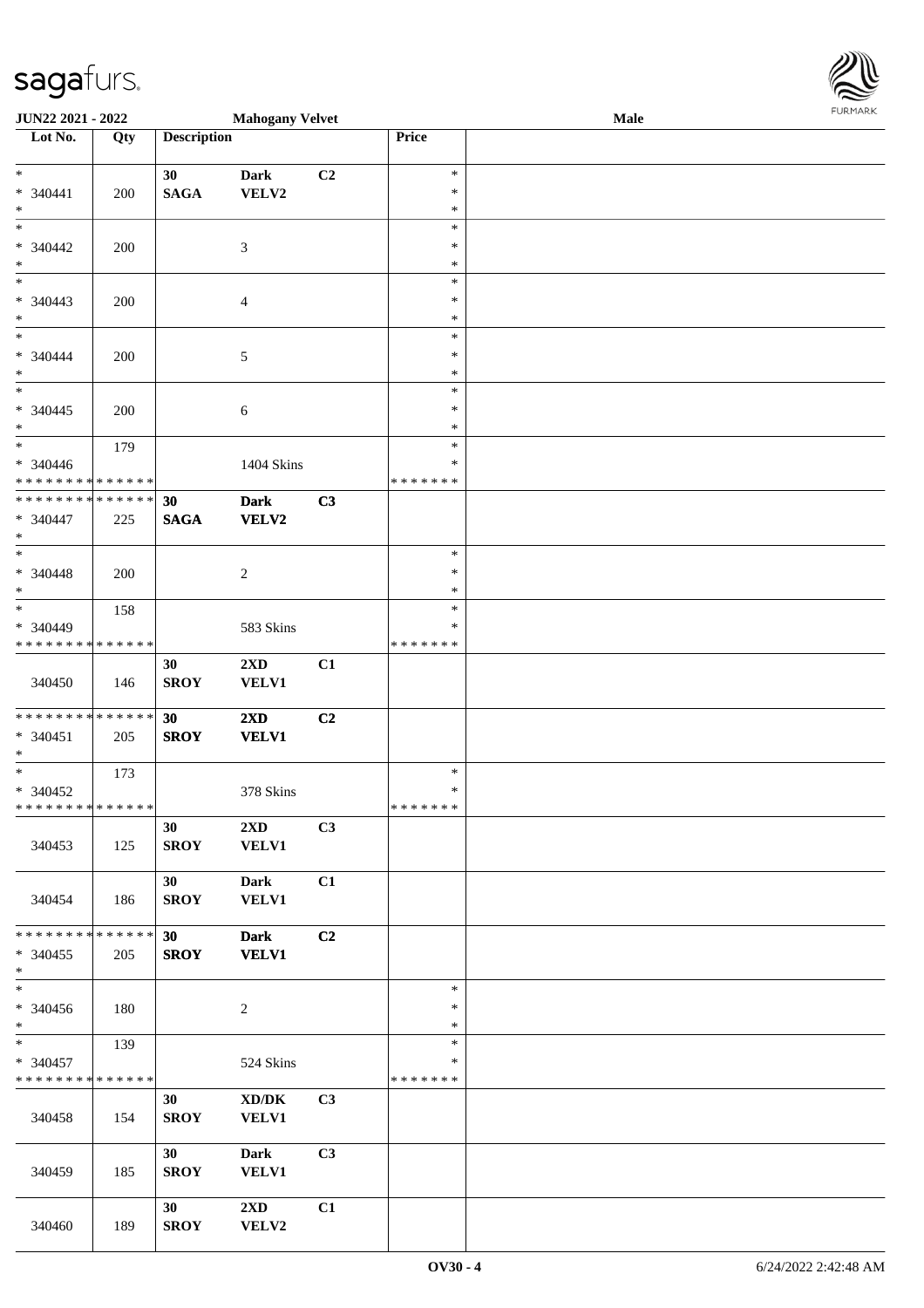| Lot No. | Qty | Description | | | Price | |
|---|---|---|---|---|---|---|
| *<br>* 340441<br>* | 200 | 30<br>SAGA | Dark<br>VELV2 | C2 | *<br>*<br>* | |
| *<br>* 340442<br>* | 200 | | 3 | | *<br>*<br>* | |
| *<br>* 340443<br>* | 200 | | 4 | | *<br>*<br>* | |
| *<br>* 340444<br>* | 200 | | 5 | | *<br>*<br>* | |
| *<br>* 340445<br>* | 200 | | 6 | | *<br>*<br>* | |
| *<br>* 340446<br>* * * * * * * * * * * * * * | 179 | | 1404 Skins | | *<br>*<br>* * * * * * * | |
| * * * * * * * * * * * * * *<br>* 340447<br>* | 225 | 30<br>SAGA | Dark<br>VELV2 | C3 | | |
| *<br>* 340448<br>* | 200 | | 2 | | *<br>*<br>* | |
| *<br>* 340449<br>* * * * * * * * * * * * * * | 158 | | 583 Skins | | *<br>*<br>* * * * * * * | |
| 340450 | 146 | 30<br>SROY | 2XD<br>VELV1 | C1 | | |
| * * * * * * * * * * * * * *<br>* 340451<br>* | 205 | 30<br>SROY | 2XD<br>VELV1 | C2 | | |
| *<br>* 340452<br>* * * * * * * * * * * * * * | 173 | | 378 Skins | | *<br>*<br>* * * * * * * | |
| 340453 | 125 | 30<br>SROY | 2XD<br>VELV1 | C3 | | |
| 340454 | 186 | 30<br>SROY | Dark<br>VELV1 | C1 | | |
| * * * * * * * * * * * * * *<br>* 340455<br>* | 205 | 30<br>SROY | Dark<br>VELV1 | C2 | | |
| *<br>* 340456<br>* | 180 | | 2 | | *<br>*<br>* | |
| *<br>* 340457<br>* * * * * * * * * * * * * * | 139 | | 524 Skins | | *<br>*<br>* * * * * * * | |
| 340458 | 154 | 30<br>SROY | XD/DK<br>VELV1 | C3 | | |
| 340459 | 185 | 30<br>SROY | Dark<br>VELV1 | C3 | | |
| 340460 | 189 | 30<br>SROY | 2XD<br>VELV2 | C1 | | |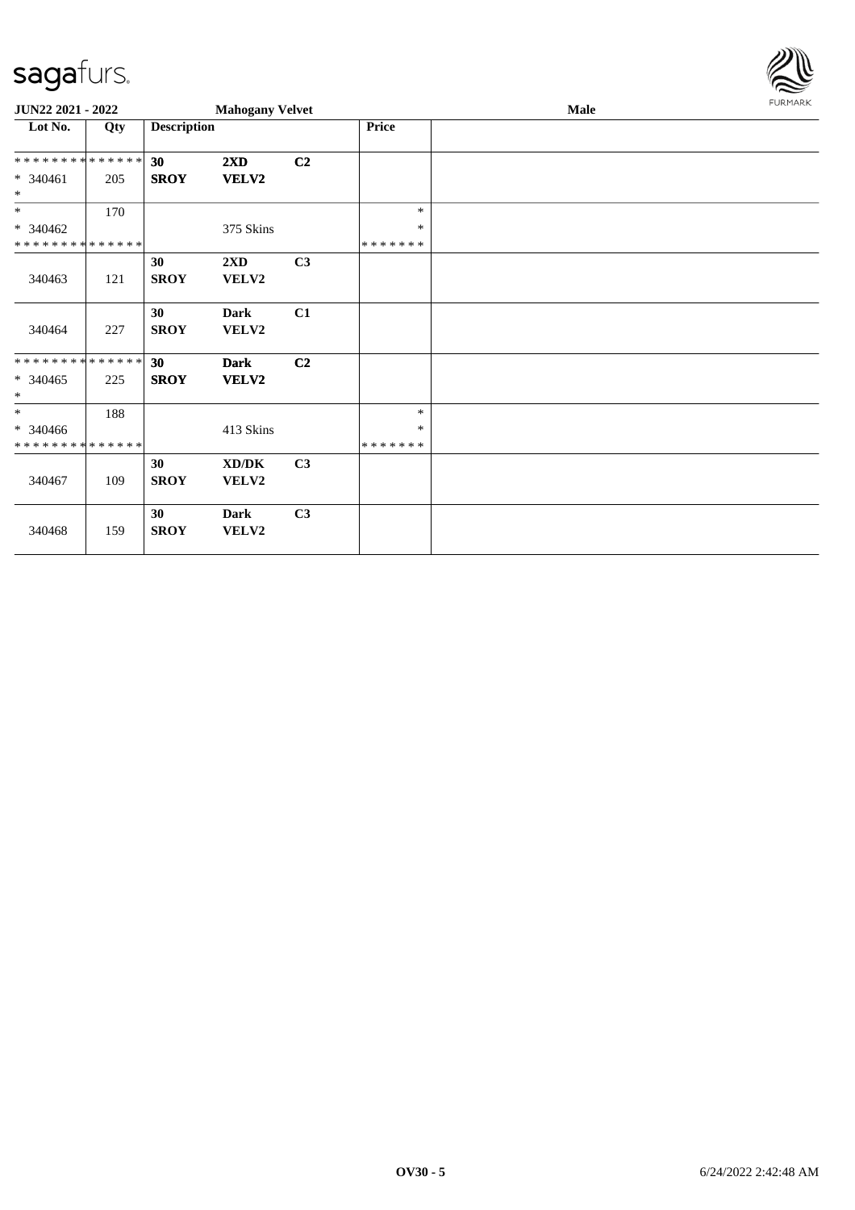**JUN22 2021 - 2022** | **Mahogany Velvet** | **Male**

| Lot No. | Qty | Description | | | Price | |
|---|---|---|---|---|---|---|
| * * * * * * * * * * * * * * | | **30** | **2XD** | **C2** | | |
| * 340461 | 205 | **SROY** | **VELV2** | | | |
| * | | | | | | |
| * | 170 | | | | * | |
| * 340462 | | | 375 Skins | | * | |
| * * * * * * * * * * * * * * | | | | | * * * * * * * | |
| | | **30** | **2XD** | **C3** | | |
| 340463 | 121 | **SROY** | **VELV2** | | | |
| | | **30** | **Dark** | **C1** | | |
| 340464 | 227 | **SROY** | **VELV2** | | | |
| * * * * * * * * * * * * * * | | **30** | **Dark** | **C2** | | |
| * 340465 | 225 | **SROY** | **VELV2** | | | |
| * | | | | | | |
| * | 188 | | | | * | |
| * 340466 | | | 413 Skins | | * | |
| * * * * * * * * * * * * * * | | | | | * * * * * * * | |
| | | **30** | **XD/DK** | **C3** | | |
| 340467 | 109 | **SROY** | **VELV2** | | | |
| | | **30** | **Dark** | **C3** | | |
| 340468 | 159 | **SROY** | **VELV2** | | | |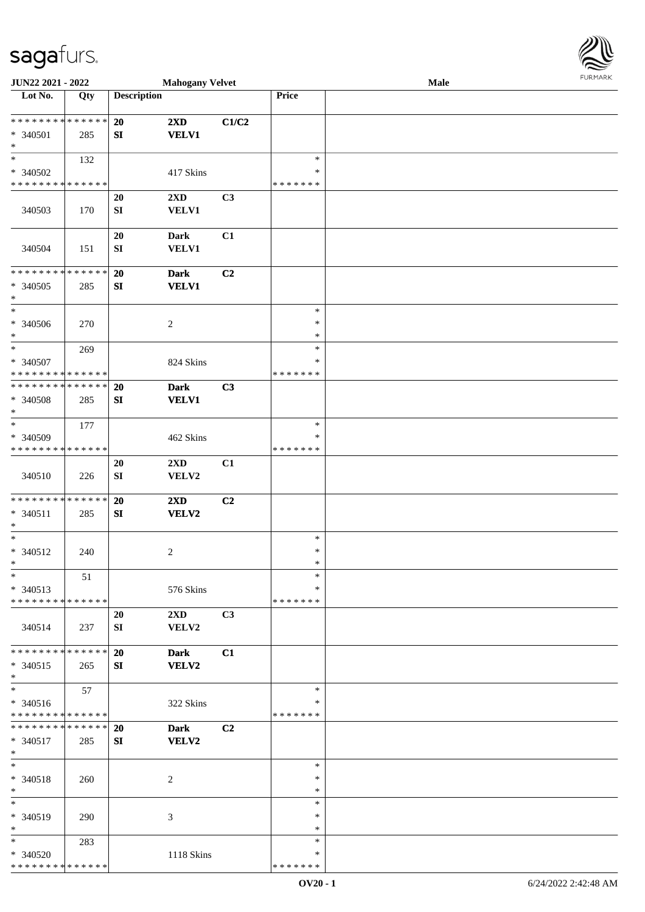| Lot No. | Qty | Description | | | Price | |
|---|---|---|---|---|---|---|
| * * * * * * * * * * * * * * | | 20 | 2XD | C1/C2 | | |
| * 340501 | 285 | SI | VELV1 | | | |
| * | | | | | | |
| * | 132 | | | | * | |
| * 340502 | | | 417 Skins | | * | |
| * * * * * * * * * * * * * * | | | | | * * * * * * * | |
| | | 20 | 2XD | C3 | | |
| 340503 | 170 | SI | VELV1 | | | |
| | | 20 | Dark | C1 | | |
| 340504 | 151 | SI | VELV1 | | | |
| * * * * * * * * * * * * * * | | 20 | Dark | C2 | | |
| * 340505 | 285 | SI | VELV1 | | | |
| * | | | | | | |
| * | | | | | * | |
| * 340506 | 270 | | 2 | | * | |
| * | | | | | * | |
| * | 269 | | | | * | |
| * 340507 | | | 824 Skins | | * | |
| * * * * * * * * * * * * * * | | | | | * * * * * * * | |
| * * * * * * * * * * * * * * | | 20 | Dark | C3 | | |
| * 340508 | 285 | SI | VELV1 | | | |
| * | | | | | | |
| * | 177 | | | | * | |
| * 340509 | | | 462 Skins | | * | |
| * * * * * * * * * * * * * * | | | | | * * * * * * * | |
| | | 20 | 2XD | C1 | | |
| 340510 | 226 | SI | VELV2 | | | |
| * * * * * * * * * * * * * * | | 20 | 2XD | C2 | | |
| * 340511 | 285 | SI | VELV2 | | | |
| * | | | | | | |
| * | | | | | * | |
| * 340512 | 240 | | 2 | | * | |
| * | | | | | * | |
| * | 51 | | | | * | |
| * 340513 | | | 576 Skins | | * | |
| * * * * * * * * * * * * * * | | | | | * * * * * * * | |
| | | 20 | 2XD | C3 | | |
| 340514 | 237 | SI | VELV2 | | | |
| * * * * * * * * * * * * * * | | 20 | Dark | C1 | | |
| * 340515 | 265 | SI | VELV2 | | | |
| * | | | | | | |
| * | 57 | | | | * | |
| * 340516 | | | 322 Skins | | * | |
| * * * * * * * * * * * * * * | | | | | * * * * * * * | |
| * * * * * * * * * * * * * * | | 20 | Dark | C2 | | |
| * 340517 | 285 | SI | VELV2 | | | |
| * | | | | | | |
| * | | | | | * | |
| * 340518 | 260 | | 2 | | * | |
| * | | | | | * | |
| * | | | | | * | |
| * 340519 | 290 | | 3 | | * | |
| * | | | | | * | |
| * | 283 | | | | * | |
| * 340520 | | | 1118 Skins | | * | |
| * * * * * * * * * * * * * * | | | | | * * * * * * * | |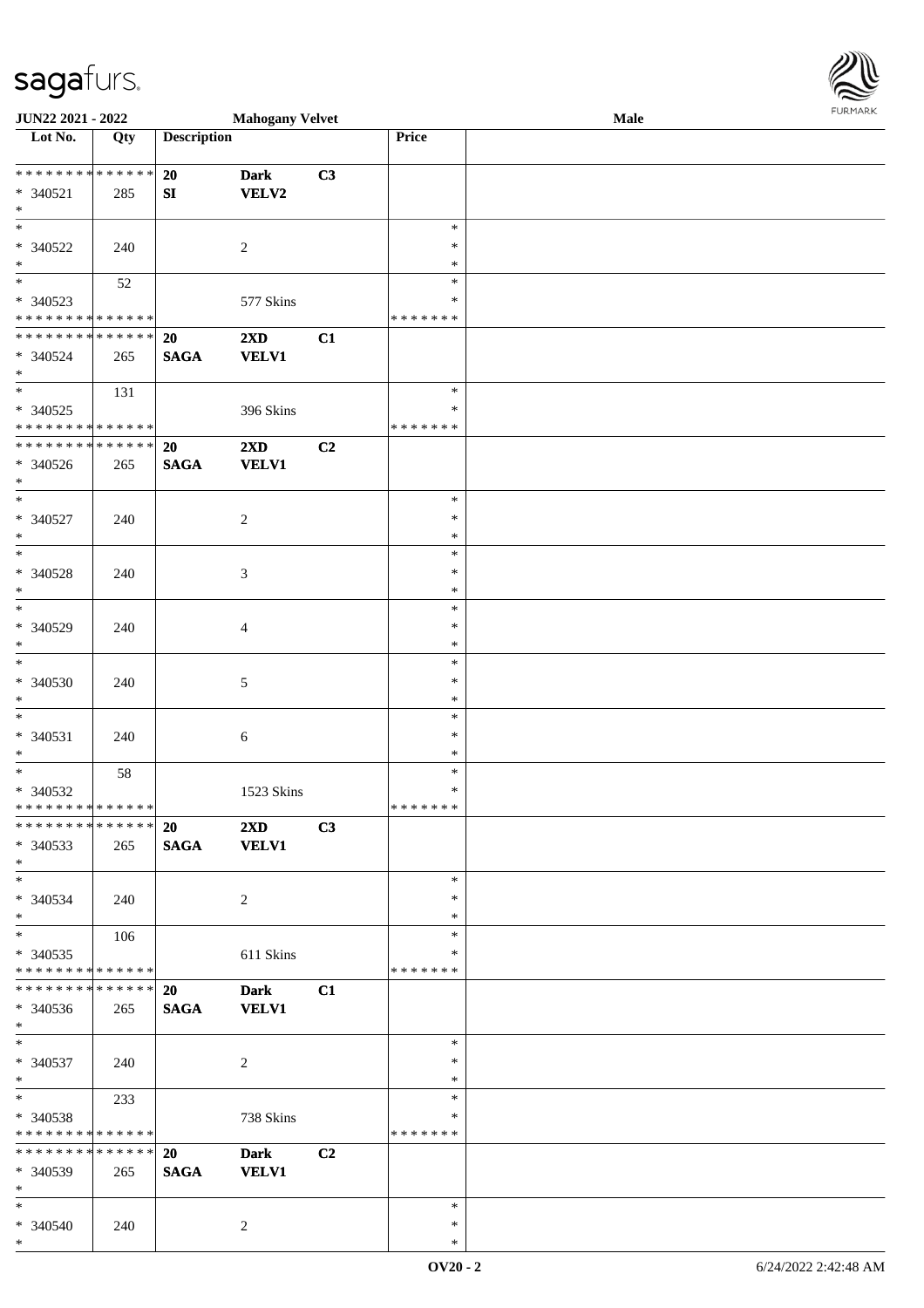JUN22 2021 - 2022 | Mahogany Velvet | Male

| Lot No. | Qty | Description | | | Price | |
|---|---|---|---|---|---|---|
| * * * * * * * * * * * * * * | | 20 | Dark | C3 | | |
| * 340521 | 285 | SI | VELV2 | | | |
| * | | | | | | |
| * | | | | | * | |
| * 340522 | 240 | | 2 | | * | |
| * | | | | | * | |
| * | 52 | | | | * | |
| * 340523 | | | 577 Skins | | * | |
| * * * * * * * * * * * * * * | | | | | * * * * * * * | |
| * * * * * * * * * * * * * * | | 20 | 2XD | C1 | | |
| * 340524 | 265 | SAGA | VELV1 | | | |
| * | | | | | | |
| * | 131 | | | | * | |
| * 340525 | | | 396 Skins | | * | |
| * * * * * * * * * * * * * * | | | | | * * * * * * * | |
| * * * * * * * * * * * * * * | | 20 | 2XD | C2 | | |
| * 340526 | 265 | SAGA | VELV1 | | | |
| * | | | | | | |
| * | | | | | * | |
| * 340527 | 240 | | 2 | | * | |
| * | | | | | * | |
| * | | | | | * | |
| * 340528 | 240 | | 3 | | * | |
| * | | | | | * | |
| * | | | | | * | |
| * 340529 | 240 | | 4 | | * | |
| * | | | | | * | |
| * | | | | | * | |
| * 340530 | 240 | | 5 | | * | |
| * | | | | | * | |
| * | | | | | * | |
| * 340531 | 240 | | 6 | | * | |
| * | | | | | * | |
| * | 58 | | | | * | |
| * 340532 | | | 1523 Skins | | * | |
| * * * * * * * * * * * * * * | | | | | * * * * * * * | |
| * * * * * * * * * * * * * * | | 20 | 2XD | C3 | | |
| * 340533 | 265 | SAGA | VELV1 | | | |
| * | | | | | | |
| * | | | | | * | |
| * 340534 | 240 | | 2 | | * | |
| * | | | | | * | |
| * | 106 | | | | * | |
| * 340535 | | | 611 Skins | | * | |
| * * * * * * * * * * * * * * | | | | | * * * * * * * | |
| * * * * * * * * * * * * * * | | 20 | Dark | C1 | | |
| * 340536 | 265 | SAGA | VELV1 | | | |
| * | | | | | | |
| * | | | | | * | |
| * 340537 | 240 | | 2 | | * | |
| * | | | | | * | |
| * | 233 | | | | * | |
| * 340538 | | | 738 Skins | | * | |
| * * * * * * * * * * * * * * | | | | | * * * * * * * | |
| * * * * * * * * * * * * * * | | 20 | Dark | C2 | | |
| * 340539 | 265 | SAGA | VELV1 | | | |
| * | | | | | | |
| * | | | | | * | |
| * 340540 | 240 | | 2 | | * | |
| * | | | | | * | |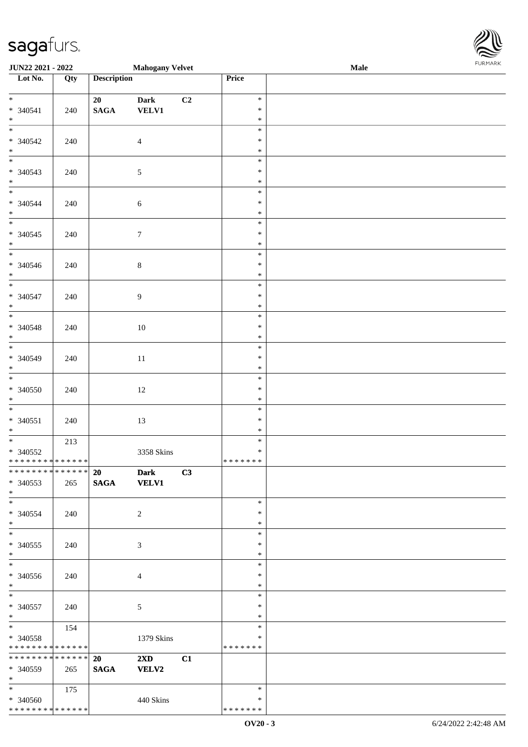| Lot No. | Qty | Description | | | Price | |
|---|---|---|---|---|---|---|
| * | | 20 | Dark | C2 | * | |
| * 340541 | 240 | SAGA | VELV1 | | * | |
| * | | | | | * | |
| * 340542 | 240 | | 4 | | * | |
| * 340543 | 240 | | 5 | | * | |
| * 340544 | 240 | | 6 | | * | |
| * 340545 | 240 | | 7 | | * | |
| * 340546 | 240 | | 8 | | * | |
| * 340547 | 240 | | 9 | | * | |
| * 340548 | 240 | | 10 | | * | |
| * 340549 | 240 | | 11 | | * | |
| * 340550 | 240 | | 12 | | * | |
| * 340551 | 240 | | 13 | | * | |
| * 340552 | 213 | | 3358 Skins | | * * * * * * * | |
| * * * * * * * * * * * * * * | | 20 | Dark | C3 | | |
| * 340553 | 265 | SAGA | VELV1 | | | |
| * 340554 | 240 | | 2 | | * | |
| * 340555 | 240 | | 3 | | * | |
| * 340556 | 240 | | 4 | | * | |
| * 340557 | 240 | | 5 | | * | |
| * 340558 | 154 | | 1379 Skins | | * * * * * * * | |
| * * * * * * * * * * * * * * | | 20 | 2XD | C1 | | |
| * 340559 | 265 | SAGA | VELV2 | | | |
| * 340560 | 175 | | 440 Skins | | * * * * * * * | |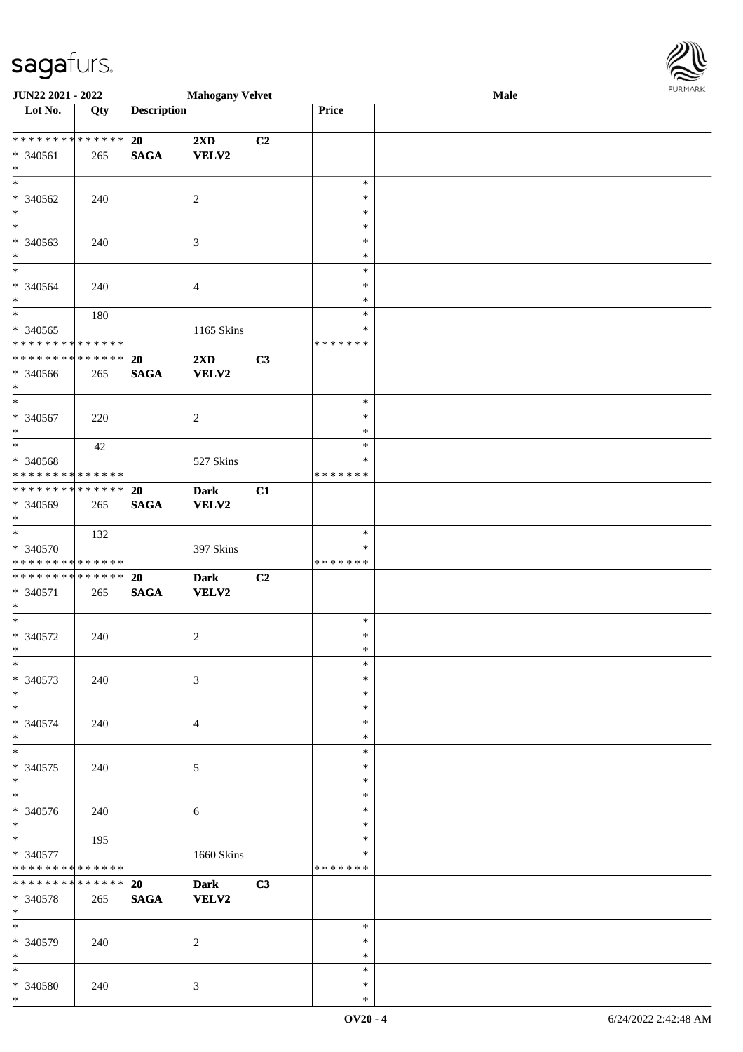| Lot No. | Qty | Description | | | Price | |
|---|---|---|---|---|---|---|
| * * * * * * * * * * * * * * | | 20 | 2XD | C2 | | |
| * 340561 | 265 | SAGA | VELV2 | | | |
| * | | | | | | |
| * | | | | | * | |
| * 340562 | 240 | | 2 | | * | |
| * | | | | | * | |
| * | | | | | * | |
| * 340563 | 240 | | 3 | | * | |
| * | | | | | * | |
| * | | | | | * | |
| * 340564 | 240 | | 4 | | * | |
| * | | | | | * | |
| * | 180 | | | | * | |
| * 340565 | | | 1165 Skins | | * | |
| * * * * * * * * * * * * * * | | | | | * * * * * * * | |
| * * * * * * * * * * * * * * | | 20 | 2XD | C3 | | |
| * 340566 | 265 | SAGA | VELV2 | | | |
| * | | | | | | |
| * | | | | | * | |
| * 340567 | 220 | | 2 | | * | |
| * | | | | | * | |
| * | 42 | | | | * | |
| * 340568 | | | 527 Skins | | * | |
| * * * * * * * * * * * * * * | | | | | * * * * * * * | |
| * * * * * * * * * * * * * * | | 20 | Dark | C1 | | |
| * 340569 | 265 | SAGA | VELV2 | | | |
| * | | | | | | |
| * | 132 | | | | * | |
| * 340570 | | | 397 Skins | | * | |
| * * * * * * * * * * * * * * | | | | | * * * * * * * | |
| * * * * * * * * * * * * * * | | 20 | Dark | C2 | | |
| * 340571 | 265 | SAGA | VELV2 | | | |
| * | | | | | | |
| * | | | | | * | |
| * 340572 | 240 | | 2 | | * | |
| * | | | | | * | |
| * | | | | | * | |
| * 340573 | 240 | | 3 | | * | |
| * | | | | | * | |
| * | | | | | * | |
| * 340574 | 240 | | 4 | | * | |
| * | | | | | * | |
| * | | | | | * | |
| * 340575 | 240 | | 5 | | * | |
| * | | | | | * | |
| * | | | | | * | |
| * 340576 | 240 | | 6 | | * | |
| * | | | | | * | |
| * | 195 | | | | * | |
| * 340577 | | | 1660 Skins | | * | |
| * * * * * * * * * * * * * * | | | | | * * * * * * * | |
| * * * * * * * * * * * * * * | | 20 | Dark | C3 | | |
| * 340578 | 265 | SAGA | VELV2 | | | |
| * | | | | | | |
| * | | | | | * | |
| * 340579 | 240 | | 2 | | * | |
| * | | | | | * | |
| * | | | | | * | |
| * 340580 | 240 | | 3 | | * | |
| * | | | | | * | |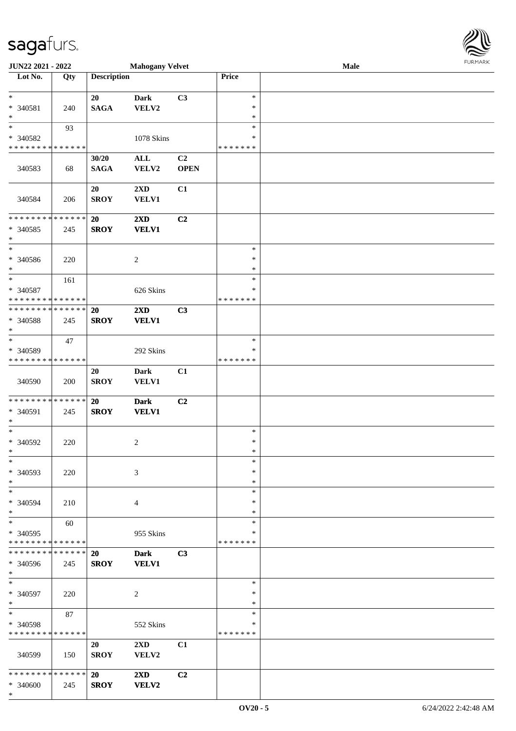| Lot No. | Qty | Description | | | Price | |
|---|---|---|---|---|---|---|
| * | | 20 | Dark | C3 | * | |
| * 340581 | 240 | SAGA | VELV2 | | * | |
| * | | | | | * | |
| * | 93 | | | | * | |
| * 340582 | | | 1078 Skins | | * | |
| * * * * * * * * * * * * * * | | | | | * * * * * * * | |
| 340583 | 68 | 30/20 SAGA | ALL VELV2 | C2 OPEN | | |
| 340584 | 206 | 20 SROY | 2XD VELV1 | C1 | | |
| * * * * * * * * * * * * * * | | 20 | 2XD | C2 | | |
| * 340585 | 245 | SROY | VELV1 | | | |
| * | | | | | | |
| * | | | | | * | |
| * 340586 | 220 | | 2 | | * | |
| * | | | | | * | |
| * | 161 | | | | * | |
| * 340587 | | | 626 Skins | | * | |
| * * * * * * * * * * * * * * | | | | | * * * * * * * | |
| * * * * * * * * * * * * * * | | 20 | 2XD | C3 | | |
| * 340588 | 245 | SROY | VELV1 | | | |
| * | | | | | | |
| * | 47 | | | | * | |
| * 340589 | | | 292 Skins | | * | |
| * * * * * * * * * * * * * * | | | | | * * * * * * * | |
| 340590 | 200 | 20 SROY | Dark VELV1 | C1 | | |
| * * * * * * * * * * * * * * | | 20 | Dark | C2 | | |
| * 340591 | 245 | SROY | VELV1 | | | |
| * | | | | | | |
| * | | | | | * | |
| * 340592 | 220 | | 2 | | * | |
| * | | | | | * | |
| * | | | | | * | |
| * 340593 | 220 | | 3 | | * | |
| * | | | | | * | |
| * | | | | | * | |
| * 340594 | 210 | | 4 | | * | |
| * | | | | | * | |
| * | 60 | | | | * | |
| * 340595 | | | 955 Skins | | * | |
| * * * * * * * * * * * * * * | | | | | * * * * * * * | |
| * * * * * * * * * * * * * * | | 20 | Dark | C3 | | |
| * 340596 | 245 | SROY | VELV1 | | | |
| * | | | | | | |
| * | | | | | * | |
| * 340597 | 220 | | 2 | | * | |
| * | | | | | * | |
| * | 87 | | | | * | |
| * 340598 | | | 552 Skins | | * | |
| * * * * * * * * * * * * * * | | | | | * * * * * * * | |
| 340599 | 150 | 20 SROY | 2XD VELV2 | C1 | | |
| * * * * * * * * * * * * * * | | 20 | 2XD | C2 | | |
| * 340600 | 245 | SROY | VELV2 | | | |
| * | | | | | | |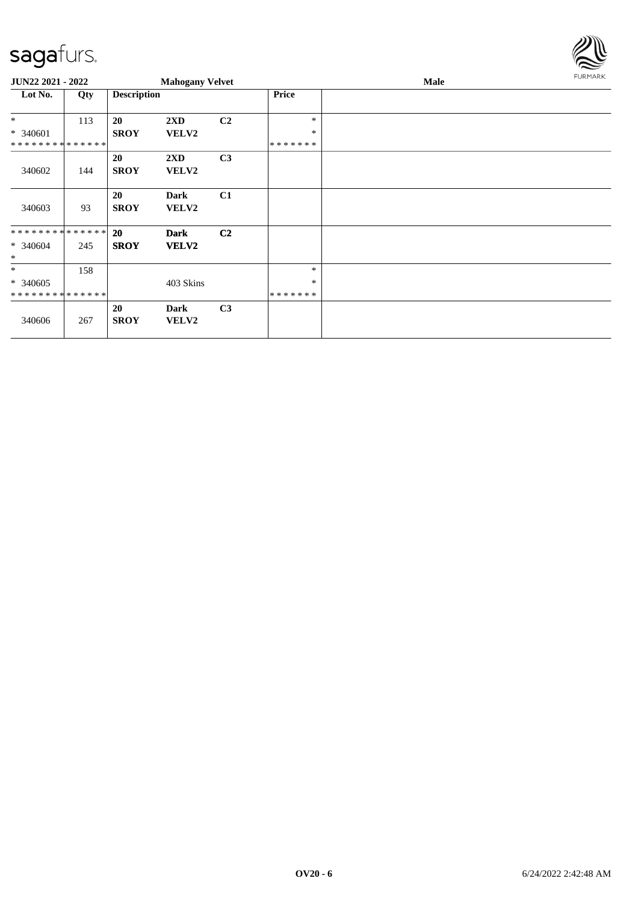| Lot No. | Qty | Description | | | Price | |
|---|---|---|---|---|---|---|
| * | 113 | 20 | 2XD | C2 | * | |
| * 340601 | | SROY | VELV2 | | * | |
| * * * * * * * * * * * * * * | | | | | * * * * * * * | |
| 340602 | 144 | 20<br>SROY | 2XD<br>VELV2 | C3 | | |
| 340603 | 93 | 20<br>SROY | Dark<br>VELV2 | C1 | | |
| * * * * * * * * * * * * * * | | 20 | Dark | C2 | | |
| * 340604 | 245 | SROY | VELV2 | | | |
| * | | | | | | |
| * | 158 | | | | * | |
| * 340605 | | | 403 Skins | | * | |
| * * * * * * * * * * * * * * | | | | | * * * * * * * | |
| 340606 | 267 | 20<br>SROY | Dark<br>VELV2 | C3 | | |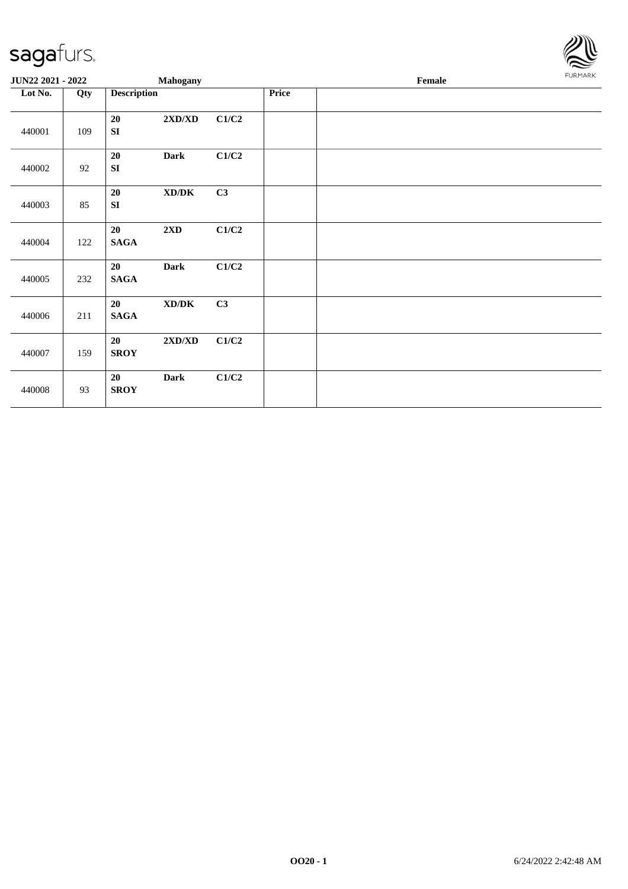JUN22 2021 - 2022 **Mahogany** **Female**

| Lot No. | Qty | Description | | | Price | |
|---|---|---|---|---|---|---|
| 440001 | 109 | **20** **SI** | **2XD/XD** | **C1/C2** | | |
| 440002 | 92 | **20** **SI** | **Dark** | **C1/C2** | | |
| 440003 | 85 | **20** **SI** | **XD/DK** | **C3** | | |
| 440004 | 122 | **20** **SAGA** | **2XD** | **C1/C2** | | |
| 440005 | 232 | **20** **SAGA** | **Dark** | **C1/C2** | | |
| 440006 | 211 | **20** **SAGA** | **XD/DK** | **C3** | | |
| 440007 | 159 | **20** **SROY** | **2XD/XD** | **C1/C2** | | |
| 440008 | 93 | **20** **SROY** | **Dark** | **C1/C2** | | |

**OO20 - 1** 6/24/2022 2:42:48 AM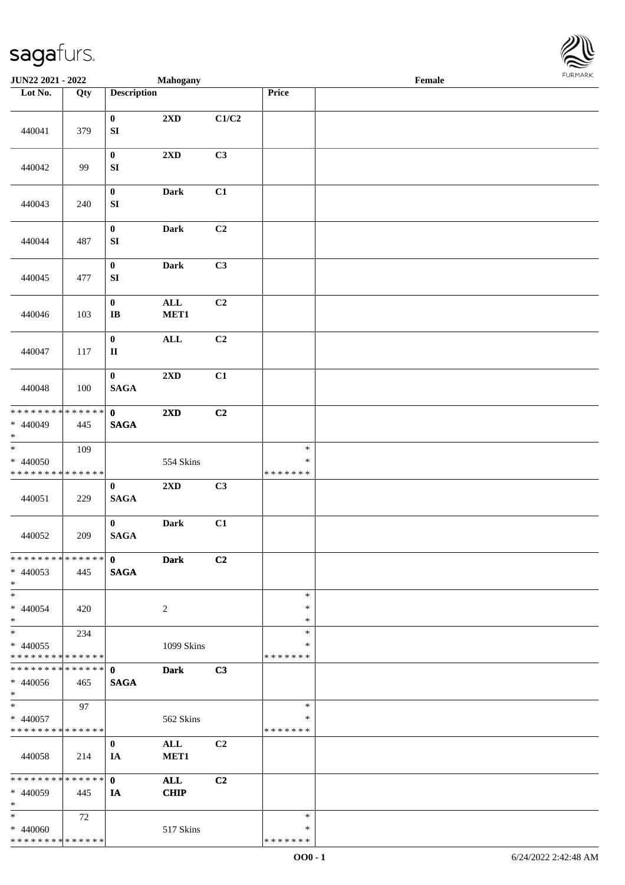JUN22 2021 - 2022 | Mahogany | Female

| Lot No. | Qty | Description | | | Price | |
|---|---|---|---|---|---|---|
| 440041 | 379 | 0 SI | 2XD | C1/C2 | | |
| 440042 | 99 | 0 SI | 2XD | C3 | | |
| 440043 | 240 | 0 SI | Dark | C1 | | |
| 440044 | 487 | 0 SI | Dark | C2 | | |
| 440045 | 477 | 0 SI | Dark | C3 | | |
| 440046 | 103 | 0 IB | ALL MET1 | C2 | | |
| 440047 | 117 | 0 II | ALL | C2 | | |
| 440048 | 100 | 0 SAGA | 2XD | C1 | | |
| * * * * * * * * * * * * * * * 440049 * | 445 | 0 SAGA | 2XD | C2 | | |
| * * 440050 * * * * * * * * * * * * * * | 109 | | 554 Skins | | * * * * * * * * * | |
| 440051 | 229 | 0 SAGA | 2XD | C3 | | |
| 440052 | 209 | 0 SAGA | Dark | C1 | | |
| * * * * * * * * * * * * * * * 440053 * | 445 | 0 SAGA | Dark | C2 | | |
| * * 440054 * | 420 | | 2 | | * * * | |
| * * 440055 * * * * * * * * * * * * * * | 234 | | 1099 Skins | | * * * * * * * * * | |
| * * * * * * * * * * * * * * * 440056 * | 465 | 0 SAGA | Dark | C3 | | |
| * * 440057 * * * * * * * * * * * * * * | 97 | | 562 Skins | | * * * * * * * * * | |
| 440058 | 214 | 0 IA | ALL MET1 | C2 | | |
| * * * * * * * * * * * * * * * 440059 * | 445 | 0 IA | ALL CHIP | C2 | | |
| * * 440060 * * * * * * * * * * * * * * | 72 | | 517 Skins | | * * * * * * * * * | |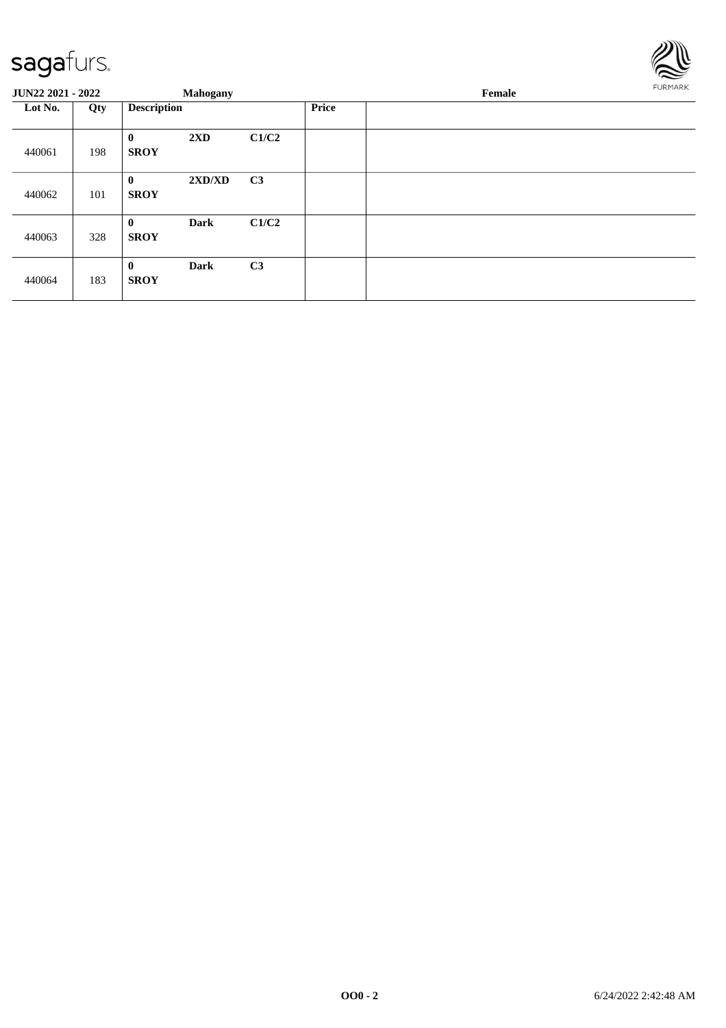**JUN22 2021 - 2022** **Mahogany** **Female**

| Lot No. | Qty | Description | | | Price | |
|---|---|---|---|---|---|---|
| 440061 | 198 | **0** **SROY** | **2XD** | **C1/C2** | | |
| 440062 | 101 | **0** **SROY** | **2XD/XD** | **C3** | | |
| 440063 | 328 | **0** **SROY** | **Dark** | **C1/C2** | | |
| 440064 | 183 | **0** **SROY** | **Dark** | **C3** | | |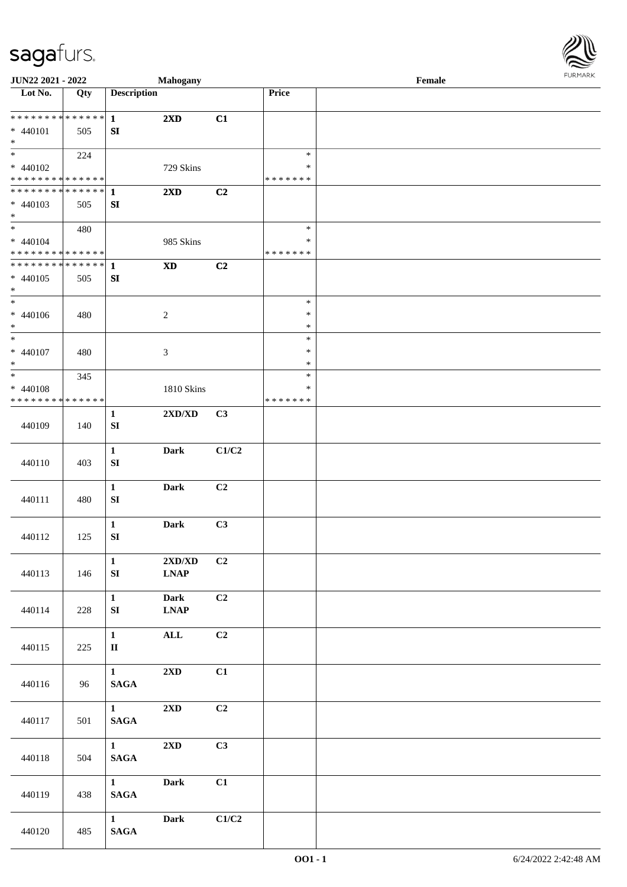**JUN22 2021 - 2022** **Mahogany** **Female**

| Lot No. | Qty | Description | | | Price | |
|---|---|---|---|---|---|---|
| * * * * * * * * * * * * * * | | **1** | **2XD** | **C1** | | |
| * 440101 | 505 | **SI** | | | | |
| * | | | | | | |
| * | 224 | | | | * | |
| * 440102 | | | 729 Skins | | * | |
| * * * * * * * * * * * * * * | | | | | * * * * * * * | |
| * * * * * * * * * * * * * * | | **1** | **2XD** | **C2** | | |
| * 440103 | 505 | **SI** | | | | |
| * | | | | | | |
| * | 480 | | | | * | |
| * 440104 | | | 985 Skins | | * | |
| * * * * * * * * * * * * * * | | | | | * * * * * * * | |
| * * * * * * * * * * * * * * | | **1** | **XD** | **C2** | | |
| * 440105 | 505 | **SI** | | | | |
| * | | | | | | |
| * | | | | | * | |
| * 440106 | 480 | | 2 | | * | |
| * | | | | | * | |
| * | | | | | * | |
| * 440107 | 480 | | 3 | | * | |
| * | | | | | * | |
| * | 345 | | | | * | |
| * 440108 | | | 1810 Skins | | * | |
| * * * * * * * * * * * * * * | | | | | * * * * * * * | |
| 440109 | 140 | **1** **SI** | **2XD/XD** | **C3** | | |
| 440110 | 403 | **1** **SI** | **Dark** | **C1/C2** | | |
| 440111 | 480 | **1** **SI** | **Dark** | **C2** | | |
| 440112 | 125 | **1** **SI** | **Dark** | **C3** | | |
| 440113 | 146 | **1** **SI** | **2XD/XD** **LNAP** | **C2** | | |
| 440114 | 228 | **1** **SI** | **Dark** **LNAP** | **C2** | | |
| 440115 | 225 | **1** **II** | **ALL** | **C2** | | |
| 440116 | 96 | **1** **SAGA** | **2XD** | **C1** | | |
| 440117 | 501 | **1** **SAGA** | **2XD** | **C2** | | |
| 440118 | 504 | **1** **SAGA** | **2XD** | **C3** | | |
| 440119 | 438 | **1** **SAGA** | **Dark** | **C1** | | |
| 440120 | 485 | **1** **SAGA** | **Dark** | **C1/C2** | | |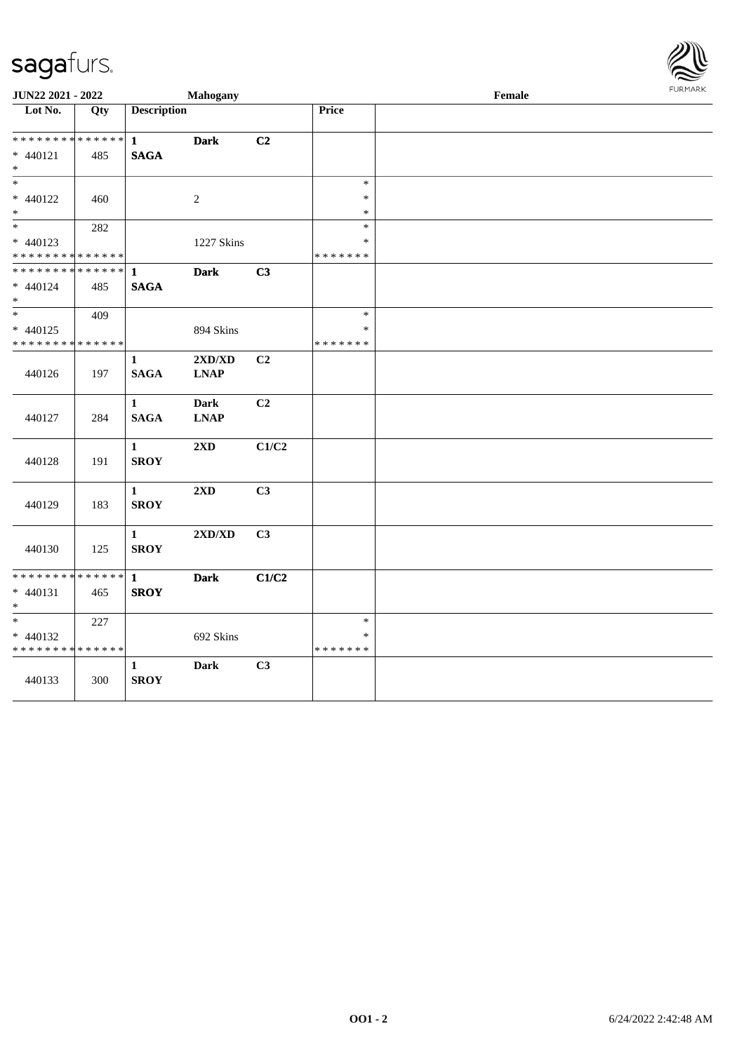JUN22 2021 - 2022 | Mahogany | Female

| Lot No. | Qty | Description | | | Price | |
|---|---|---|---|---|---|---|
| * * * * * * * * * * * * * * | | 1 | Dark | C2 | | |
| * 440121 | 485 | SAGA | | | | |
| * | | | | | | |
| * | | | | | * | |
| * 440122 | 460 | | 2 | | * | |
| * | | | | | * | |
| * | 282 | | | | * | |
| * 440123 | | | 1227 Skins | | * | |
| * * * * * * * * * * * * * * | | | | | * * * * * * * | |
| * * * * * * * * * * * * * * | | 1 | Dark | C3 | | |
| * 440124 | 485 | SAGA | | | | |
| * | | | | | | |
| * | 409 | | | | * | |
| * 440125 | | | 894 Skins | | * | |
| * * * * * * * * * * * * * * | | | | | * * * * * * * | |
| 440126 | 197 | 1 SAGA | 2XD/XD LNAP | C2 | | |
| 440127 | 284 | 1 SAGA | Dark LNAP | C2 | | |
| 440128 | 191 | 1 SROY | 2XD | C1/C2 | | |
| 440129 | 183 | 1 SROY | 2XD | C3 | | |
| 440130 | 125 | 1 SROY | 2XD/XD | C3 | | |
| * * * * * * * * * * * * * * | | 1 | Dark | C1/C2 | | |
| * 440131 | 465 | SROY | | | | |
| * | | | | | | |
| * | 227 | | | | * | |
| * 440132 | | | 692 Skins | | * | |
| * * * * * * * * * * * * * * | | | | | * * * * * * * | |
| 440133 | 300 | 1 SROY | Dark | C3 | | |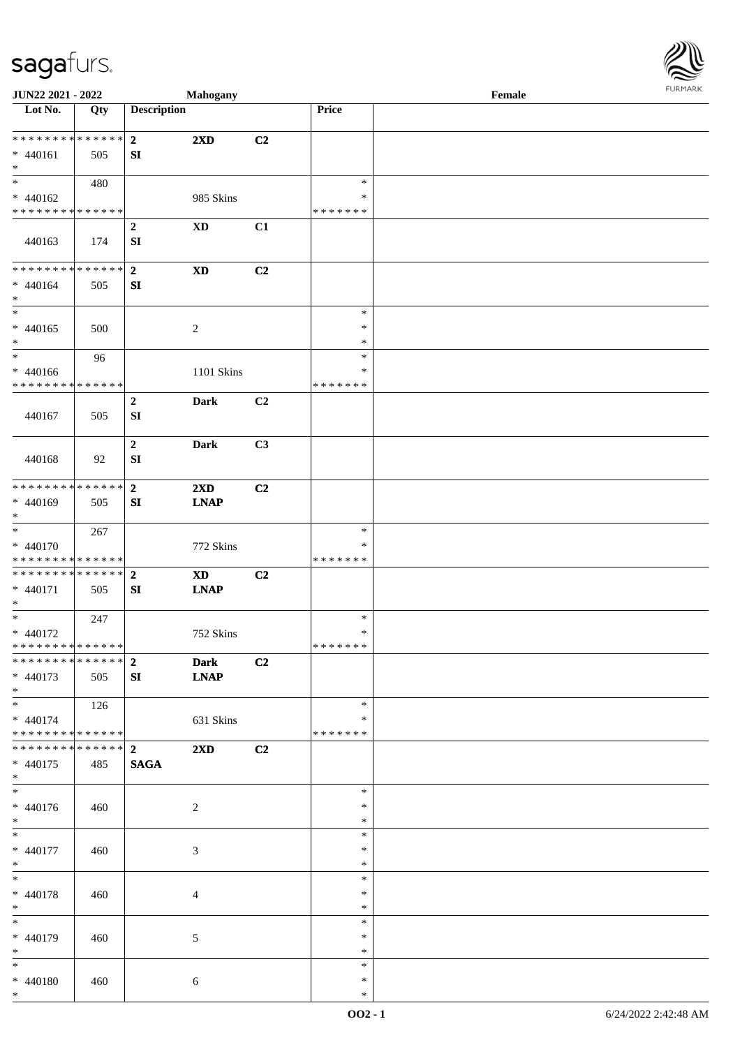JUN22 2021 - 2022 | Mahogany | Female

| Lot No. | Qty | Description | | | Price | |
|---|---|---|---|---|---|---|
| * * * * * * * * * * * * * * | | 2 | 2XD | C2 | | |
| * 440161 | 505 | SI | | | | |
| * | | | | | | |
| * | 480 | | | | * | |
| * 440162 | | | 985 Skins | | * | |
| * * * * * * * * * * * * * * | | | | | * * * * * * * | |
| | | 2 | XD | C1 | | |
| 440163 | 174 | SI | | | | |
| * * * * * * * * * * * * * * | | 2 | XD | C2 | | |
| * 440164 | 505 | SI | | | | |
| * | | | | | | |
| * | | | | | * | |
| * 440165 | 500 | | 2 | | * | |
| * | | | | | * | |
| * | 96 | | | | * | |
| * 440166 | | | 1101 Skins | | * | |
| * * * * * * * * * * * * * * | | | | | * * * * * * * | |
| | | 2 | Dark | C2 | | |
| 440167 | 505 | SI | | | | |
| | | 2 | Dark | C3 | | |
| 440168 | 92 | SI | | | | |
| * * * * * * * * * * * * * * | | 2 | 2XD | C2 | | |
| * 440169 | 505 | SI | LNAP | | | |
| * | | | | | | |
| * | 267 | | | | * | |
| * 440170 | | | 772 Skins | | * | |
| * * * * * * * * * * * * * * | | | | | * * * * * * * | |
| * * * * * * * * * * * * * * | | 2 | XD | C2 | | |
| * 440171 | 505 | SI | LNAP | | | |
| * | | | | | | |
| * | 247 | | | | * | |
| * 440172 | | | 752 Skins | | * | |
| * * * * * * * * * * * * * * | | | | | * * * * * * * | |
| * * * * * * * * * * * * * * | | 2 | Dark | C2 | | |
| * 440173 | 505 | SI | LNAP | | | |
| * | | | | | | |
| * | 126 | | | | * | |
| * 440174 | | | 631 Skins | | * | |
| * * * * * * * * * * * * * * | | | | | * * * * * * * | |
| * * * * * * * * * * * * * * | | 2 | 2XD | C2 | | |
| * 440175 | 485 | SAGA | | | | |
| * | | | | | | |
| * | | | | | * | |
| * 440176 | 460 | | 2 | | * | |
| * | | | | | * | |
| * | | | | | * | |
| * 440177 | 460 | | 3 | | * | |
| * | | | | | * | |
| * | | | | | * | |
| * 440178 | 460 | | 4 | | * | |
| * | | | | | * | |
| * | | | | | * | |
| * 440179 | 460 | | 5 | | * | |
| * | | | | | * | |
| * | | | | | * | |
| * 440180 | 460 | | 6 | | * | |
| * | | | | | * | |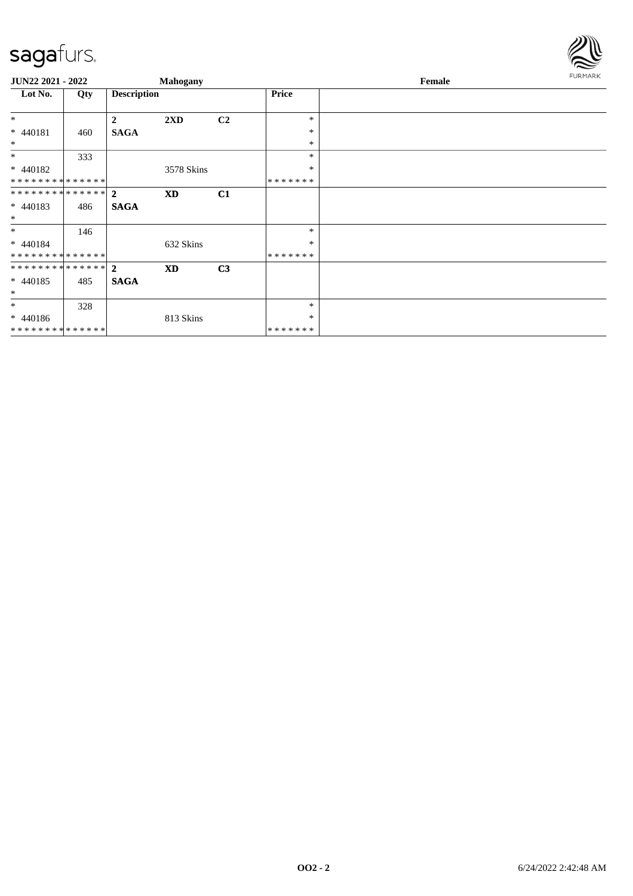**JUN22 2021 - 2022** **Mahogany** **Female**

| Lot No. | Qty | Description | | | Price | |
|---|---|---|---|---|---|---|
| * | | **2** | **2XD** | **C2** | * | |
| * 440181 | 460 | **SAGA** | | | * | |
| * | | | | | * | |
| * | 333 | | | | * | |
| * 440182 | | | 3578 Skins | | * | |
| * * * * * * * * * * * * * * | | | | | * * * * * * * | |
| * * * * * * * * * * * * * * | | **2** | **XD** | **C1** | | |
| * 440183 | 486 | **SAGA** | | | | |
| * | | | | | | |
| * | 146 | | | | * | |
| * 440184 | | | 632 Skins | | * | |
| * * * * * * * * * * * * * * | | | | | * * * * * * * | |
| * * * * * * * * * * * * * * | | **2** | **XD** | **C3** | | |
| * 440185 | 485 | **SAGA** | | | | |
| * | | | | | | |
| * | 328 | | | | * | |
| * 440186 | | | 813 Skins | | * | |
| * * * * * * * * * * * * * * | | | | | * * * * * * * | |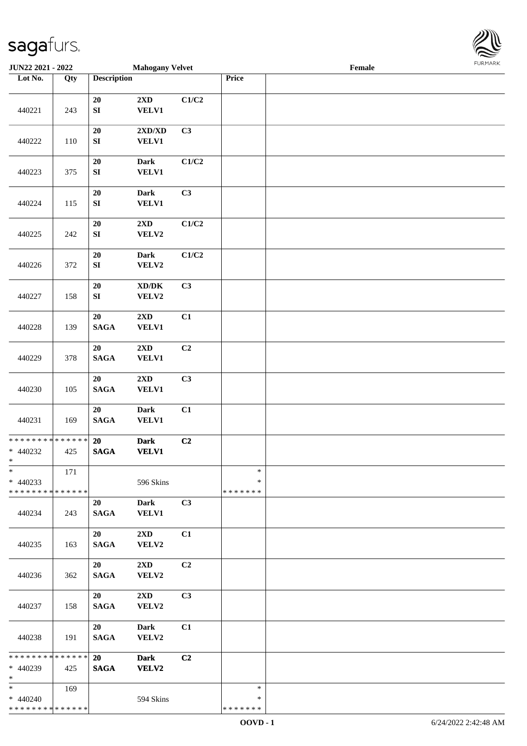**JUN22 2021 - 2022** **Mahogany Velvet** **Female**

| Lot No. | Qty | Description | | | Price | |
|---|---|---|---|---|---|---|
| 440221 | 243 | 20 SI | 2XD VELV1 | C1/C2 | | |
| 440222 | 110 | 20 SI | 2XD/XD VELV1 | C3 | | |
| 440223 | 375 | 20 SI | Dark VELV1 | C1/C2 | | |
| 440224 | 115 | 20 SI | Dark VELV1 | C3 | | |
| 440225 | 242 | 20 SI | 2XD VELV2 | C1/C2 | | |
| 440226 | 372 | 20 SI | Dark VELV2 | C1/C2 | | |
| 440227 | 158 | 20 SI | XD/DK VELV2 | C3 | | |
| 440228 | 139 | 20 SAGA | 2XD VELV1 | C1 | | |
| 440229 | 378 | 20 SAGA | 2XD VELV1 | C2 | | |
| 440230 | 105 | 20 SAGA | 2XD VELV1 | C3 | | |
| 440231 | 169 | 20 SAGA | Dark VELV1 | C1 | | |
| * * * * * * * * * * * * * * * 440232 * | 425 | 20 SAGA | Dark VELV1 | C2 | | |
| * * 440233 * * * * * * * * * * * * * * | 171 | | 596 Skins | | * * * * * * * * * | |
| 440234 | 243 | 20 SAGA | Dark VELV1 | C3 | | |
| 440235 | 163 | 20 SAGA | 2XD VELV2 | C1 | | |
| 440236 | 362 | 20 SAGA | 2XD VELV2 | C2 | | |
| 440237 | 158 | 20 SAGA | 2XD VELV2 | C3 | | |
| 440238 | 191 | 20 SAGA | Dark VELV2 | C1 | | |
| * * * * * * * * * * * * * * * 440239 * | 425 | 20 SAGA | Dark VELV2 | C2 | | |
| * * 440240 * * * * * * * * * * * * * * | 169 | | 594 Skins | | * * * * * * * * * | |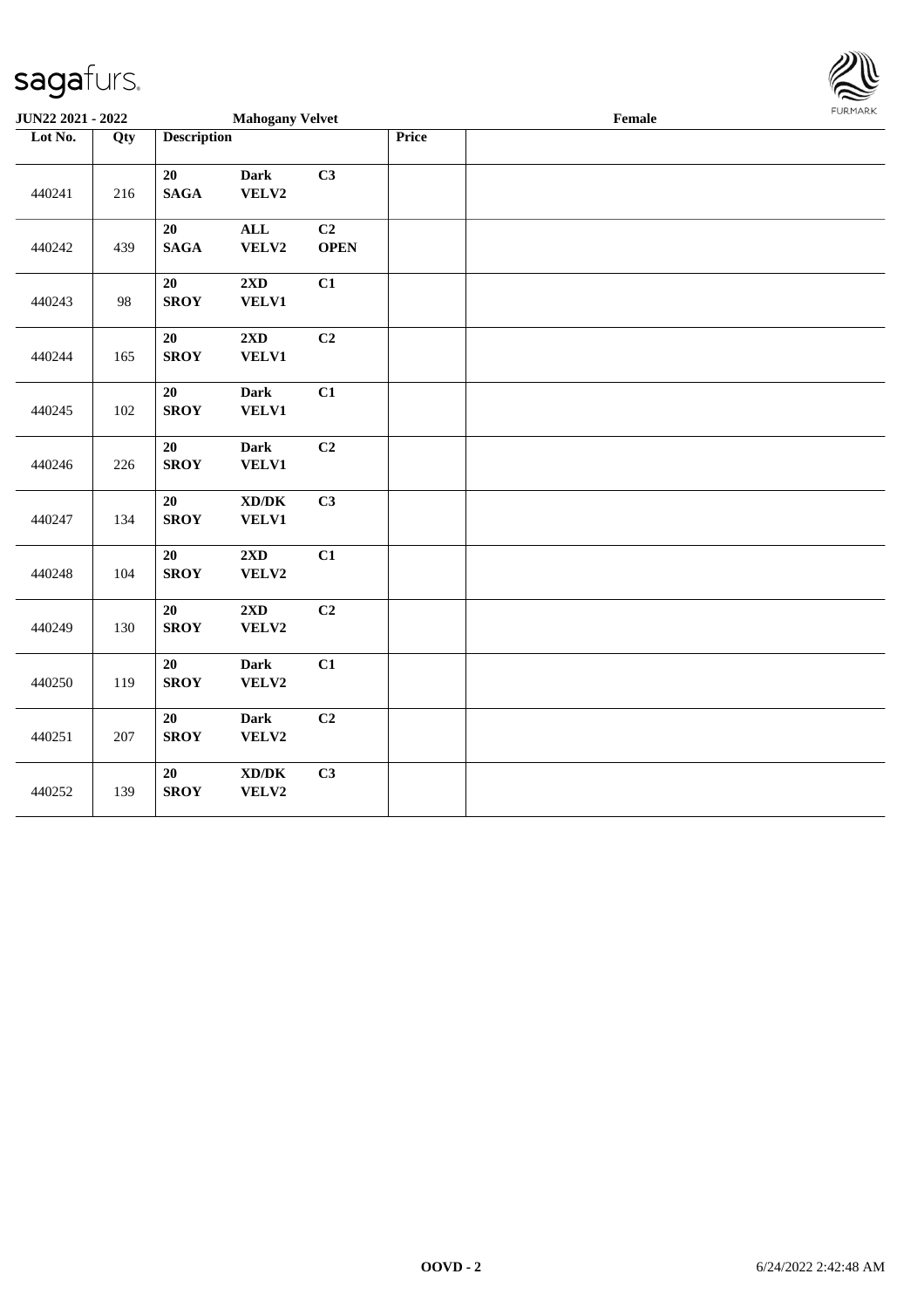JUN22 2021 - 2022 | Mahogany Velvet | Female

| Lot No. | Qty | Description | | | Price | |
|---|---|---|---|---|---|---|
| 440241 | 216 | 20 SAGA | Dark VELV2 | C3 | | |
| 440242 | 439 | 20 SAGA | ALL VELV2 | C2 OPEN | | |
| 440243 | 98 | 20 SROY | 2XD VELV1 | C1 | | |
| 440244 | 165 | 20 SROY | 2XD VELV1 | C2 | | |
| 440245 | 102 | 20 SROY | Dark VELV1 | C1 | | |
| 440246 | 226 | 20 SROY | Dark VELV1 | C2 | | |
| 440247 | 134 | 20 SROY | XD/DK VELV1 | C3 | | |
| 440248 | 104 | 20 SROY | 2XD VELV2 | C1 | | |
| 440249 | 130 | 20 SROY | 2XD VELV2 | C2 | | |
| 440250 | 119 | 20 SROY | Dark VELV2 | C1 | | |
| 440251 | 207 | 20 SROY | Dark VELV2 | C2 | | |
| 440252 | 139 | 20 SROY | XD/DK VELV2 | C3 | | |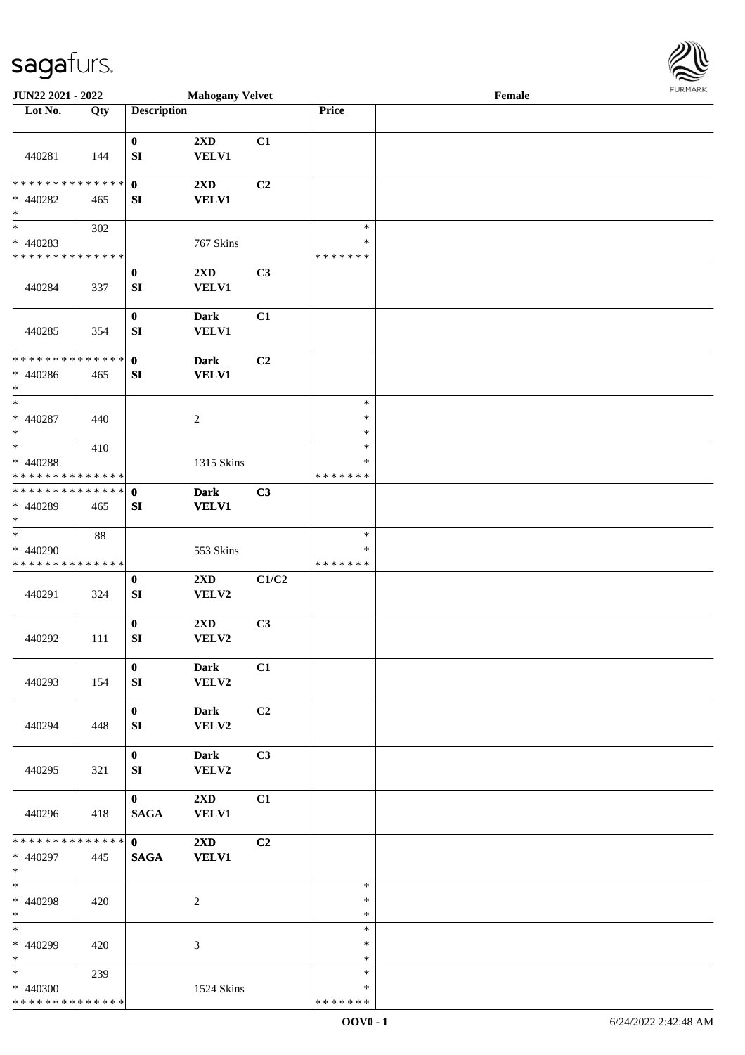**JUN22 2021 - 2022** **Mahogany Velvet** **Female**

| Lot No. | Qty | Description | | | Price | |
|---|---|---|---|---|---|---|
| 440281 | 144 | 0 SI | 2XD VELV1 | C1 | | |
| * * * * * * * * * * * * * * * 440282 * | 465 | 0 SI | 2XD VELV1 | C2 | | |
| * * 440283 * * * * * * * * * * * * * * | 302 | | 767 Skins | | * * * * * * * * * | |
| 440284 | 337 | 0 SI | 2XD VELV1 | C3 | | |
| 440285 | 354 | 0 SI | Dark VELV1 | C1 | | |
| * * * * * * * * * * * * * * * 440286 * | 465 | 0 SI | Dark VELV1 | C2 | | |
| * * 440287 * | 440 | | 2 | | * * * | |
| * * 440288 * * * * * * * * * * * * * * | 410 | | 1315 Skins | | * * * * * * * * * | |
| * * * * * * * * * * * * * * * 440289 * | 465 | 0 SI | Dark VELV1 | C3 | | |
| * * 440290 * * * * * * * * * * * * * * | 88 | | 553 Skins | | * * * * * * * * * | |
| 440291 | 324 | 0 SI | 2XD VELV2 | C1/C2 | | |
| 440292 | 111 | 0 SI | 2XD VELV2 | C3 | | |
| 440293 | 154 | 0 SI | Dark VELV2 | C1 | | |
| 440294 | 448 | 0 SI | Dark VELV2 | C2 | | |
| 440295 | 321 | 0 SI | Dark VELV2 | C3 | | |
| 440296 | 418 | 0 SAGA | 2XD VELV1 | C1 | | |
| * * * * * * * * * * * * * * * 440297 * | 445 | 0 SAGA | 2XD VELV1 | C2 | | |
| * * 440298 * | 420 | | 2 | | * * * | |
| * * 440299 * | 420 | | 3 | | * * * | |
| * * 440300 * * * * * * * * * * * * * * | 239 | | 1524 Skins | | * * * * * * * * * | |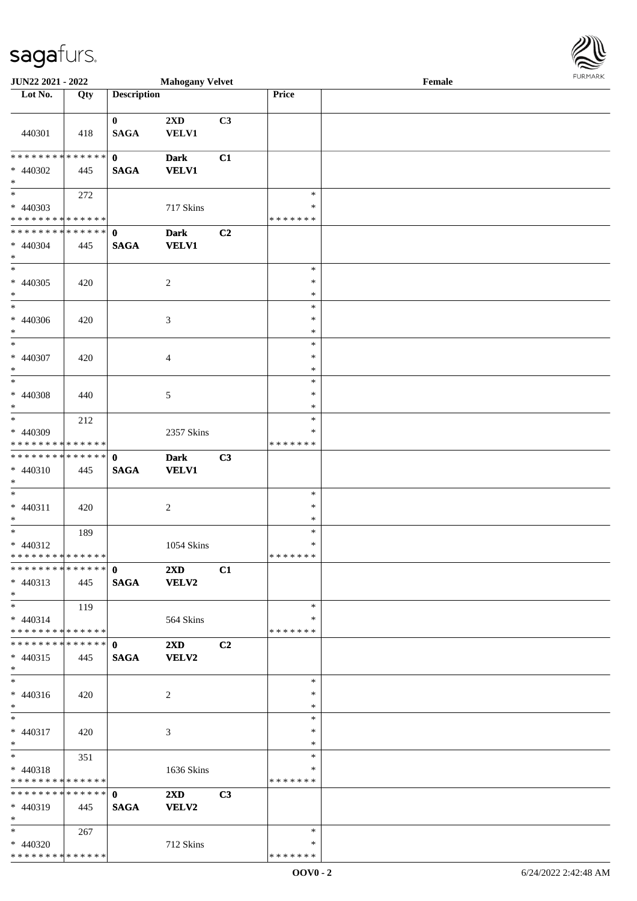| Lot No. | Qty | Description | | | Price | |
|---|---|---|---|---|---|---|
| 440301 | 418 | **0** **SAGA** | **2XD** **VELV1** | **C3** | | |
| * * * * * * * * * * * * * * * 440302 * | 445 | **0** **SAGA** | **Dark** **VELV1** | **C1** | | |
| * * 440303 * * * * * * * * * * * * * * | 272 | | 717 Skins | | * * * * * * * * * | |
| * * * * * * * * * * * * * * * 440304 * | 445 | **0** **SAGA** | **Dark** **VELV1** | **C2** | | |
| * * 440305 * | 420 | | 2 | | * * * | |
| * * 440306 * | 420 | | 3 | | * * * | |
| * * 440307 * | 420 | | 4 | | * * * | |
| * * 440308 * | 440 | | 5 | | * * * | |
| * * 440309 * * * * * * * * * * * * * * | 212 | | 2357 Skins | | * * * * * * * * * | |
| * * * * * * * * * * * * * * * 440310 * | 445 | **0** **SAGA** | **Dark** **VELV1** | **C3** | | |
| * * 440311 * | 420 | | 2 | | * * * | |
| * * 440312 * * * * * * * * * * * * * * | 189 | | 1054 Skins | | * * * * * * * * * | |
| * * * * * * * * * * * * * * * 440313 * | 445 | **0** **SAGA** | **2XD** **VELV2** | **C1** | | |
| * * 440314 * * * * * * * * * * * * * * | 119 | | 564 Skins | | * * * * * * * * * | |
| * * * * * * * * * * * * * * * 440315 * | 445 | **0** **SAGA** | **2XD** **VELV2** | **C2** | | |
| * * 440316 * | 420 | | 2 | | * * * | |
| * * 440317 * | 420 | | 3 | | * * * | |
| * * 440318 * * * * * * * * * * * * * * | 351 | | 1636 Skins | | * * * * * * * * * | |
| * * * * * * * * * * * * * * * 440319 * | 445 | **0** **SAGA** | **2XD** **VELV2** | **C3** | | |
| * * 440320 * * * * * * * * * * * * * * | 267 | | 712 Skins | | * * * * * * * * * | |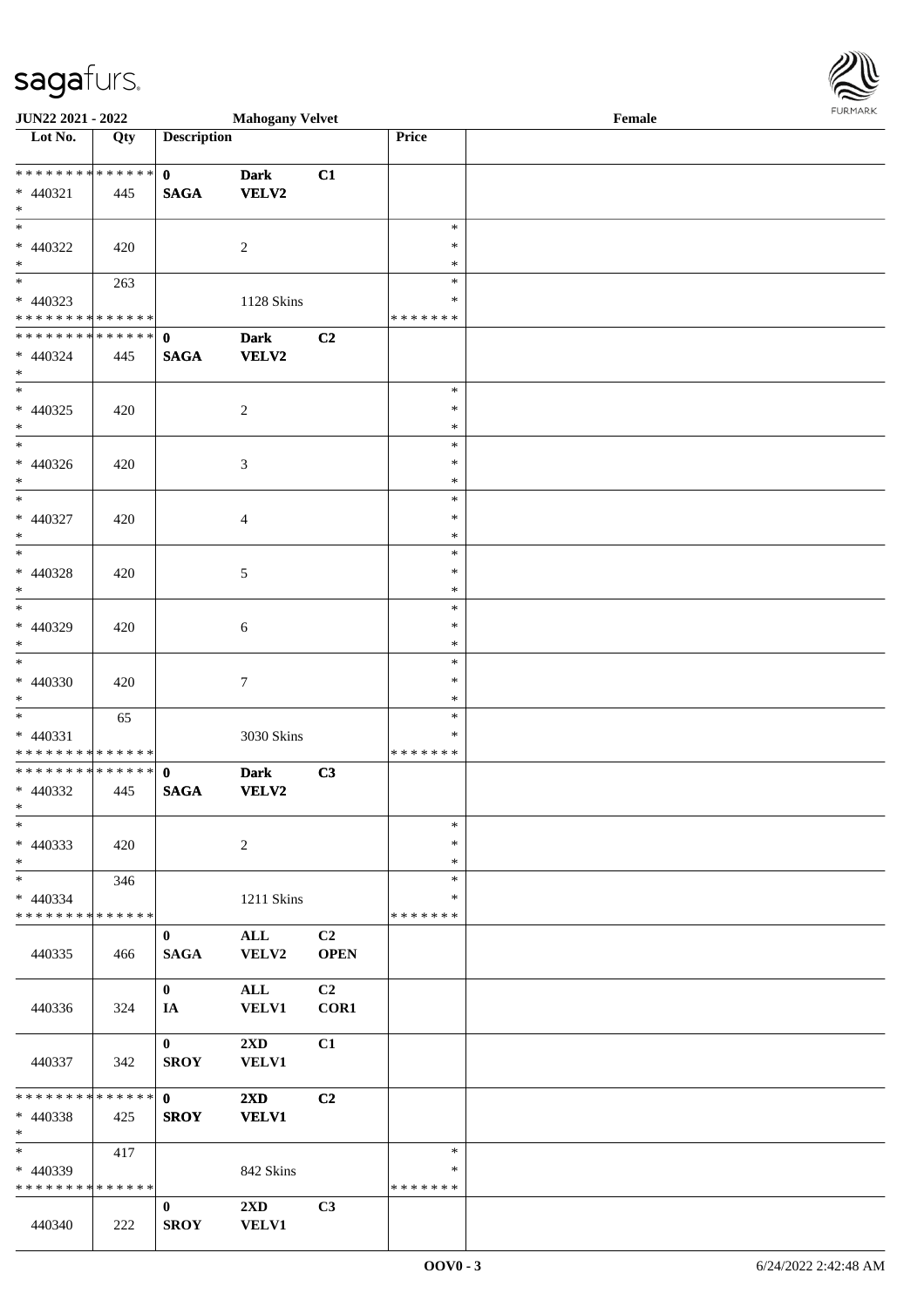JUN22 2021 - 2022 | Mahogany Velvet | Female

| Lot No. | Qty | Description | | | Price | |
|---|---|---|---|---|---|---|
| * * * * * * * * * * * * * * | | 0 | Dark | C1 | | |
| * 440321 | 445 | SAGA | VELV2 | | | |
| * | | | | | | |
| * | | | | | * | |
| * 440322 | 420 | | 2 | | * | |
| * | | | | | * | |
| * | 263 | | | | * | |
| * 440323 | | | 1128 Skins | | * | |
| * * * * * * * * * * * * * * | | | | | * * * * * * * | |
| * * * * * * * * * * * * * * | | 0 | Dark | C2 | | |
| * 440324 | 445 | SAGA | VELV2 | | | |
| * | | | | | | |
| * | | | | | * | |
| * 440325 | 420 | | 2 | | * | |
| * | | | | | * | |
| * | | | | | * | |
| * 440326 | 420 | | 3 | | * | |
| * | | | | | * | |
| * | | | | | * | |
| * 440327 | 420 | | 4 | | * | |
| * | | | | | * | |
| * | | | | | * | |
| * 440328 | 420 | | 5 | | * | |
| * | | | | | * | |
| * | | | | | * | |
| * 440329 | 420 | | 6 | | * | |
| * | | | | | * | |
| * | | | | | * | |
| * 440330 | 420 | | 7 | | * | |
| * | | | | | * | |
| * | 65 | | | | * | |
| * 440331 | | | 3030 Skins | | * | |
| * * * * * * * * * * * * * * | | | | | * * * * * * * | |
| * * * * * * * * * * * * * * | | 0 | Dark | C3 | | |
| * 440332 | 445 | SAGA | VELV2 | | | |
| * | | | | | | |
| * | | | | | * | |
| * 440333 | 420 | | 2 | | * | |
| * | | | | | * | |
| * | 346 | | | | * | |
| * 440334 | | | 1211 Skins | | * | |
| * * * * * * * * * * * * * * | | | | | * * * * * * * | |
| 440335 | 466 | 0 SAGA | ALL VELV2 | C2 OPEN | | |
| 440336 | 324 | 0 IA | ALL VELV1 | C2 COR1 | | |
| 440337 | 342 | 0 SROY | 2XD VELV1 | C1 | | |
| * * * * * * * * * * * * * * | | 0 | 2XD | C2 | | |
| * 440338 | 425 | SROY | VELV1 | | | |
| * | | | | | | |
| * | 417 | | | | * | |
| * 440339 | | | 842 Skins | | * | |
| * * * * * * * * * * * * * * | | | | | * * * * * * * | |
| 440340 | 222 | 0 SROY | 2XD VELV1 | C3 | | |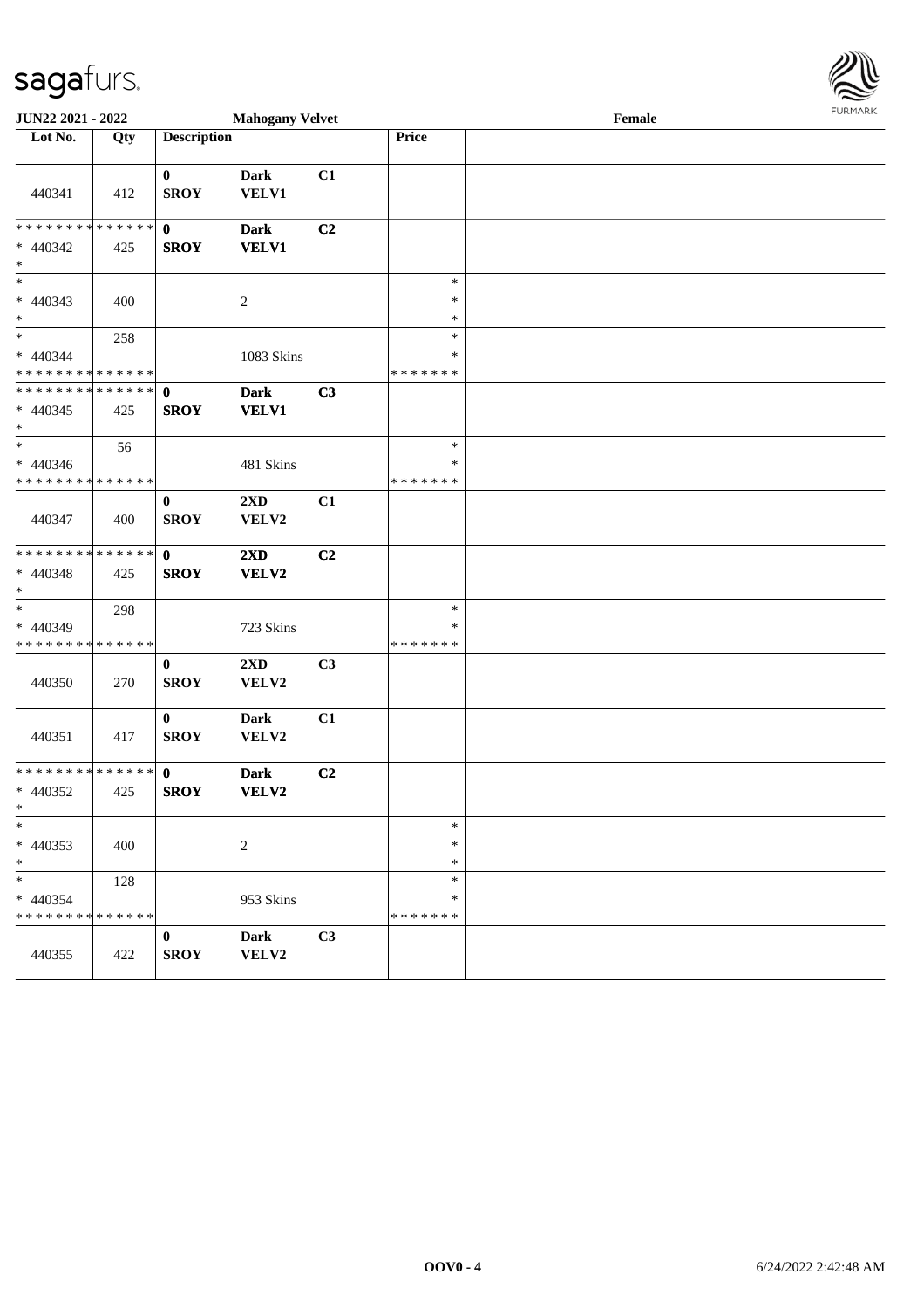JUN22 2021 - 2022 | Mahogany Velvet | Female

| Lot No. | Qty | Description | | | Price | |
|---|---|---|---|---|---|---|
| 440341 | 412 | 0 SROY | Dark VELV1 | C1 | | |
| * * * * * * * * * * * * * * * 440342 * | 425 | 0 SROY | Dark VELV1 | C2 | | |
| * * 440343 * | 400 | | 2 | | * * * | |
| * * 440344 * * * * * * * * * * * * * * | 258 | | 1083 Skins | | * * * * * * * * * | |
| * * * * * * * * * * * * * * * 440345 * | 425 | 0 SROY | Dark VELV1 | C3 | | |
| * * 440346 * * * * * * * * * * * * * * | 56 | | 481 Skins | | * * * * * * * * * | |
| 440347 | 400 | 0 SROY | 2XD VELV2 | C1 | | |
| * * * * * * * * * * * * * * * 440348 * | 425 | 0 SROY | 2XD VELV2 | C2 | | |
| * * 440349 * * * * * * * * * * * * * * | 298 | | 723 Skins | | * * * * * * * * * | |
| 440350 | 270 | 0 SROY | 2XD VELV2 | C3 | | |
| 440351 | 417 | 0 SROY | Dark VELV2 | C1 | | |
| * * * * * * * * * * * * * * * 440352 * | 425 | 0 SROY | Dark VELV2 | C2 | | |
| * * 440353 * | 400 | | 2 | | * * * | |
| * * 440354 * * * * * * * * * * * * * * | 128 | | 953 Skins | | * * * * * * * * * | |
| 440355 | 422 | 0 SROY | Dark VELV2 | C3 | | |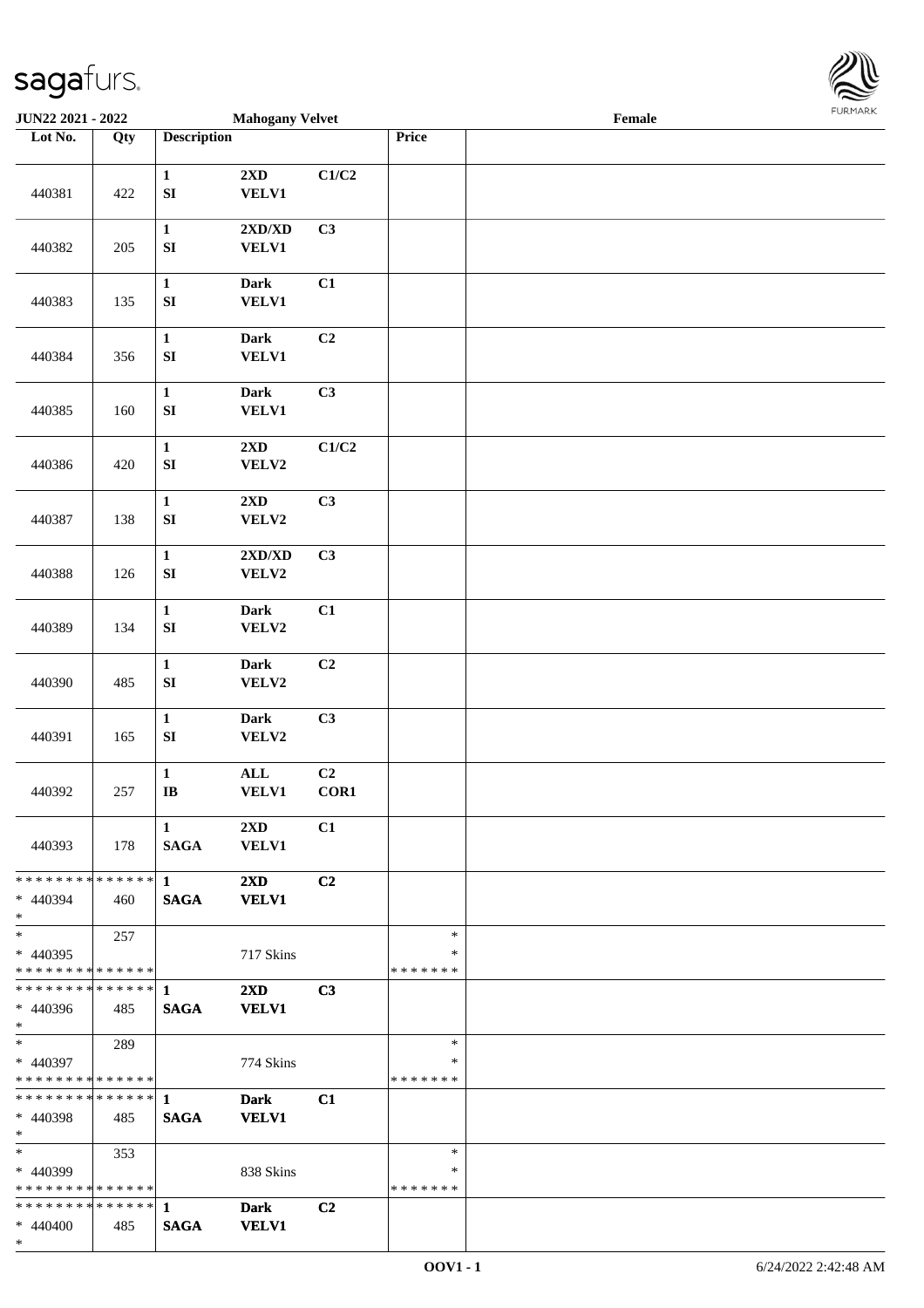JUN22 2021 - 2022 | Mahogany Velvet | Female

| Lot No. | Qty | Description | | | Price | |
|---|---|---|---|---|---|---|
| 440381 | 422 | 1 SI | 2XD VELV1 | C1/C2 | | |
| 440382 | 205 | 1 SI | 2XD/XD VELV1 | C3 | | |
| 440383 | 135 | 1 SI | Dark VELV1 | C1 | | |
| 440384 | 356 | 1 SI | Dark VELV1 | C2 | | |
| 440385 | 160 | 1 SI | Dark VELV1 | C3 | | |
| 440386 | 420 | 1 SI | 2XD VELV2 | C1/C2 | | |
| 440387 | 138 | 1 SI | 2XD VELV2 | C3 | | |
| 440388 | 126 | 1 SI | 2XD/XD VELV2 | C3 | | |
| 440389 | 134 | 1 SI | Dark VELV2 | C1 | | |
| 440390 | 485 | 1 SI | Dark VELV2 | C2 | | |
| 440391 | 165 | 1 SI | Dark VELV2 | C3 | | |
| 440392 | 257 | 1 IB | ALL VELV1 | C2 COR1 | | |
| 440393 | 178 | 1 SAGA | 2XD VELV1 | C1 | | |
| * * * * * * * * * * * * * * * 440394 * | 460 | 1 SAGA | 2XD VELV1 | C2 | | |
| * * 440395 * * * * * * * * * * * * * * | 257 | | 717 Skins | | * * * * * * * * * | |
| * * * * * * * * * * * * * * * 440396 * | 485 | 1 SAGA | 2XD VELV1 | C3 | | |
| * * 440397 * * * * * * * * * * * * * * | 289 | | 774 Skins | | * * * * * * * * * | |
| * * * * * * * * * * * * * * * 440398 * | 485 | 1 SAGA | Dark VELV1 | C1 | | |
| * * 440399 * * * * * * * * * * * * * * | 353 | | 838 Skins | | * * * * * * * * * | |
| * * * * * * * * * * * * * * * 440400 * | 485 | 1 SAGA | Dark VELV1 | C2 | | |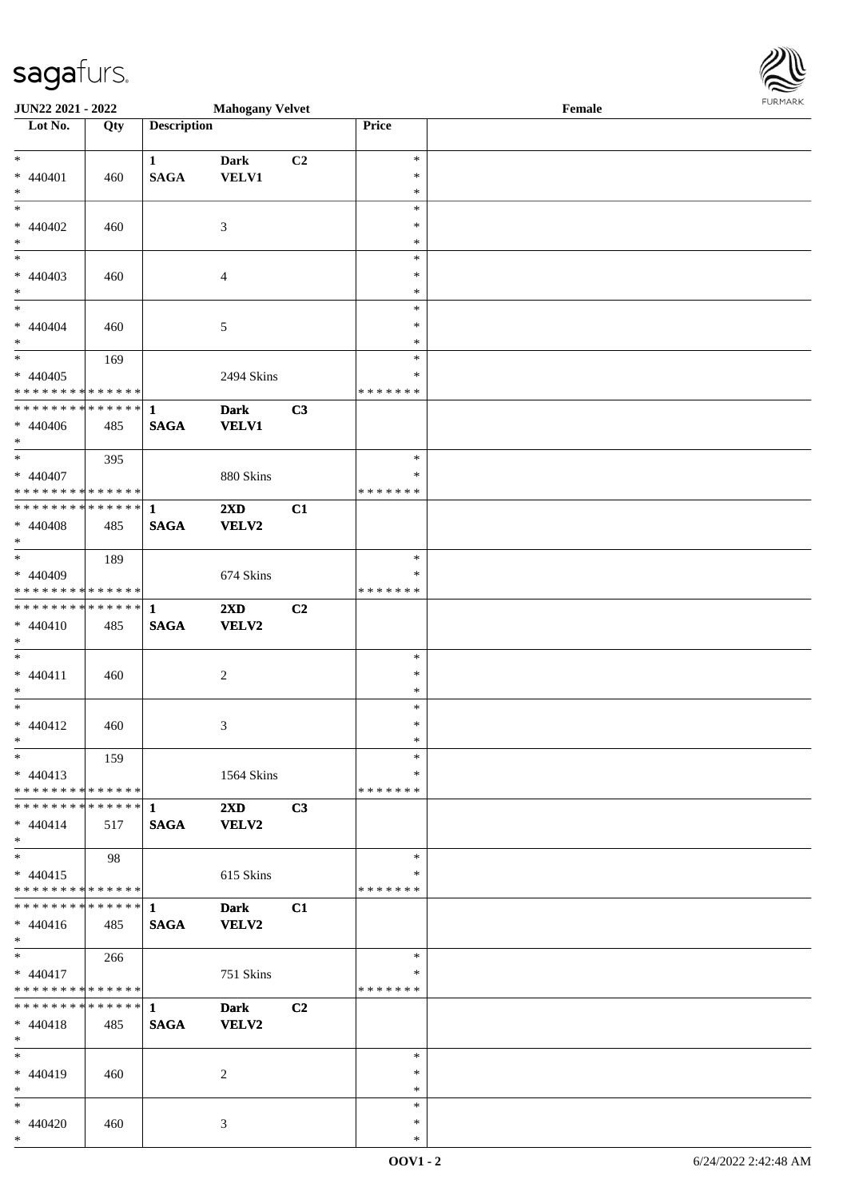**JUN22 2021 - 2022** **Mahogany Velvet** **Female**

| Lot No. | Qty | Description | | | Price |
|---|---|---|---|---|---|
| * 440401 * | 460 | 1 SAGA | Dark VELV1 | C2 | * * * |
| * 440402 * | 460 | | 3 | | * * * |
| * 440403 * | 460 | | 4 | | * * * |
| * 440404 * | 460 | | 5 | | * * * |
| * 440405 * * * * * * * * * * * * * * | 169 | | 2494 Skins | | * * * * * * * * * |
| * * * * * * * * * * * * * * 440406 * | 485 | 1 SAGA | Dark VELV1 | C3 | |
| * 440407 * * * * * * * * * * * * * * | 395 | | 880 Skins | | * * * * * * * * * |
| * * * * * * * * * * * * * * 440408 * | 485 | 1 SAGA | 2XD VELV2 | C1 | |
| * 440409 * * * * * * * * * * * * * * | 189 | | 674 Skins | | * * * * * * * * * |
| * * * * * * * * * * * * * * 440410 * | 485 | 1 SAGA | 2XD VELV2 | C2 | |
| * 440411 * | 460 | | 2 | | * * * |
| * 440412 * | 460 | | 3 | | * * * |
| * 440413 * * * * * * * * * * * * * * | 159 | | 1564 Skins | | * * * * * * * * * |
| * * * * * * * * * * * * * * 440414 * | 517 | 1 SAGA | 2XD VELV2 | C3 | |
| * 440415 * * * * * * * * * * * * * * | 98 | | 615 Skins | | * * * * * * * * * |
| * * * * * * * * * * * * * * 440416 * | 485 | 1 SAGA | Dark VELV2 | C1 | |
| * 440417 * * * * * * * * * * * * * * | 266 | | 751 Skins | | * * * * * * * * * |
| * * * * * * * * * * * * * * 440418 * | 485 | 1 SAGA | Dark VELV2 | C2 | |
| * 440419 * | 460 | | 2 | | * * * |
| * 440420 * | 460 | | 3 | | * * * |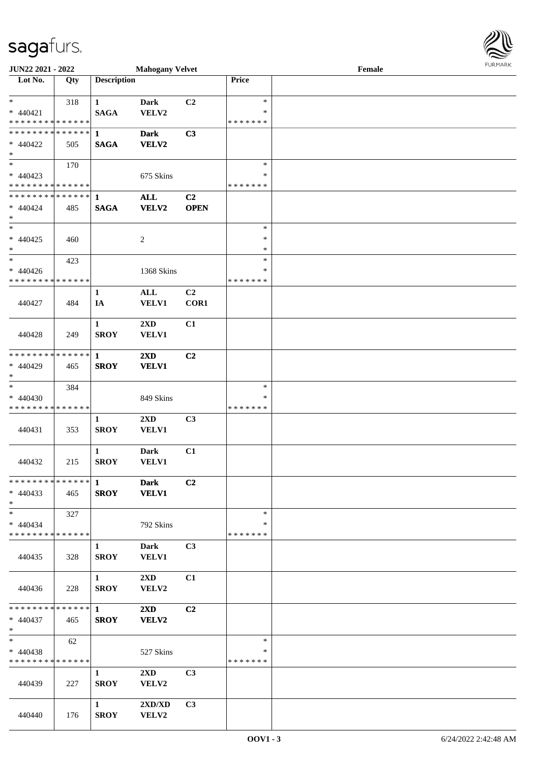JUN22 2021 - 2022 | Mahogany Velvet | Female

| Lot No. | Qty | Description | | | Price | |
|---|---|---|---|---|---|---|
| * | 318 | 1 | Dark | C2 | * | |
| * 440421 | | SAGA | VELV2 | | * | |
| * * * * * * * * * * * * * * | | | | | * * * * * * * | |
| * * * * * * * * * * * * * * | | 1 | Dark | C3 | | |
| * 440422 | 505 | SAGA | VELV2 | | | |
| * | | | | | | |
| * | 170 | | | | * | |
| * 440423 | | | 675 Skins | | * | |
| * * * * * * * * * * * * * * | | | | | * * * * * * * | |
| * * * * * * * * * * * * * * | | 1 | ALL | C2 | | |
| * 440424 | 485 | SAGA | VELV2 | OPEN | | |
| * | | | | | | |
| * | | | | | * | |
| * 440425 | 460 | | 2 | | * | |
| * | | | | | * | |
| * | 423 | | | | * | |
| * 440426 | | | 1368 Skins | | * | |
| * * * * * * * * * * * * * * | | | | | * * * * * * * | |
| 440427 | 484 | 1<br>IA | ALL<br>VELV1 | C2<br>COR1 | | |
| 440428 | 249 | 1<br>SROY | 2XD<br>VELV1 | C1 | | |
| * * * * * * * * * * * * * * | | 1 | 2XD | C2 | | |
| * 440429 | 465 | SROY | VELV1 | | | |
| * | | | | | | |
| * | 384 | | | | * | |
| * 440430 | | | 849 Skins | | * | |
| * * * * * * * * * * * * * * | | | | | * * * * * * * | |
| 440431 | 353 | 1<br>SROY | 2XD<br>VELV1 | C3 | | |
| 440432 | 215 | 1<br>SROY | Dark<br>VELV1 | C1 | | |
| * * * * * * * * * * * * * * | | 1 | Dark | C2 | | |
| * 440433 | 465 | SROY | VELV1 | | | |
| * | | | | | | |
| * | 327 | | | | * | |
| * 440434 | | | 792 Skins | | * | |
| * * * * * * * * * * * * * * | | | | | * * * * * * * | |
| 440435 | 328 | 1<br>SROY | Dark<br>VELV1 | C3 | | |
| 440436 | 228 | 1<br>SROY | 2XD<br>VELV2 | C1 | | |
| * * * * * * * * * * * * * * | | 1 | 2XD | C2 | | |
| * 440437 | 465 | SROY | VELV2 | | | |
| * | | | | | | |
| * | 62 | | | | * | |
| * 440438 | | | 527 Skins | | * | |
| * * * * * * * * * * * * * * | | | | | * * * * * * * | |
| 440439 | 227 | 1<br>SROY | 2XD<br>VELV2 | C3 | | |
| 440440 | 176 | 1<br>SROY | 2XD/XD<br>VELV2 | C3 | | |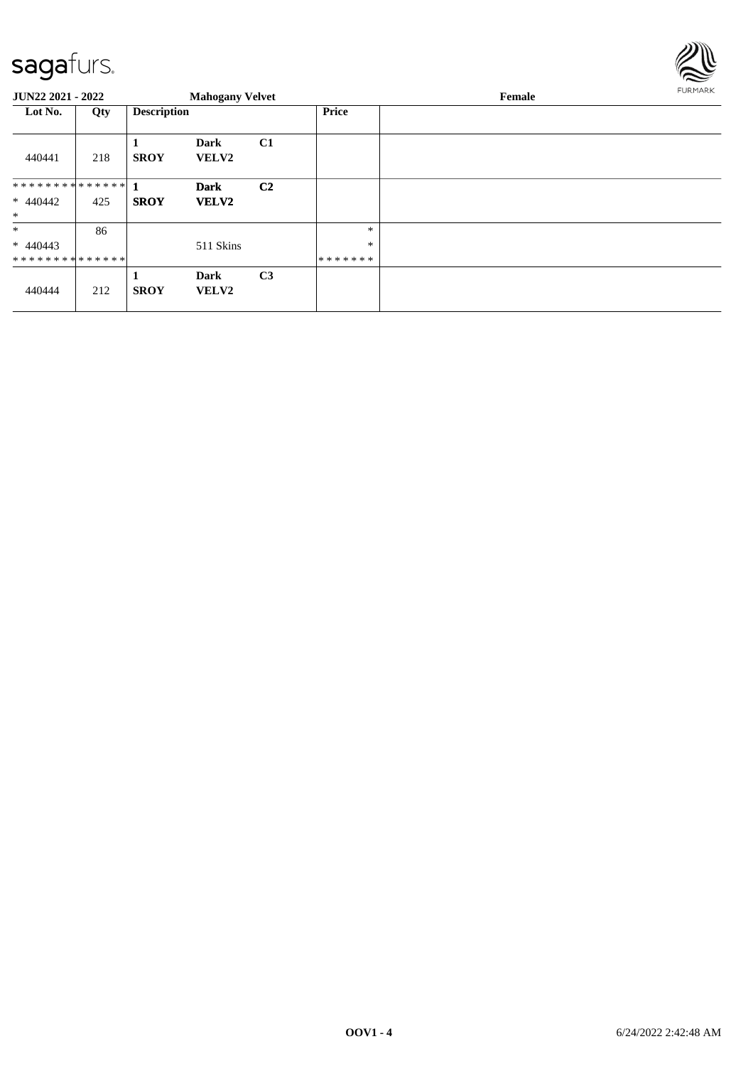**JUN22 2021 - 2022** **Mahogany Velvet** **Female**

| Lot No. | Qty | Description | | | Price | |
|---|---|---|---|---|---|---|
| 440441 | 218 | **1** **SROY** | **Dark** **VELV2** | **C1** | | |
| ************** * 440442 * | 425 | **1** **SROY** | **Dark** **VELV2** | **C2** | | |
| * * 440443 ************** | 86 | | 511 Skins | | * * ******* | |
| 440444 | 212 | **1** **SROY** | **Dark** **VELV2** | **C3** | | |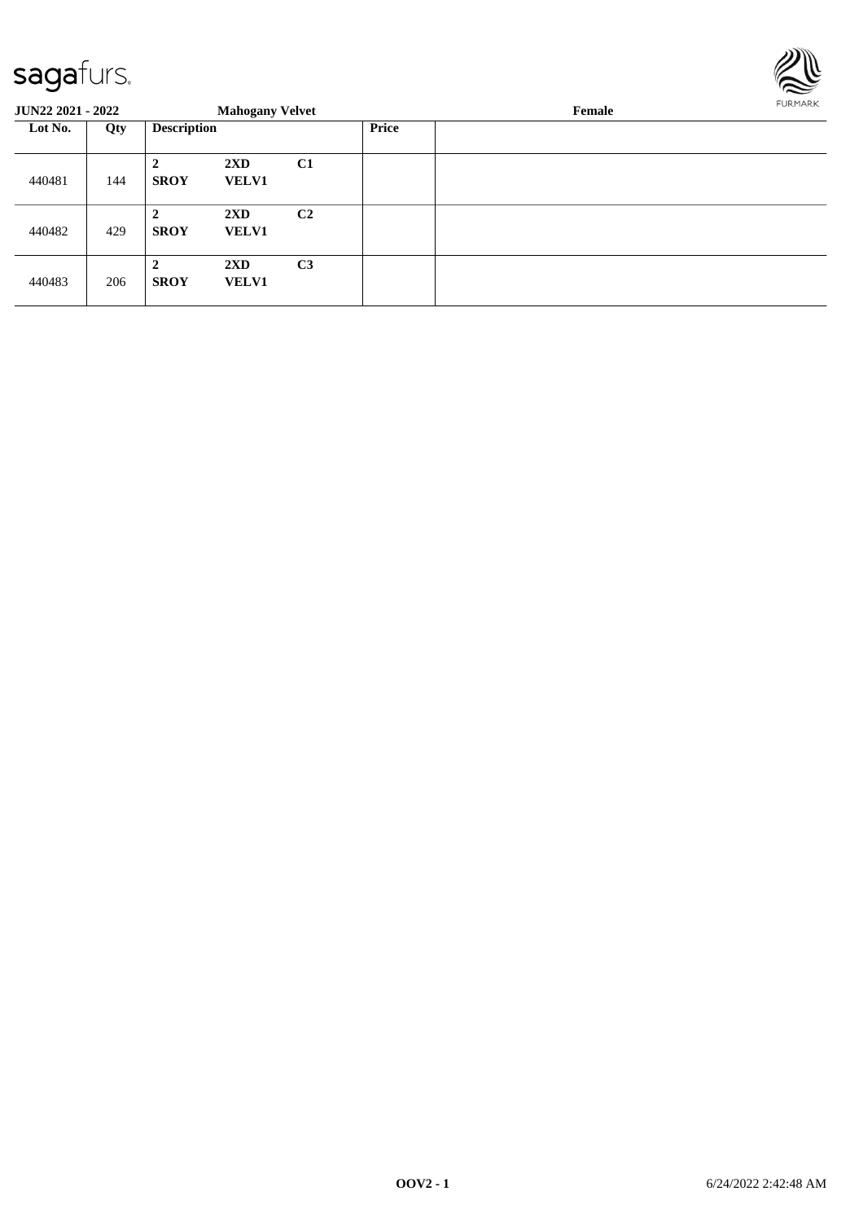**JUN22 2021 - 2022** **Mahogany Velvet** **Female**

| Lot No. | Qty | Description | | | Price | |
|---|---|---|---|---|---|---|
| 440481 | 144 | **2** **SROY** | **2XD** **VELV1** | **C1** | | |
| 440482 | 429 | **2** **SROY** | **2XD** **VELV1** | **C2** | | |
| 440483 | 206 | **2** **SROY** | **2XD** **VELV1** | **C3** | | |